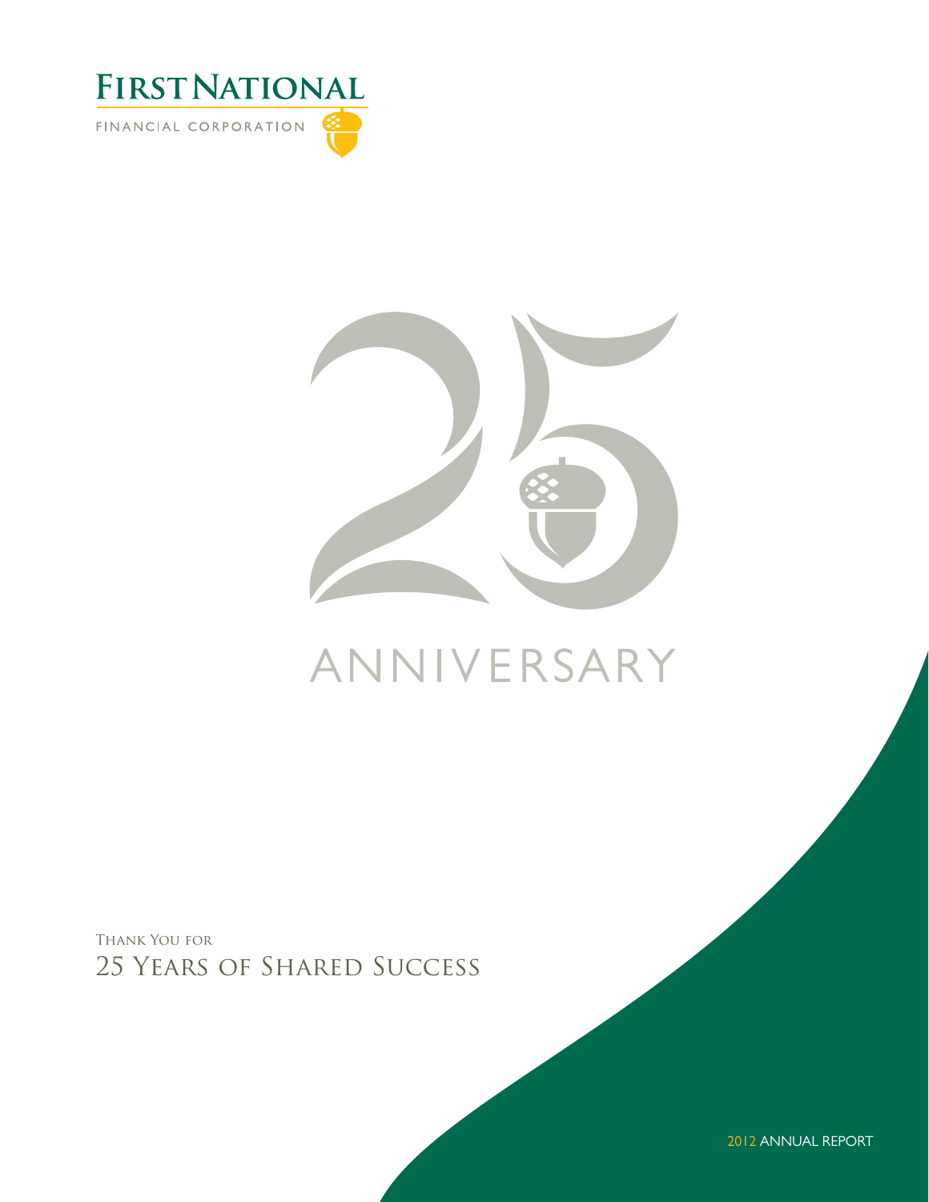# FIRST NATIONAL

FINANCIAL CORPORATION

25

ANNIVERSARY

Thank You for

25 Years of Shared Success

2012 ANNUAL REPORT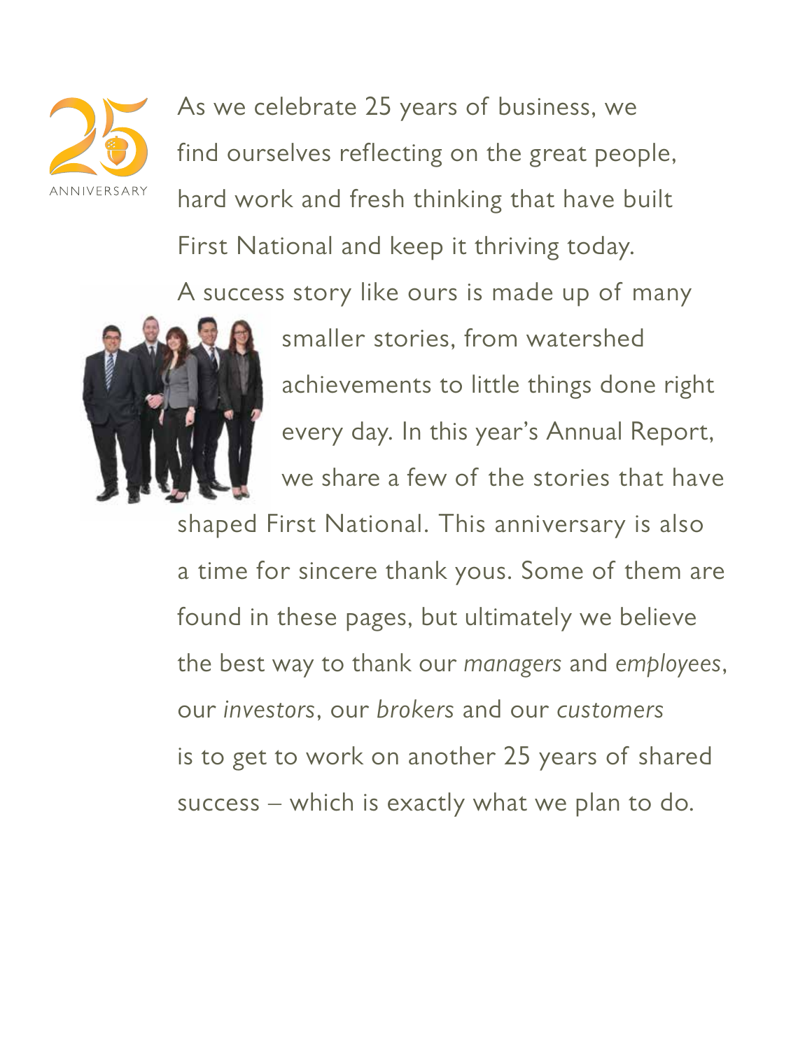As we celebrate 25 years of business, we find ourselves reflecting on the great people, hard work and fresh thinking that have built First National and keep it thriving today. A success story like ours is made up of many smaller stories, from watershed achievements to little things done right every day. In this year's Annual Report, we share a few of the stories that have shaped First National. This anniversary is also a time for sincere thank yous. Some of them are found in these pages, but ultimately we believe the best way to thank our *managers* and *employees*, our *investors*, our *brokers* and our *customers* is to get to work on another 25 years of shared success – which is exactly what we plan to do.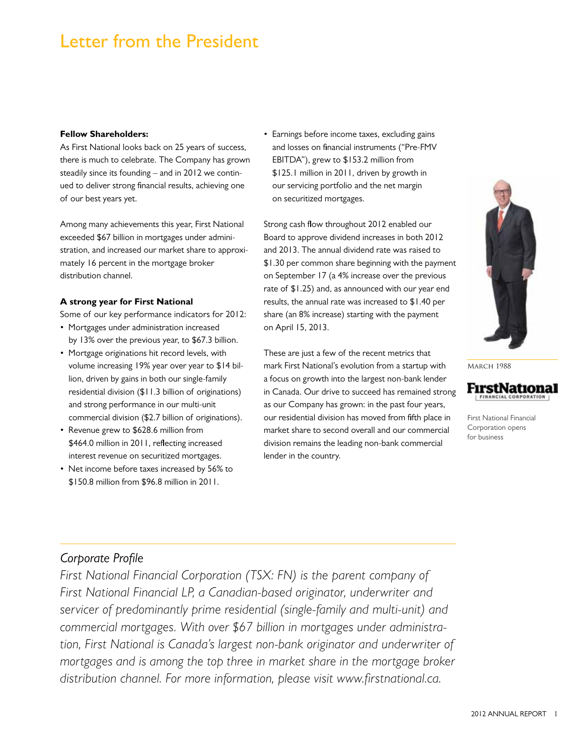# Letter from the President

**Fellow Shareholders:**

As First National looks back on 25 years of success, there is much to celebrate. The Company has grown steadily since its founding – and in 2012 we continued to deliver strong financial results, achieving one of our best years yet.

Among many achievements this year, First National exceeded $67 billion in mortgages under administration, and increased our market share to approximately 16 percent in the mortgage broker distribution channel.

**A strong year for First National**

Some of our key performance indicators for 2012:

- Mortgages under administration increased by 13% over the previous year, to $67.3 billion.
- Mortgage originations hit record levels, with volume increasing 19% year over year to $14 billion, driven by gains in both our single-family residential division ($11.3 billion of originations) and strong performance in our multi-unit commercial division ($2.7 billion of originations).
- Revenue grew to $628.6 million from $464.0 million in 2011, reflecting increased interest revenue on securitized mortgages.
- Net income before taxes increased by 56% to $150.8 million from $96.8 million in 2011.
- Earnings before income taxes, excluding gains and losses on financial instruments ("Pre-FMV EBITDA"), grew to $153.2 million from $125.1 million in 2011, driven by growth in our servicing portfolio and the net margin on securitized mortgages.

Strong cash flow throughout 2012 enabled our Board to approve dividend increases in both 2012 and 2013. The annual dividend rate was raised to $1.30 per common share beginning with the payment on September 17 (a 4% increase over the previous rate of $1.25) and, as announced with our year end results, the annual rate was increased to $1.40 per share (an 8% increase) starting with the payment on April 15, 2013.

These are just a few of the recent metrics that mark First National's evolution from a startup with a focus on growth into the largest non-bank lender in Canada. Our drive to succeed has remained strong as our Company has grown: in the past four years, our residential division has moved from fifth place in market share to second overall and our commercial division remains the leading non-bank commercial lender in the country.

MARCH 1988

FirstNational FINANCIAL CORPORATION

First National Financial Corporation opens for business

---

*Corporate Profile*

*First National Financial Corporation (TSX: FN) is the parent company of First National Financial LP, a Canadian-based originator, underwriter and servicer of predominantly prime residential (single-family and multi-unit) and commercial mortgages. With over $67 billion in mortgages under administration, First National is Canada's largest non-bank originator and underwriter of mortgages and is among the top three in market share in the mortgage broker distribution channel. For more information, please visit www.firstnational.ca.*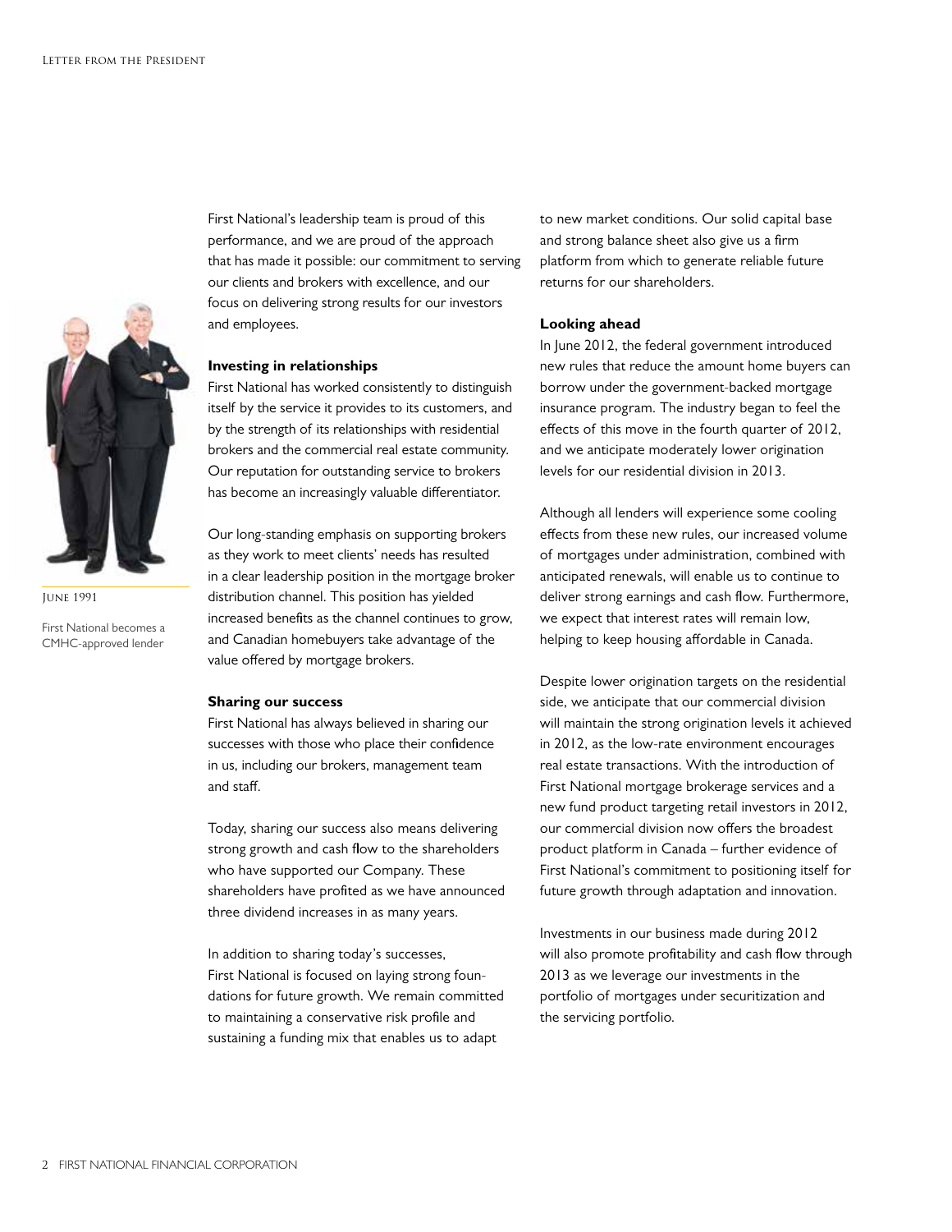First National's leadership team is proud of this performance, and we are proud of the approach that has made it possible: our commitment to serving our clients and brokers with excellence, and our focus on delivering strong results for our investors and employees.

JUNE 1991

First National becomes a CMHC-approved lender

**Investing in relationships**

First National has worked consistently to distinguish itself by the service it provides to its customers, and by the strength of its relationships with residential brokers and the commercial real estate community. Our reputation for outstanding service to brokers has become an increasingly valuable differentiator.

Our long-standing emphasis on supporting brokers as they work to meet clients' needs has resulted in a clear leadership position in the mortgage broker distribution channel. This position has yielded increased benefits as the channel continues to grow, and Canadian homebuyers take advantage of the value offered by mortgage brokers.

**Sharing our success**

First National has always believed in sharing our successes with those who place their confidence in us, including our brokers, management team and staff.

Today, sharing our success also means delivering strong growth and cash flow to the shareholders who have supported our Company. These shareholders have profited as we have announced three dividend increases in as many years.

In addition to sharing today's successes, First National is focused on laying strong foundations for future growth. We remain committed to maintaining a conservative risk profile and sustaining a funding mix that enables us to adapt to new market conditions. Our solid capital base and strong balance sheet also give us a firm platform from which to generate reliable future returns for our shareholders.

**Looking ahead**

In June 2012, the federal government introduced new rules that reduce the amount home buyers can borrow under the government-backed mortgage insurance program. The industry began to feel the effects of this move in the fourth quarter of 2012, and we anticipate moderately lower origination levels for our residential division in 2013.

Although all lenders will experience some cooling effects from these new rules, our increased volume of mortgages under administration, combined with anticipated renewals, will enable us to continue to deliver strong earnings and cash flow. Furthermore, we expect that interest rates will remain low, helping to keep housing affordable in Canada.

Despite lower origination targets on the residential side, we anticipate that our commercial division will maintain the strong origination levels it achieved in 2012, as the low-rate environment encourages real estate transactions. With the introduction of First National mortgage brokerage services and a new fund product targeting retail investors in 2012, our commercial division now offers the broadest product platform in Canada – further evidence of First National's commitment to positioning itself for future growth through adaptation and innovation.

Investments in our business made during 2012 will also promote profitability and cash flow through 2013 as we leverage our investments in the portfolio of mortgages under securitization and the servicing portfolio.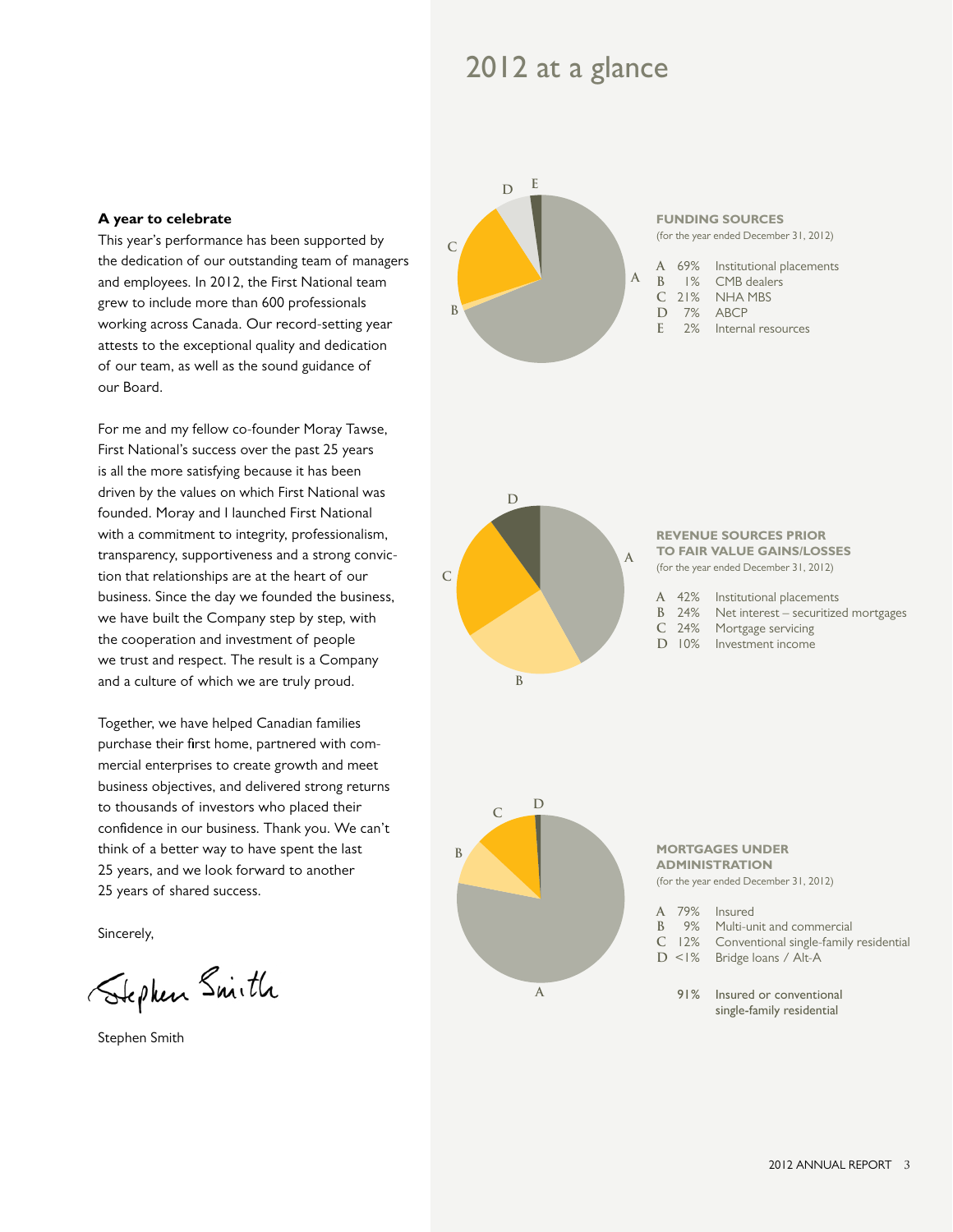# 2012 at a glance

**A year to celebrate**

This year's performance has been supported by the dedication of our outstanding team of managers and employees. In 2012, the First National team grew to include more than 600 professionals working across Canada. Our record-setting year attests to the exceptional quality and dedication of our team, as well as the sound guidance of our Board.

For me and my fellow co-founder Moray Tawse, First National's success over the past 25 years is all the more satisfying because it has been driven by the values on which First National was founded. Moray and I launched First National with a commitment to integrity, professionalism, transparency, supportiveness and a strong conviction that relationships are at the heart of our business. Since the day we founded the business, we have built the Company step by step, with the cooperation and investment of people we trust and respect. The result is a Company and a culture of which we are truly proud.

Together, we have helped Canadian families purchase their first home, partnered with commercial enterprises to create growth and meet business objectives, and delivered strong returns to thousands of investors who placed their confidence in our business. Thank you. We can't think of a better way to have spent the last 25 years, and we look forward to another 25 years of shared success.

Sincerely,

Stephen Smith

**FUNDING SOURCES**
(for the year ended December 31, 2012)

| | | |
|---|---|---|
| A | 69% | Institutional placements |
| B | 1% | CMB dealers |
| C | 21% | NHA MBS |
| D | 7% | ABCP |
| E | 2% | Internal resources |

**REVENUE SOURCES PRIOR TO FAIR VALUE GAINS/LOSSES**
(for the year ended December 31, 2012)

| | | |
|---|---|---|
| A | 42% | Institutional placements |
| B | 24% | Net interest – securitized mortgages |
| C | 24% | Mortgage servicing |
| D | 10% | Investment income |

**MORTGAGES UNDER ADMINISTRATION**
(for the year ended December 31, 2012)

| | | |
|---|---|---|
| A | 79% | Insured |
| B | 9% | Multi-unit and commercial |
| C | 12% | Conventional single-family residential |
| D | <1% | Bridge loans / Alt-A |
| | 91% | Insured or conventional single-family residential |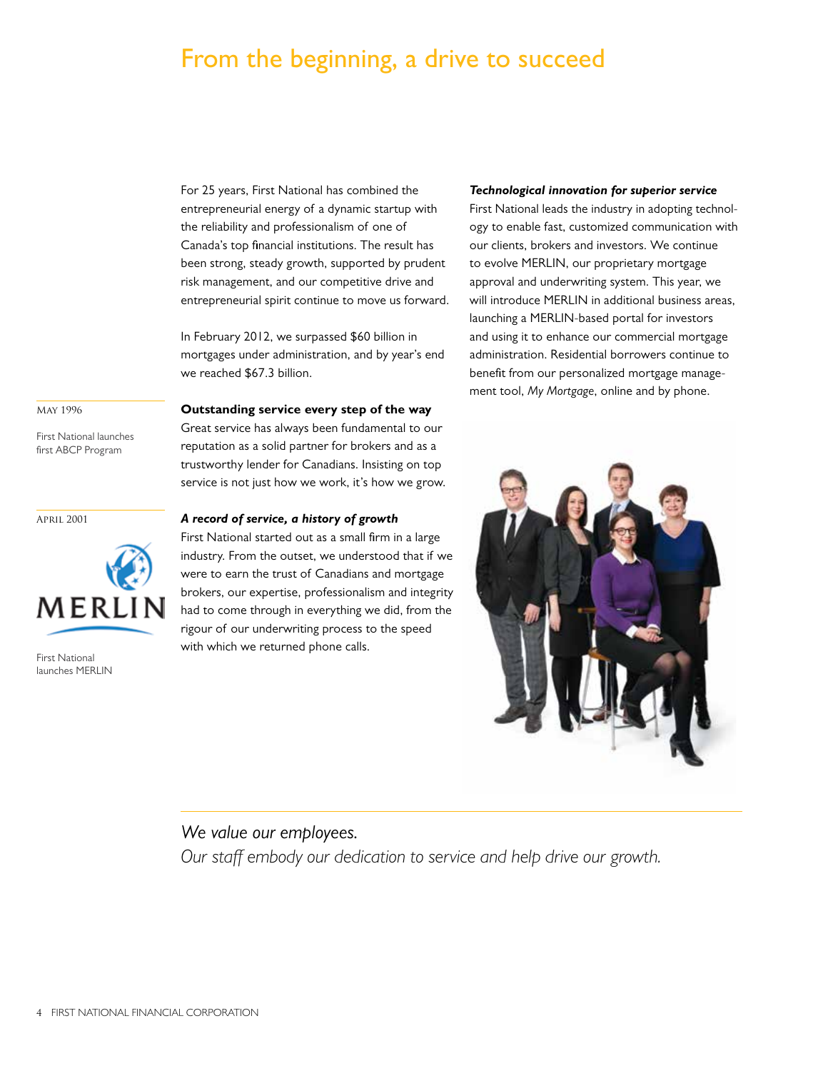# From the beginning, a drive to succeed

For 25 years, First National has combined the entrepreneurial energy of a dynamic startup with the reliability and professionalism of one of Canada's top financial institutions. The result has been strong, steady growth, supported by prudent risk management, and our competitive drive and entrepreneurial spirit continue to move us forward.

In February 2012, we surpassed $60 billion in mortgages under administration, and by year's end we reached $67.3 billion.

**Outstanding service every step of the way**

Great service has always been fundamental to our reputation as a solid partner for brokers and as a trustworthy lender for Canadians. Insisting on top service is not just how we work, it's how we grow.

***A record of service, a history of growth***

First National started out as a small firm in a large industry. From the outset, we understood that if we were to earn the trust of Canadians and mortgage brokers, our expertise, professionalism and integrity had to come through in everything we did, from the rigour of our underwriting process to the speed with which we returned phone calls.

***Technological innovation for superior service***

First National leads the industry in adopting technology to enable fast, customized communication with our clients, brokers and investors. We continue to evolve MERLIN, our proprietary mortgage approval and underwriting system. This year, we will introduce MERLIN in additional business areas, launching a MERLIN-based portal for investors and using it to enhance our commercial mortgage administration. Residential borrowers continue to benefit from our personalized mortgage management tool, *My Mortgage*, online and by phone.

MAY 1996

First National launches first ABCP Program

APRIL 2001

MERLIN

First National launches MERLIN

*We value our employees.*
*Our staff embody our dedication to service and help drive our growth.*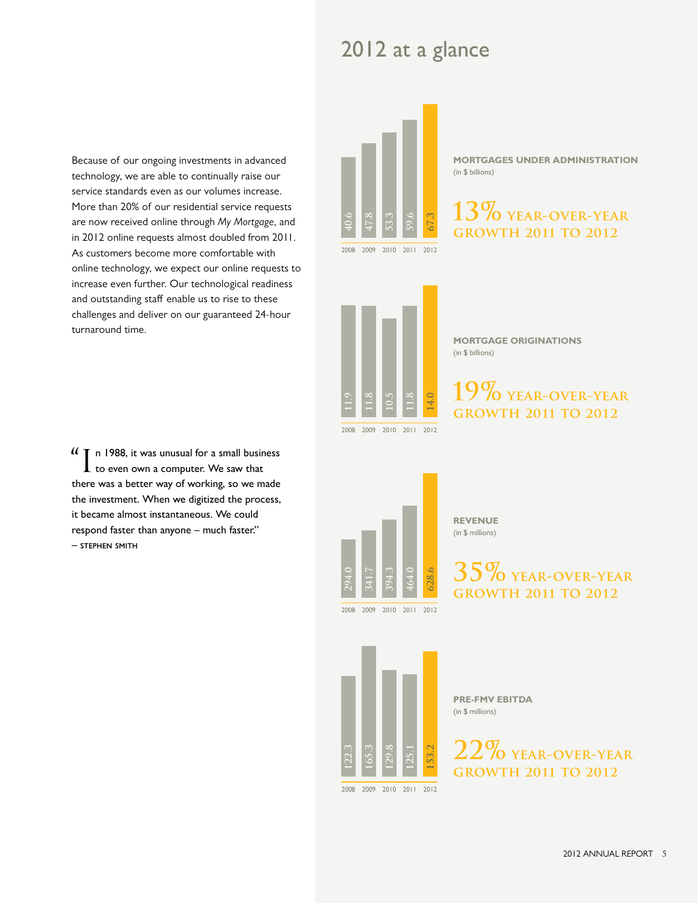# 2012 at a glance

Because of our ongoing investments in advanced technology, we are able to continually raise our service standards even as our volumes increase. More than 20% of our residential service requests are now received online through *My Mortgage*, and in 2012 online requests almost doubled from 2011. As customers become more comfortable with online technology, we expect our online requests to increase even further. Our technological readiness and outstanding staff enable us to rise to these challenges and deliver on our guaranteed 24-hour turnaround time.

"In 1988, it was unusual for a small business to even own a computer. We saw that there was a better way of working, so we made the investment. When we digitized the process, it became almost instantaneous. We could respond faster than anyone – much faster."
— STEPHEN SMITH

**MORTGAGES UNDER ADMINISTRATION**
(in $ billions)

| 2008 | 2009 | 2010 | 2011 | 2012 |
|---|---|---|---|---|
| 40.6 | 47.8 | 53.3 | 59.6 | 67.3 |

**13% YEAR-OVER-YEAR GROWTH 2011 TO 2012**

**MORTGAGE ORIGINATIONS**
(in $ billions)

| 2008 | 2009 | 2010 | 2011 | 2012 |
|---|---|---|---|---|
| 11.9 | 11.8 | 10.5 | 11.8 | 14.0 |

**19% YEAR-OVER-YEAR GROWTH 2011 TO 2012**

**REVENUE**
(in $ millions)

| 2008 | 2009 | 2010 | 2011 | 2012 |
|---|---|---|---|---|
| 294.0 | 341.7 | 394.3 | 464.0 | 628.6 |

**35% YEAR-OVER-YEAR GROWTH 2011 TO 2012**

**PRE-FMV EBITDA**
(in $ millions)

| 2008 | 2009 | 2010 | 2011 | 2012 |
|---|---|---|---|---|
| 122.3 | 165.3 | 129.8 | 125.1 | 153.2 |

**22% YEAR-OVER-YEAR GROWTH 2011 TO 2012**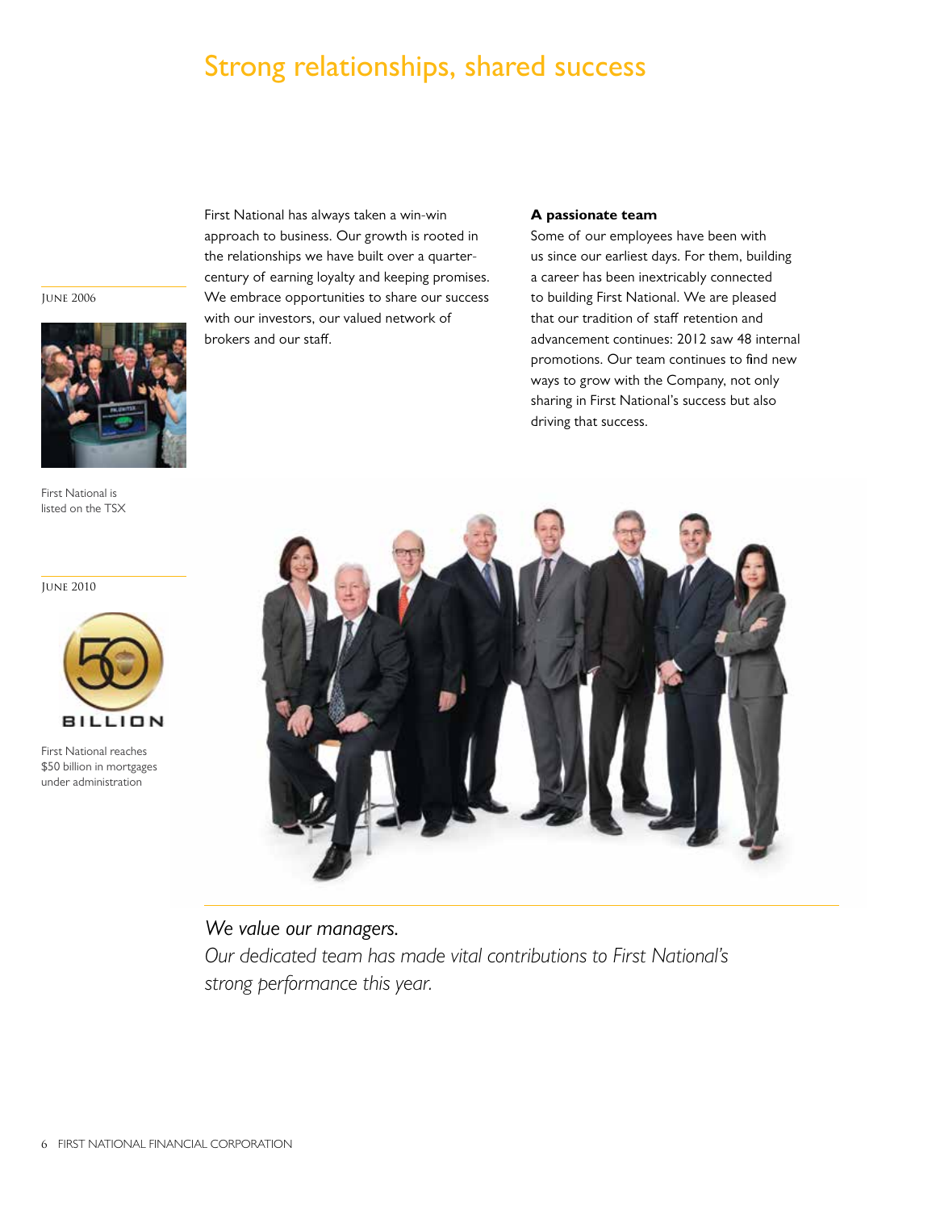# Strong relationships, shared success

June 2006

First National is listed on the TSX

June 2010

First National reaches $50 billion in mortgages under administration

First National has always taken a win-win approach to business. Our growth is rooted in the relationships we have built over a quarter-century of earning loyalty and keeping promises. We embrace opportunities to share our success with our investors, our valued network of brokers and our staff.

**A passionate team**

Some of our employees have been with us since our earliest days. For them, building a career has been inextricably connected to building First National. We are pleased that our tradition of staff retention and advancement continues: 2012 saw 48 internal promotions. Our team continues to find new ways to grow with the Company, not only sharing in First National's success but also driving that success.

*We value our managers.*
*Our dedicated team has made vital contributions to First National's strong performance this year.*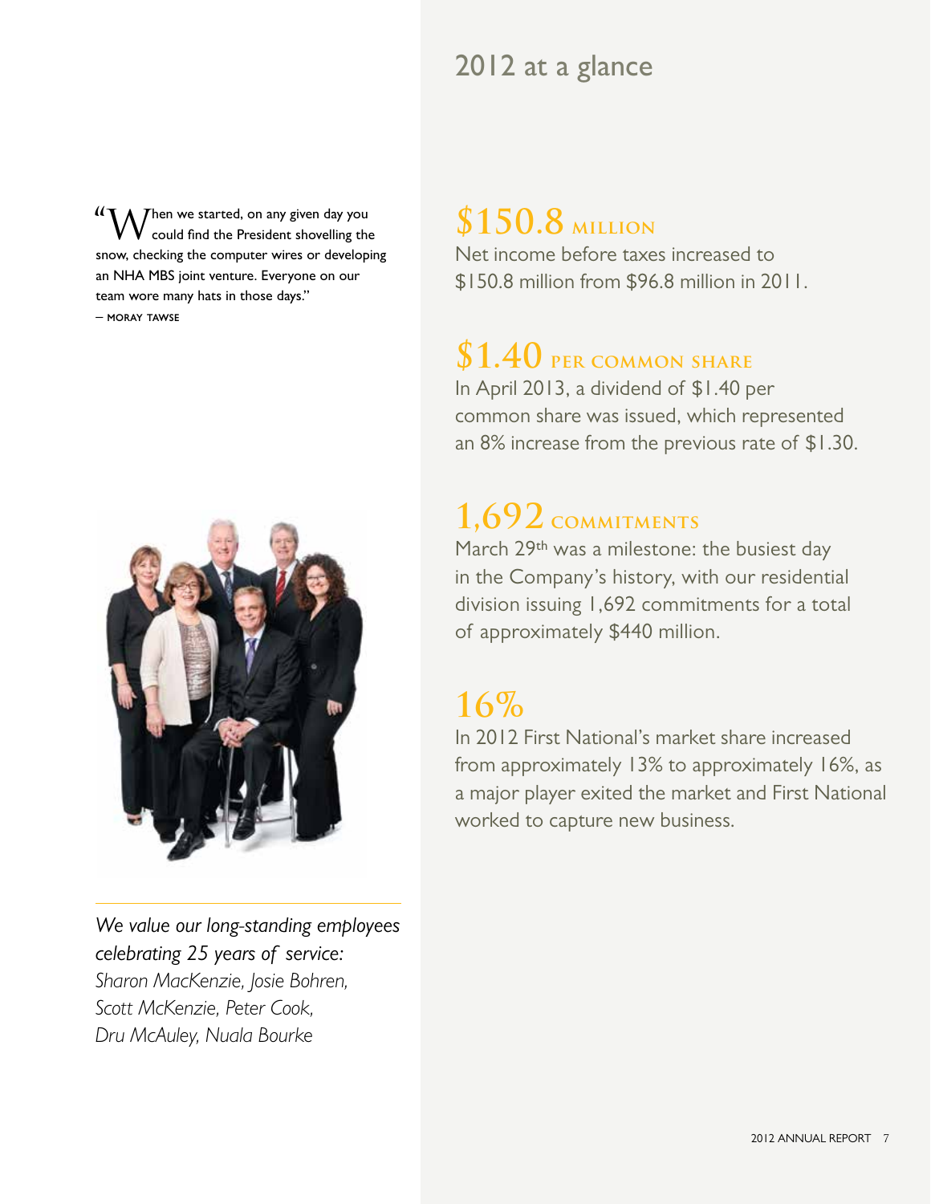"When we started, on any given day you could find the President shovelling the snow, checking the computer wires or developing an NHA MBS joint venture. Everyone on our team wore many hats in those days."
— MORAY TAWSE

*We value our long-standing employees celebrating 25 years of service: Sharon MacKenzie, Josie Bohren, Scott McKenzie, Peter Cook, Dru McAuley, Nuala Bourke*

# 2012 at a glance

## $150.8 MILLION

Net income before taxes increased to $150.8 million from $96.8 million in 2011.

## $1.40 PER COMMON SHARE

In April 2013, a dividend of $1.40 per common share was issued, which represented an 8% increase from the previous rate of $1.30.

## 1,692 COMMITMENTS

March 29th was a milestone: the busiest day in the Company's history, with our residential division issuing 1,692 commitments for a total of approximately $440 million.

## 16%

In 2012 First National's market share increased from approximately 13% to approximately 16%, as a major player exited the market and First National worked to capture new business.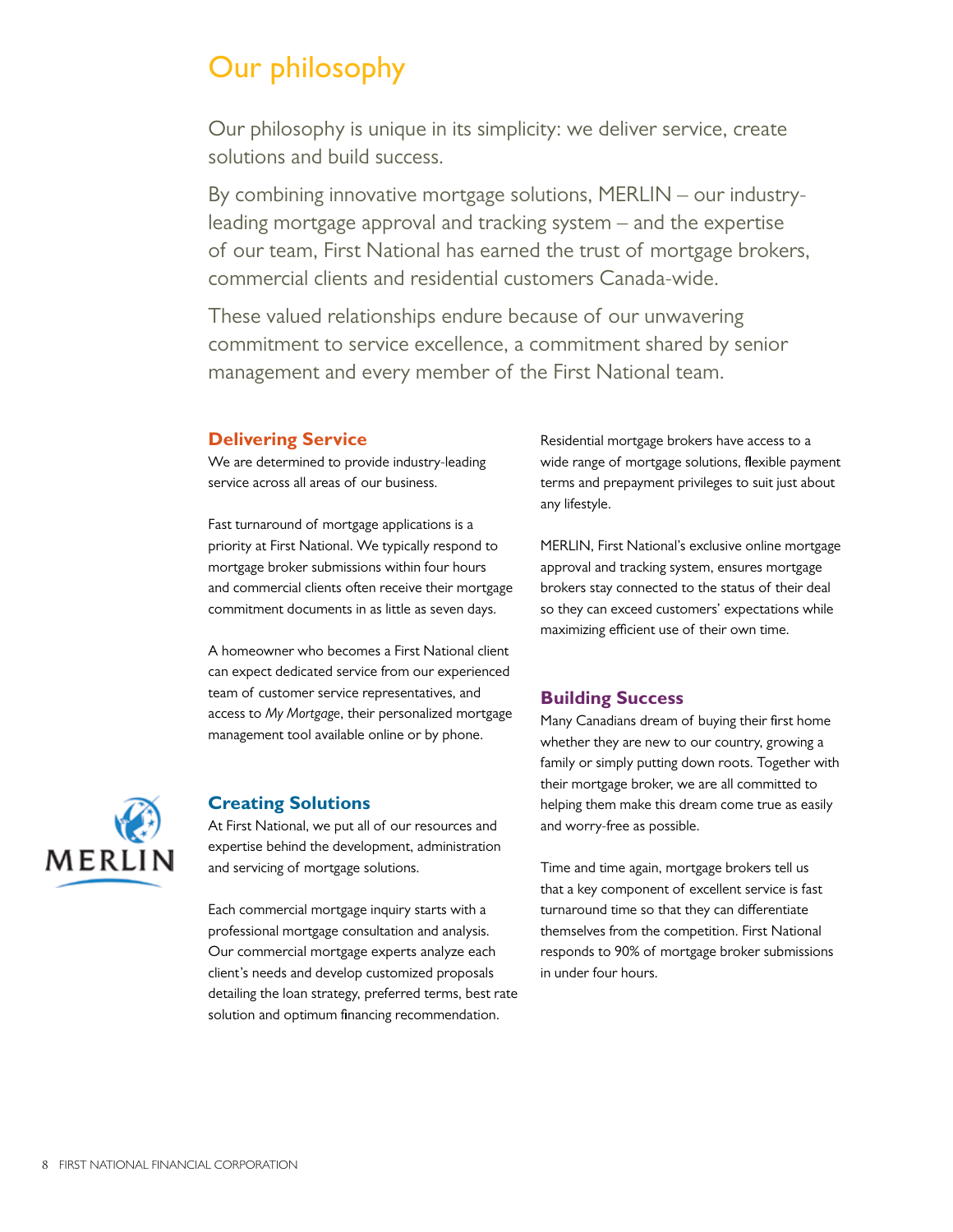# Our philosophy

Our philosophy is unique in its simplicity: we deliver service, create solutions and build success.

By combining innovative mortgage solutions, MERLIN – our industry-leading mortgage approval and tracking system – and the expertise of our team, First National has earned the trust of mortgage brokers, commercial clients and residential customers Canada-wide.

These valued relationships endure because of our unwavering commitment to service excellence, a commitment shared by senior management and every member of the First National team.

## Delivering Service

We are determined to provide industry-leading service across all areas of our business.

Fast turnaround of mortgage applications is a priority at First National. We typically respond to mortgage broker submissions within four hours and commercial clients often receive their mortgage commitment documents in as little as seven days.

A homeowner who becomes a First National client can expect dedicated service from our experienced team of customer service representatives, and access to *My Mortgage*, their personalized mortgage management tool available online or by phone.

## Creating Solutions

At First National, we put all of our resources and expertise behind the development, administration and servicing of mortgage solutions.

Each commercial mortgage inquiry starts with a professional mortgage consultation and analysis. Our commercial mortgage experts analyze each client's needs and develop customized proposals detailing the loan strategy, preferred terms, best rate solution and optimum financing recommendation.

Residential mortgage brokers have access to a wide range of mortgage solutions, flexible payment terms and prepayment privileges to suit just about any lifestyle.

MERLIN, First National's exclusive online mortgage approval and tracking system, ensures mortgage brokers stay connected to the status of their deal so they can exceed customers' expectations while maximizing efficient use of their own time.

## Building Success

Many Canadians dream of buying their first home whether they are new to our country, growing a family or simply putting down roots. Together with their mortgage broker, we are all committed to helping them make this dream come true as easily and worry-free as possible.

Time and time again, mortgage brokers tell us that a key component of excellent service is fast turnaround time so that they can differentiate themselves from the competition. First National responds to 90% of mortgage broker submissions in under four hours.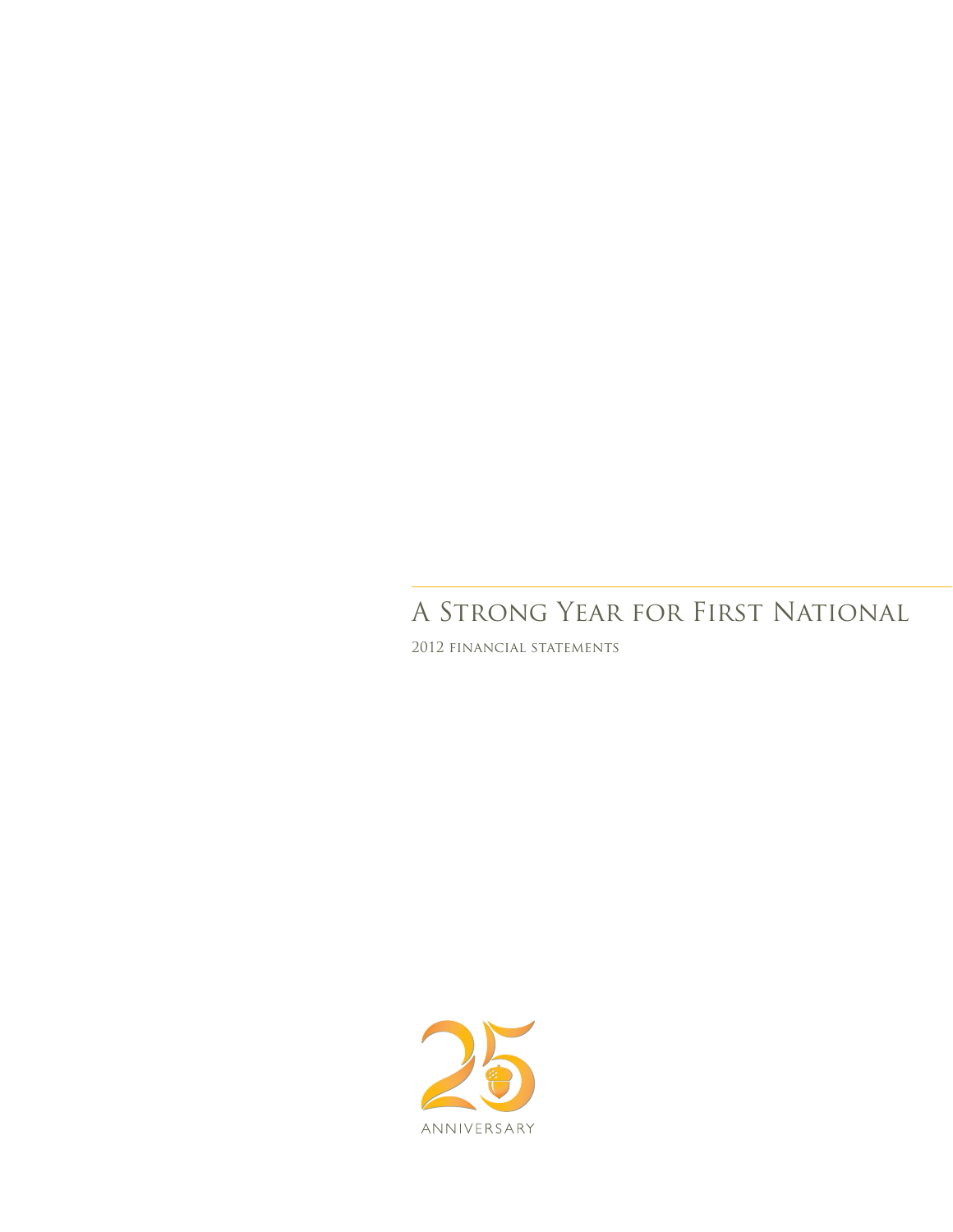# A Strong Year for First National

2012 financial statements

25

ANNIVERSARY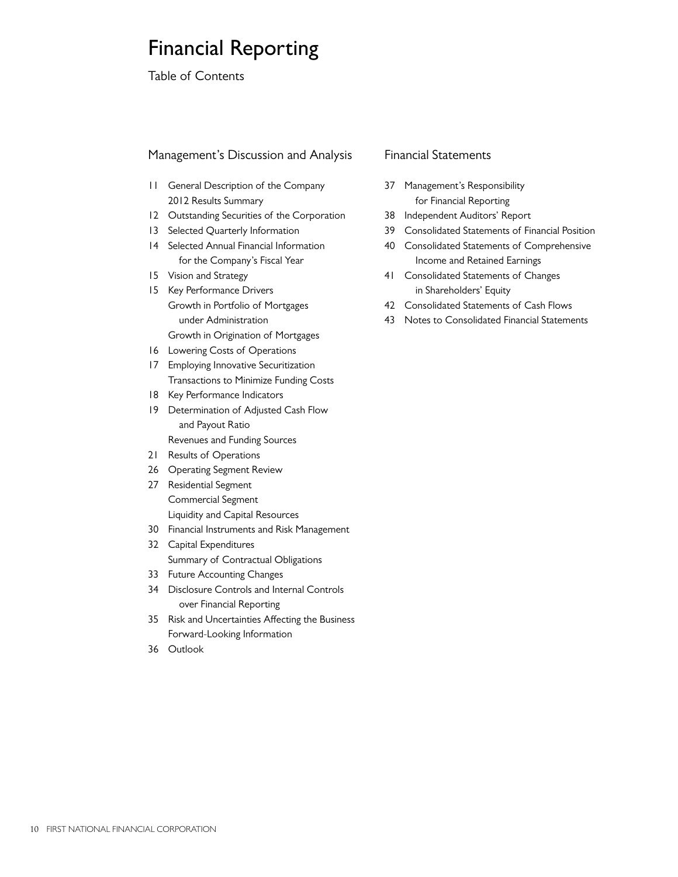# Financial Reporting

Table of Contents

## Management's Discussion and Analysis

11 General Description of the Company
   2012 Results Summary
12 Outstanding Securities of the Corporation
13 Selected Quarterly Information
14 Selected Annual Financial Information for the Company's Fiscal Year
15 Vision and Strategy
15 Key Performance Drivers
   Growth in Portfolio of Mortgages under Administration
   Growth in Origination of Mortgages
16 Lowering Costs of Operations
17 Employing Innovative Securitization Transactions to Minimize Funding Costs
18 Key Performance Indicators
19 Determination of Adjusted Cash Flow and Payout Ratio
   Revenues and Funding Sources
21 Results of Operations
26 Operating Segment Review
27 Residential Segment
   Commercial Segment
   Liquidity and Capital Resources
30 Financial Instruments and Risk Management
32 Capital Expenditures
   Summary of Contractual Obligations
33 Future Accounting Changes
34 Disclosure Controls and Internal Controls over Financial Reporting
35 Risk and Uncertainties Affecting the Business
   Forward-Looking Information
36 Outlook

## Financial Statements

37 Management's Responsibility for Financial Reporting
38 Independent Auditors' Report
39 Consolidated Statements of Financial Position
40 Consolidated Statements of Comprehensive Income and Retained Earnings
41 Consolidated Statements of Changes in Shareholders' Equity
42 Consolidated Statements of Cash Flows
43 Notes to Consolidated Financial Statements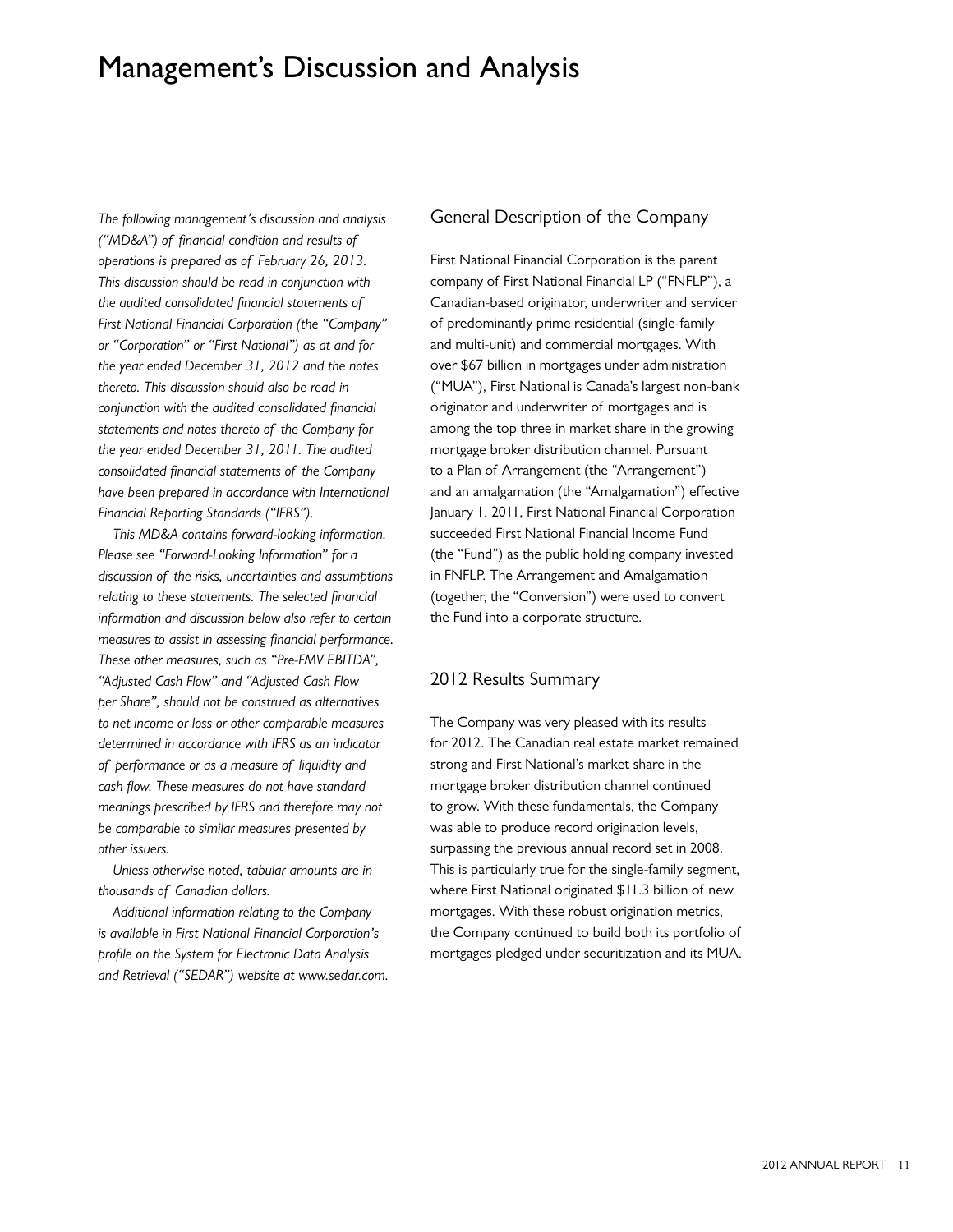# Management's Discussion and Analysis

*The following management's discussion and analysis ("MD&A") of financial condition and results of operations is prepared as of February 26, 2013. This discussion should be read in conjunction with the audited consolidated financial statements of First National Financial Corporation (the "Company" or "Corporation" or "First National") as at and for the year ended December 31, 2012 and the notes thereto. This discussion should also be read in conjunction with the audited consolidated financial statements and notes thereto of the Company for the year ended December 31, 2011. The audited consolidated financial statements of the Company have been prepared in accordance with International Financial Reporting Standards ("IFRS").*

*This MD&A contains forward-looking information. Please see "Forward-Looking Information" for a discussion of the risks, uncertainties and assumptions relating to these statements. The selected financial information and discussion below also refer to certain measures to assist in assessing financial performance. These other measures, such as "Pre-FMV EBITDA", "Adjusted Cash Flow" and "Adjusted Cash Flow per Share", should not be construed as alternatives to net income or loss or other comparable measures determined in accordance with IFRS as an indicator of performance or as a measure of liquidity and cash flow. These measures do not have standard meanings prescribed by IFRS and therefore may not be comparable to similar measures presented by other issuers.*

*Unless otherwise noted, tabular amounts are in thousands of Canadian dollars.*

*Additional information relating to the Company is available in First National Financial Corporation's profile on the System for Electronic Data Analysis and Retrieval ("SEDAR") website at www.sedar.com.*

## General Description of the Company

First National Financial Corporation is the parent company of First National Financial LP ("FNFLP"), a Canadian-based originator, underwriter and servicer of predominantly prime residential (single-family and multi-unit) and commercial mortgages. With over $67 billion in mortgages under administration ("MUA"), First National is Canada's largest non-bank originator and underwriter of mortgages and is among the top three in market share in the growing mortgage broker distribution channel. Pursuant to a Plan of Arrangement (the "Arrangement") and an amalgamation (the "Amalgamation") effective January 1, 2011, First National Financial Corporation succeeded First National Financial Income Fund (the "Fund") as the public holding company invested in FNFLP. The Arrangement and Amalgamation (together, the "Conversion") were used to convert the Fund into a corporate structure.

## 2012 Results Summary

The Company was very pleased with its results for 2012. The Canadian real estate market remained strong and First National's market share in the mortgage broker distribution channel continued to grow. With these fundamentals, the Company was able to produce record origination levels, surpassing the previous annual record set in 2008. This is particularly true for the single-family segment, where First National originated $11.3 billion of new mortgages. With these robust origination metrics, the Company continued to build both its portfolio of mortgages pledged under securitization and its MUA.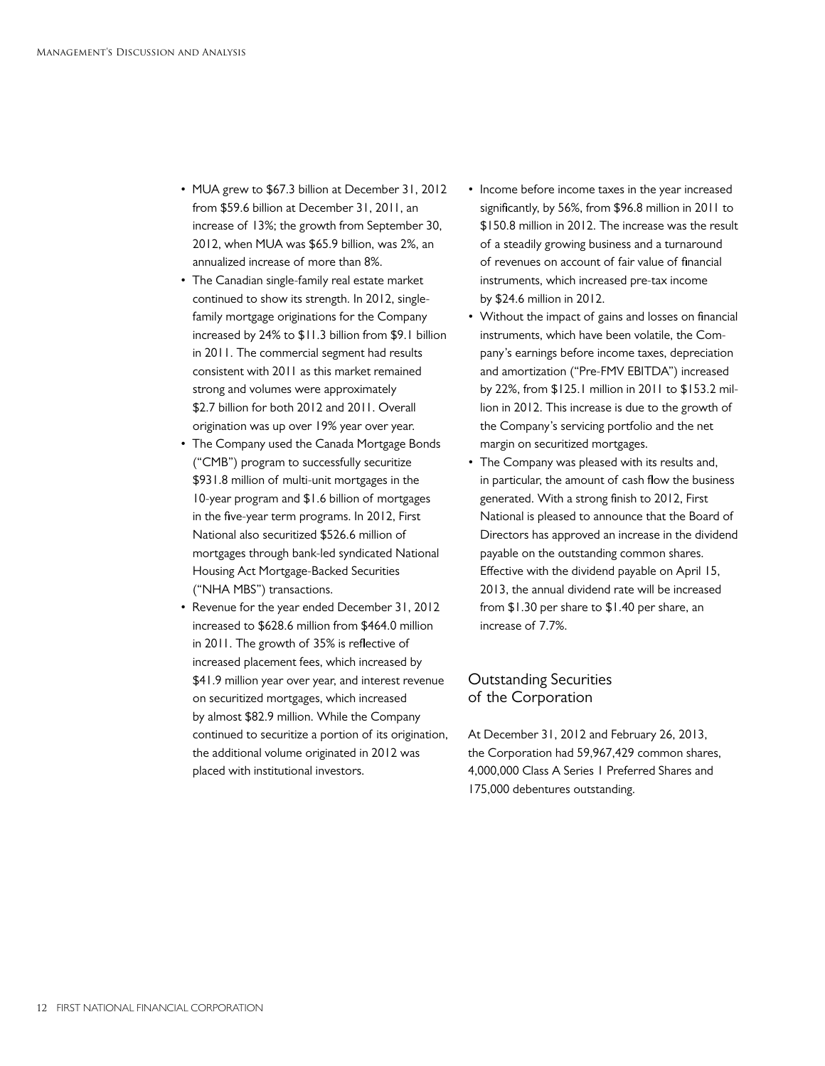- MUA grew to $67.3 billion at December 31, 2012 from $59.6 billion at December 31, 2011, an increase of 13%; the growth from September 30, 2012, when MUA was $65.9 billion, was 2%, an annualized increase of more than 8%.
- The Canadian single-family real estate market continued to show its strength. In 2012, single-family mortgage originations for the Company increased by 24% to $11.3 billion from $9.1 billion in 2011. The commercial segment had results consistent with 2011 as this market remained strong and volumes were approximately $2.7 billion for both 2012 and 2011. Overall origination was up over 19% year over year.
- The Company used the Canada Mortgage Bonds ("CMB") program to successfully securitize $931.8 million of multi-unit mortgages in the 10-year program and $1.6 billion of mortgages in the five-year term programs. In 2012, First National also securitized $526.6 million of mortgages through bank-led syndicated National Housing Act Mortgage-Backed Securities ("NHA MBS") transactions.
- Revenue for the year ended December 31, 2012 increased to $628.6 million from $464.0 million in 2011. The growth of 35% is reflective of increased placement fees, which increased by $41.9 million year over year, and interest revenue on securitized mortgages, which increased by almost $82.9 million. While the Company continued to securitize a portion of its origination, the additional volume originated in 2012 was placed with institutional investors.
- Income before income taxes in the year increased significantly, by 56%, from $96.8 million in 2011 to $150.8 million in 2012. The increase was the result of a steadily growing business and a turnaround of revenues on account of fair value of financial instruments, which increased pre-tax income by $24.6 million in 2012.
- Without the impact of gains and losses on financial instruments, which have been volatile, the Company's earnings before income taxes, depreciation and amortization ("Pre-FMV EBITDA") increased by 22%, from $125.1 million in 2011 to $153.2 million in 2012. This increase is due to the growth of the Company's servicing portfolio and the net margin on securitized mortgages.
- The Company was pleased with its results and, in particular, the amount of cash flow the business generated. With a strong finish to 2012, First National is pleased to announce that the Board of Directors has approved an increase in the dividend payable on the outstanding common shares. Effective with the dividend payable on April 15, 2013, the annual dividend rate will be increased from $1.30 per share to $1.40 per share, an increase of 7.7%.

## Outstanding Securities of the Corporation

At December 31, 2012 and February 26, 2013, the Corporation had 59,967,429 common shares, 4,000,000 Class A Series 1 Preferred Shares and 175,000 debentures outstanding.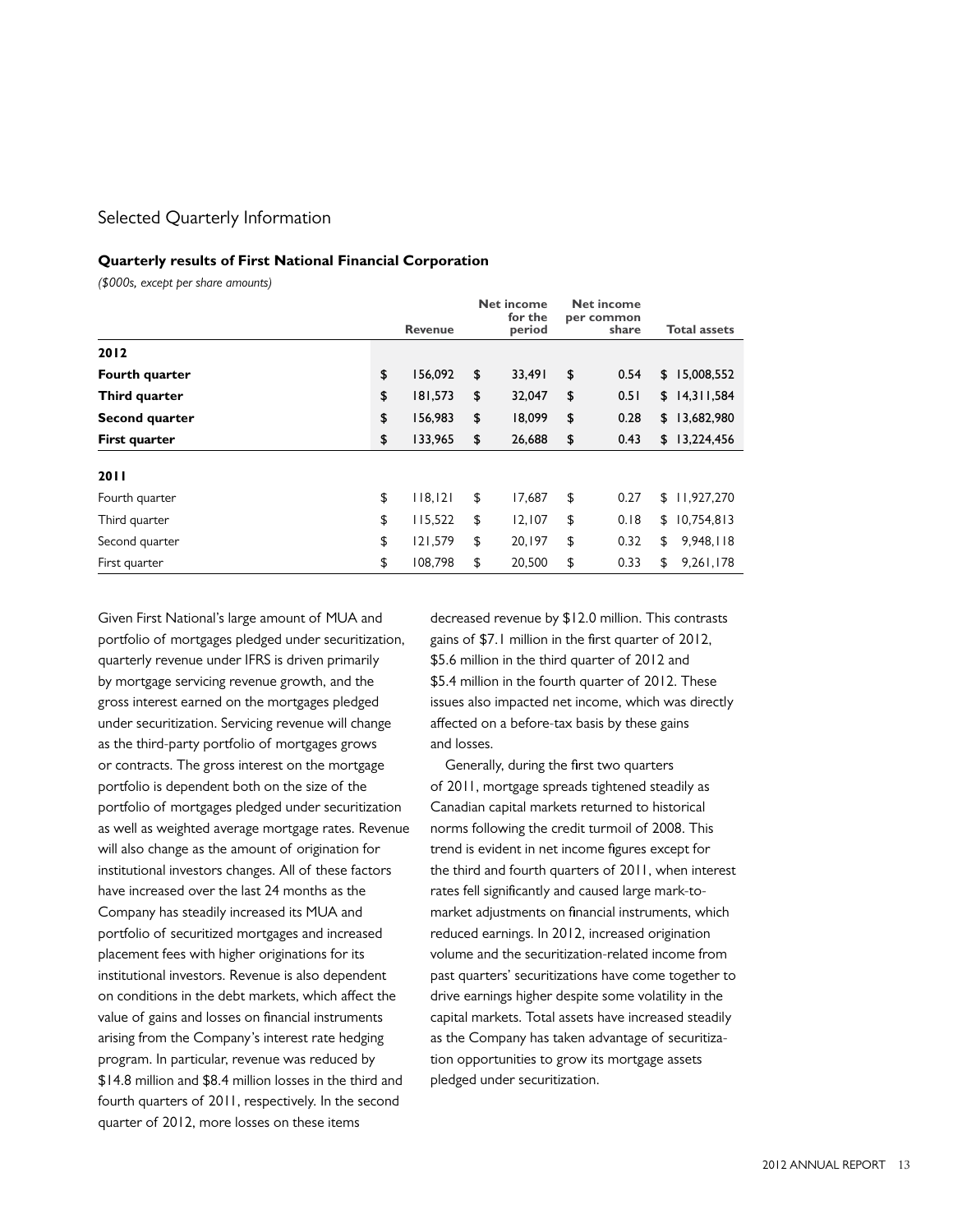## Selected Quarterly Information

### Quarterly results of First National Financial Corporation

*($000s, except per share amounts)*

| | Revenue | Net income for the period | Net income per common share | Total assets |
|---|---|---|---|---|
| **2012** | | | | |
| **Fourth quarter** | $ 156,092 | $ 33,491 | $ 0.54 | $ 15,008,552 |
| **Third quarter** | $ 181,573 | $ 32,047 | $ 0.51 | $ 14,311,584 |
| **Second quarter** | $ 156,983 | $ 18,099 | $ 0.28 | $ 13,682,980 |
| **First quarter** | $ 133,965 | $ 26,688 | $ 0.43 | $ 13,224,456 |
| **2011** | | | | |
| Fourth quarter | $ 118,121 | $ 17,687 | $ 0.27 | $ 11,927,270 |
| Third quarter | $ 115,522 | $ 12,107 | $ 0.18 | $ 10,754,813 |
| Second quarter | $ 121,579 | $ 20,197 | $ 0.32 | $ 9,948,118 |
| First quarter | $ 108,798 | $ 20,500 | $ 0.33 | $ 9,261,178 |

Given First National's large amount of MUA and portfolio of mortgages pledged under securitization, quarterly revenue under IFRS is driven primarily by mortgage servicing revenue growth, and the gross interest earned on the mortgages pledged under securitization. Servicing revenue will change as the third-party portfolio of mortgages grows or contracts. The gross interest on the mortgage portfolio is dependent both on the size of the portfolio of mortgages pledged under securitization as well as weighted average mortgage rates. Revenue will also change as the amount of origination for institutional investors changes. All of these factors have increased over the last 24 months as the Company has steadily increased its MUA and portfolio of securitized mortgages and increased placement fees with higher originations for its institutional investors. Revenue is also dependent on conditions in the debt markets, which affect the value of gains and losses on financial instruments arising from the Company's interest rate hedging program. In particular, revenue was reduced by $14.8 million and $8.4 million losses in the third and fourth quarters of 2011, respectively. In the second quarter of 2012, more losses on these items decreased revenue by $12.0 million. This contrasts gains of $7.1 million in the first quarter of 2012, $5.6 million in the third quarter of 2012 and $5.4 million in the fourth quarter of 2012. These issues also impacted net income, which was directly affected on a before-tax basis by these gains and losses.

Generally, during the first two quarters of 2011, mortgage spreads tightened steadily as Canadian capital markets returned to historical norms following the credit turmoil of 2008. This trend is evident in net income figures except for the third and fourth quarters of 2011, when interest rates fell significantly and caused large mark-to-market adjustments on financial instruments, which reduced earnings. In 2012, increased origination volume and the securitization-related income from past quarters' securitizations have come together to drive earnings higher despite some volatility in the capital markets. Total assets have increased steadily as the Company has taken advantage of securitization opportunities to grow its mortgage assets pledged under securitization.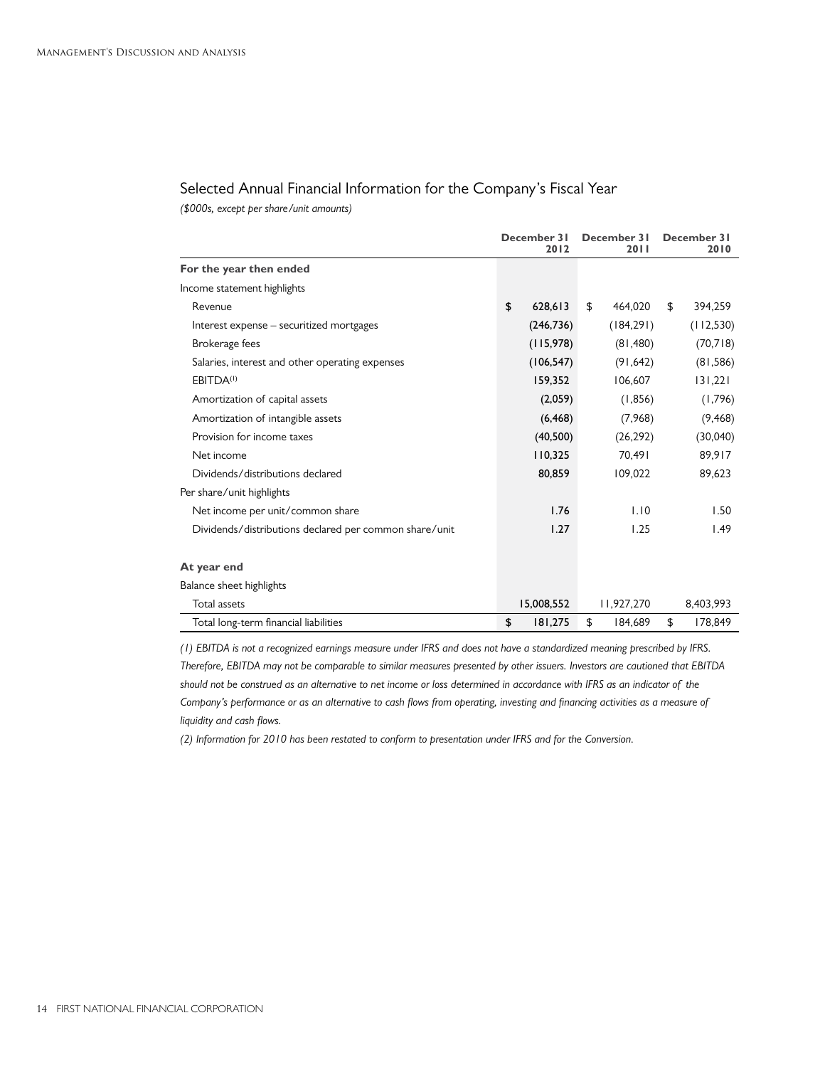## Selected Annual Financial Information for the Company's Fiscal Year

*($000s, except per share/unit amounts)*

| | December 31 2012 | December 31 2011 | December 31 2010 |
|---|---|---|---|
| **For the year then ended** | | | |
| Income statement highlights | | | |
| Revenue | $ 628,613 | $ 464,020 | $ 394,259 |
| Interest expense – securitized mortgages | (246,736) | (184,291) | (112,530) |
| Brokerage fees | (115,978) | (81,480) | (70,718) |
| Salaries, interest and other operating expenses | (106,547) | (91,642) | (81,586) |
| EBITDA[1] | 159,352 | 106,607 | 131,221 |
| Amortization of capital assets | (2,059) | (1,856) | (1,796) |
| Amortization of intangible assets | (6,468) | (7,968) | (9,468) |
| Provision for income taxes | (40,500) | (26,292) | (30,040) |
| Net income | 110,325 | 70,491 | 89,917 |
| Dividends/distributions declared | 80,859 | 109,022 | 89,623 |
| Per share/unit highlights | | | |
| Net income per unit/common share | 1.76 | 1.10 | 1.50 |
| Dividends/distributions declared per common share/unit | 1.27 | 1.25 | 1.49 |
| **At year end** | | | |
| Balance sheet highlights | | | |
| Total assets | 15,008,552 | 11,927,270 | 8,403,993 |
| Total long-term financial liabilities | $ 181,275 | $ 184,689 | $ 178,849 |

*(1) EBITDA is not a recognized earnings measure under IFRS and does not have a standardized meaning prescribed by IFRS. Therefore, EBITDA may not be comparable to similar measures presented by other issuers. Investors are cautioned that EBITDA should not be construed as an alternative to net income or loss determined in accordance with IFRS as an indicator of the Company's performance or as an alternative to cash flows from operating, investing and financing activities as a measure of liquidity and cash flows.*

*(2) Information for 2010 has been restated to conform to presentation under IFRS and for the Conversion.*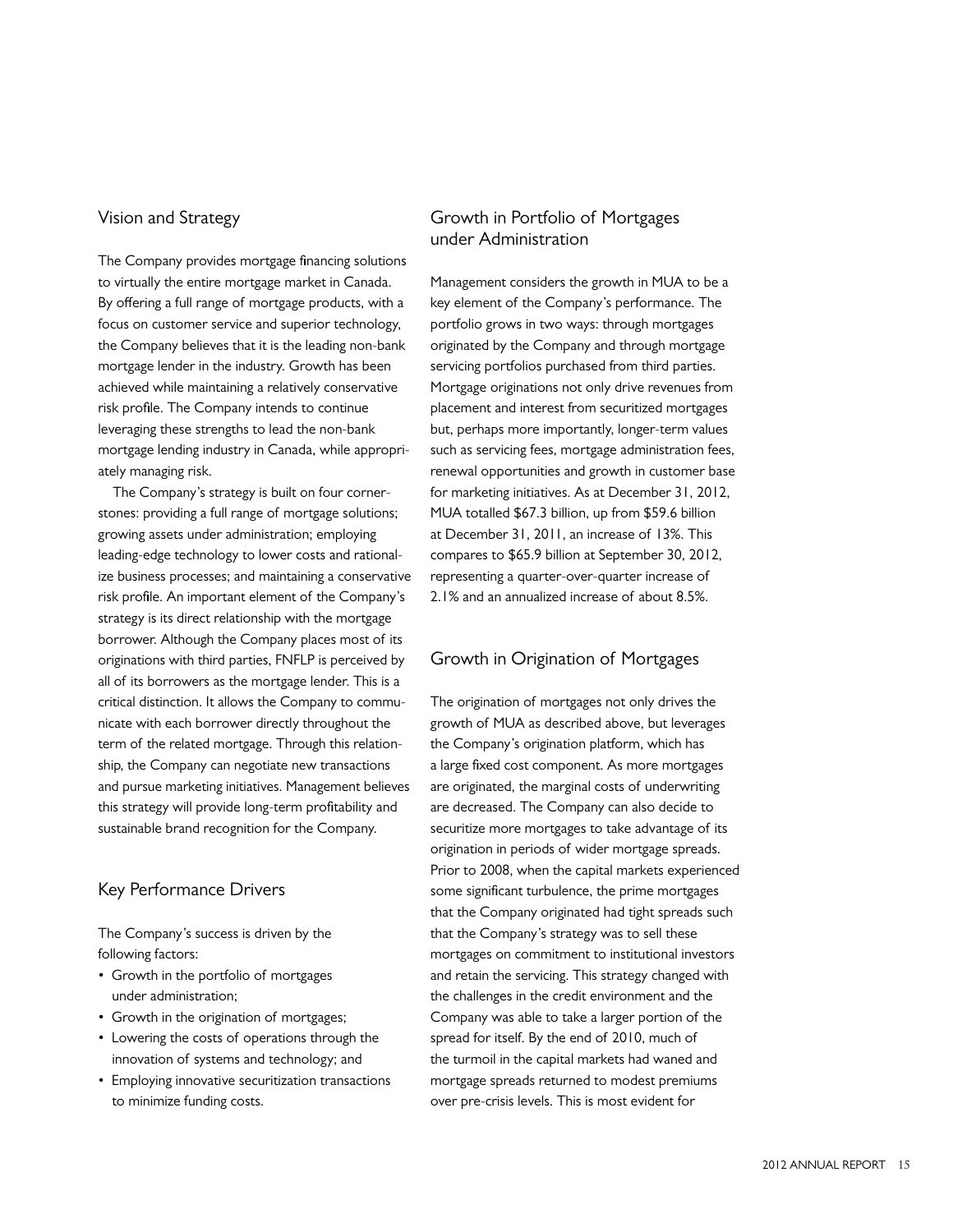## Vision and Strategy

The Company provides mortgage financing solutions to virtually the entire mortgage market in Canada. By offering a full range of mortgage products, with a focus on customer service and superior technology, the Company believes that it is the leading non-bank mortgage lender in the industry. Growth has been achieved while maintaining a relatively conservative risk profile. The Company intends to continue leveraging these strengths to lead the non-bank mortgage lending industry in Canada, while appropriately managing risk.

The Company's strategy is built on four cornerstones: providing a full range of mortgage solutions; growing assets under administration; employing leading-edge technology to lower costs and rationalize business processes; and maintaining a conservative risk profile. An important element of the Company's strategy is its direct relationship with the mortgage borrower. Although the Company places most of its originations with third parties, FNFLP is perceived by all of its borrowers as the mortgage lender. This is a critical distinction. It allows the Company to communicate with each borrower directly throughout the term of the related mortgage. Through this relationship, the Company can negotiate new transactions and pursue marketing initiatives. Management believes this strategy will provide long-term profitability and sustainable brand recognition for the Company.

## Key Performance Drivers

The Company's success is driven by the following factors:

- Growth in the portfolio of mortgages under administration;
- Growth in the origination of mortgages;
- Lowering the costs of operations through the innovation of systems and technology; and
- Employing innovative securitization transactions to minimize funding costs.

## Growth in Portfolio of Mortgages under Administration

Management considers the growth in MUA to be a key element of the Company's performance. The portfolio grows in two ways: through mortgages originated by the Company and through mortgage servicing portfolios purchased from third parties. Mortgage originations not only drive revenues from placement and interest from securitized mortgages but, perhaps more importantly, longer-term values such as servicing fees, mortgage administration fees, renewal opportunities and growth in customer base for marketing initiatives. As at December 31, 2012, MUA totalled $67.3 billion, up from $59.6 billion at December 31, 2011, an increase of 13%. This compares to $65.9 billion at September 30, 2012, representing a quarter-over-quarter increase of 2.1% and an annualized increase of about 8.5%.

## Growth in Origination of Mortgages

The origination of mortgages not only drives the growth of MUA as described above, but leverages the Company's origination platform, which has a large fixed cost component. As more mortgages are originated, the marginal costs of underwriting are decreased. The Company can also decide to securitize more mortgages to take advantage of its origination in periods of wider mortgage spreads. Prior to 2008, when the capital markets experienced some significant turbulence, the prime mortgages that the Company originated had tight spreads such that the Company's strategy was to sell these mortgages on commitment to institutional investors and retain the servicing. This strategy changed with the challenges in the credit environment and the Company was able to take a larger portion of the spread for itself. By the end of 2010, much of the turmoil in the capital markets had waned and mortgage spreads returned to modest premiums over pre-crisis levels. This is most evident for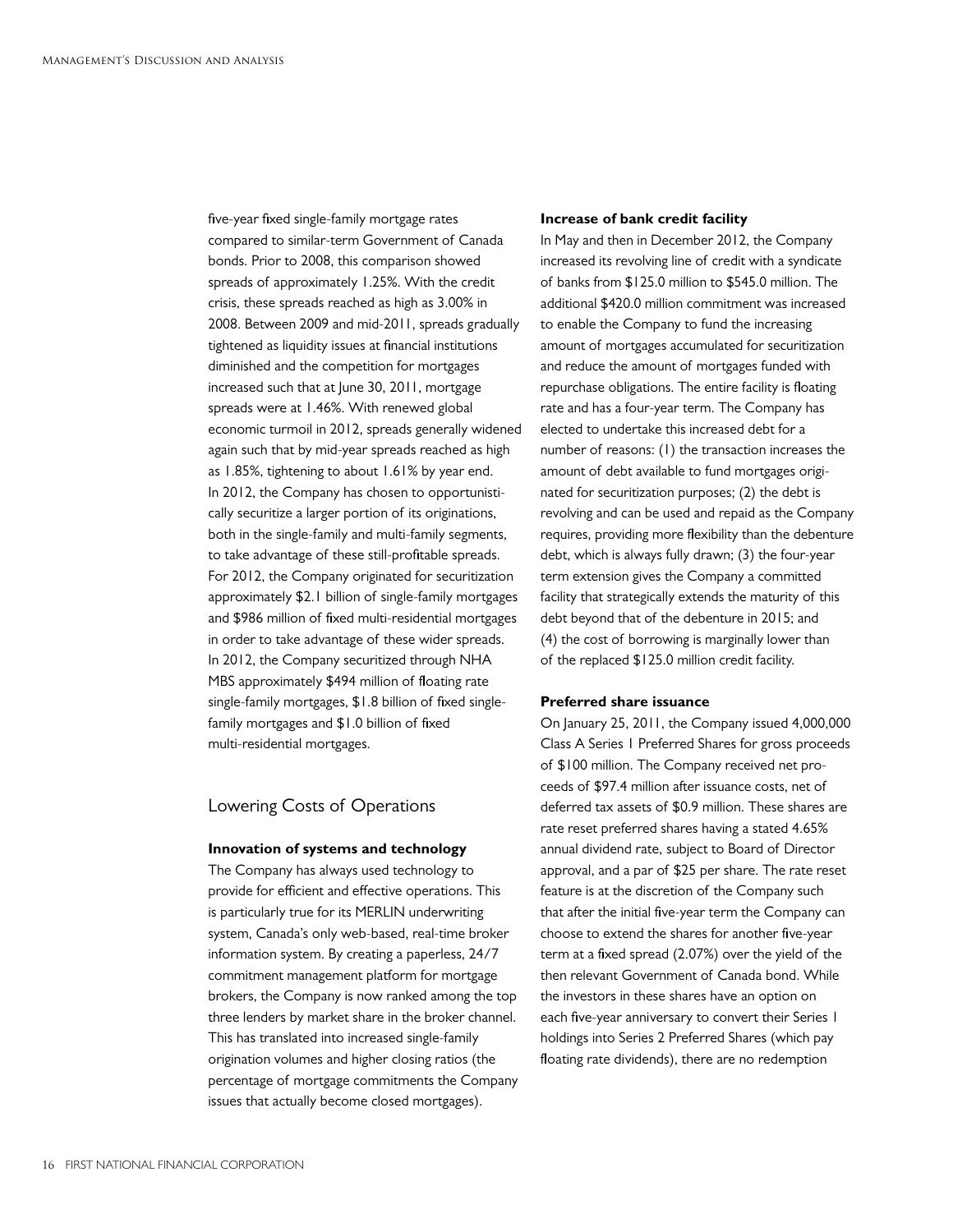five-year fixed single-family mortgage rates compared to similar-term Government of Canada bonds. Prior to 2008, this comparison showed spreads of approximately 1.25%. With the credit crisis, these spreads reached as high as 3.00% in 2008. Between 2009 and mid-2011, spreads gradually tightened as liquidity issues at financial institutions diminished and the competition for mortgages increased such that at June 30, 2011, mortgage spreads were at 1.46%. With renewed global economic turmoil in 2012, spreads generally widened again such that by mid-year spreads reached as high as 1.85%, tightening to about 1.61% by year end. In 2012, the Company has chosen to opportunistically securitize a larger portion of its originations, both in the single-family and multi-family segments, to take advantage of these still-profitable spreads. For 2012, the Company originated for securitization approximately $2.1 billion of single-family mortgages and $986 million of fixed multi-residential mortgages in order to take advantage of these wider spreads. In 2012, the Company securitized through NHA MBS approximately $494 million of floating rate single-family mortgages, $1.8 billion of fixed single-family mortgages and $1.0 billion of fixed multi-residential mortgages.

## Lowering Costs of Operations

**Innovation of systems and technology**

The Company has always used technology to provide for efficient and effective operations. This is particularly true for its MERLIN underwriting system, Canada's only web-based, real-time broker information system. By creating a paperless, 24/7 commitment management platform for mortgage brokers, the Company is now ranked among the top three lenders by market share in the broker channel. This has translated into increased single-family origination volumes and higher closing ratios (the percentage of mortgage commitments the Company issues that actually become closed mortgages).

**Increase of bank credit facility**

In May and then in December 2012, the Company increased its revolving line of credit with a syndicate of banks from $125.0 million to $545.0 million. The additional $420.0 million commitment was increased to enable the Company to fund the increasing amount of mortgages accumulated for securitization and reduce the amount of mortgages funded with repurchase obligations. The entire facility is floating rate and has a four-year term. The Company has elected to undertake this increased debt for a number of reasons: (1) the transaction increases the amount of debt available to fund mortgages originated for securitization purposes; (2) the debt is revolving and can be used and repaid as the Company requires, providing more flexibility than the debenture debt, which is always fully drawn; (3) the four-year term extension gives the Company a committed facility that strategically extends the maturity of this debt beyond that of the debenture in 2015; and (4) the cost of borrowing is marginally lower than of the replaced $125.0 million credit facility.

**Preferred share issuance**

On January 25, 2011, the Company issued 4,000,000 Class A Series 1 Preferred Shares for gross proceeds of $100 million. The Company received net proceeds of $97.4 million after issuance costs, net of deferred tax assets of $0.9 million. These shares are rate reset preferred shares having a stated 4.65% annual dividend rate, subject to Board of Director approval, and a par of $25 per share. The rate reset feature is at the discretion of the Company such that after the initial five-year term the Company can choose to extend the shares for another five-year term at a fixed spread (2.07%) over the yield of the then relevant Government of Canada bond. While the investors in these shares have an option on each five-year anniversary to convert their Series 1 holdings into Series 2 Preferred Shares (which pay floating rate dividends), there are no redemption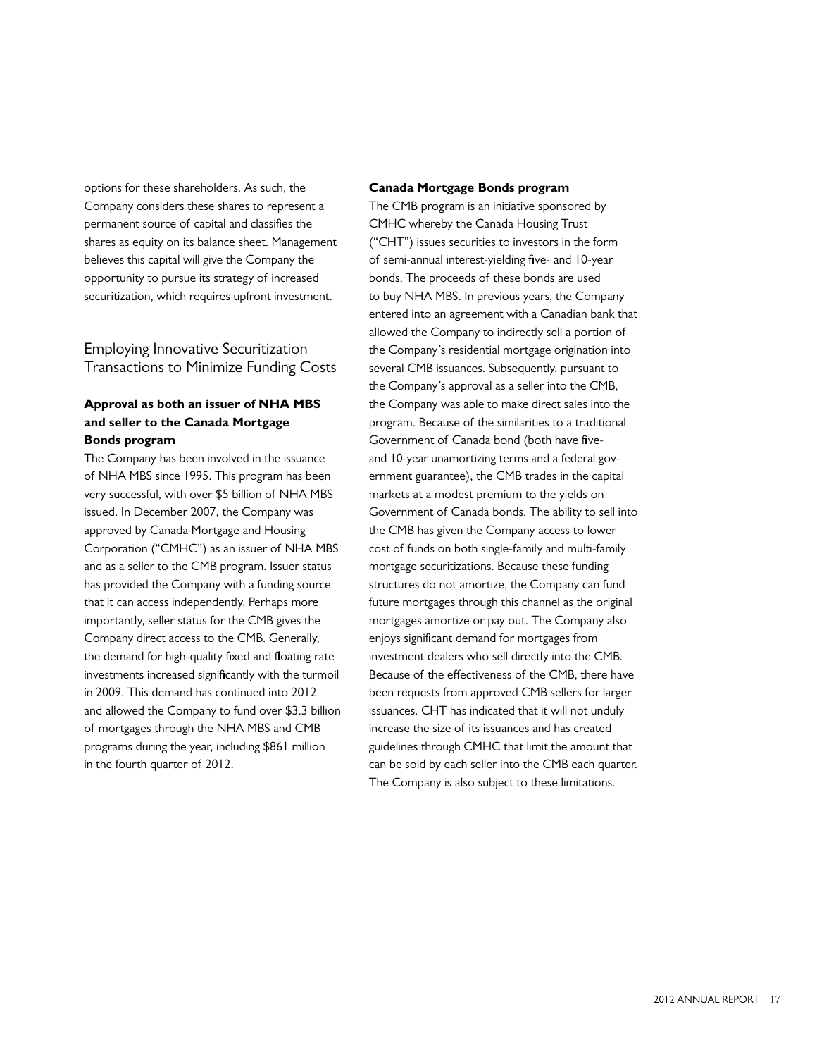options for these shareholders. As such, the Company considers these shares to represent a permanent source of capital and classifies the shares as equity on its balance sheet. Management believes this capital will give the Company the opportunity to pursue its strategy of increased securitization, which requires upfront investment.

## Employing Innovative Securitization Transactions to Minimize Funding Costs

### Approval as both an issuer of NHA MBS and seller to the Canada Mortgage Bonds program

The Company has been involved in the issuance of NHA MBS since 1995. This program has been very successful, with over $5 billion of NHA MBS issued. In December 2007, the Company was approved by Canada Mortgage and Housing Corporation ("CMHC") as an issuer of NHA MBS and as a seller to the CMB program. Issuer status has provided the Company with a funding source that it can access independently. Perhaps more importantly, seller status for the CMB gives the Company direct access to the CMB. Generally, the demand for high-quality fixed and floating rate investments increased significantly with the turmoil in 2009. This demand has continued into 2012 and allowed the Company to fund over $3.3 billion of mortgages through the NHA MBS and CMB programs during the year, including $861 million in the fourth quarter of 2012.

### Canada Mortgage Bonds program

The CMB program is an initiative sponsored by CMHC whereby the Canada Housing Trust ("CHT") issues securities to investors in the form of semi-annual interest-yielding five- and 10-year bonds. The proceeds of these bonds are used to buy NHA MBS. In previous years, the Company entered into an agreement with a Canadian bank that allowed the Company to indirectly sell a portion of the Company's residential mortgage origination into several CMB issuances. Subsequently, pursuant to the Company's approval as a seller into the CMB, the Company was able to make direct sales into the program. Because of the similarities to a traditional Government of Canada bond (both have five- and 10-year unamortizing terms and a federal government guarantee), the CMB trades in the capital markets at a modest premium to the yields on Government of Canada bonds. The ability to sell into the CMB has given the Company access to lower cost of funds on both single-family and multi-family mortgage securitizations. Because these funding structures do not amortize, the Company can fund future mortgages through this channel as the original mortgages amortize or pay out. The Company also enjoys significant demand for mortgages from investment dealers who sell directly into the CMB. Because of the effectiveness of the CMB, there have been requests from approved CMB sellers for larger issuances. CHT has indicated that it will not unduly increase the size of its issuances and has created guidelines through CMHC that limit the amount that can be sold by each seller into the CMB each quarter. The Company is also subject to these limitations.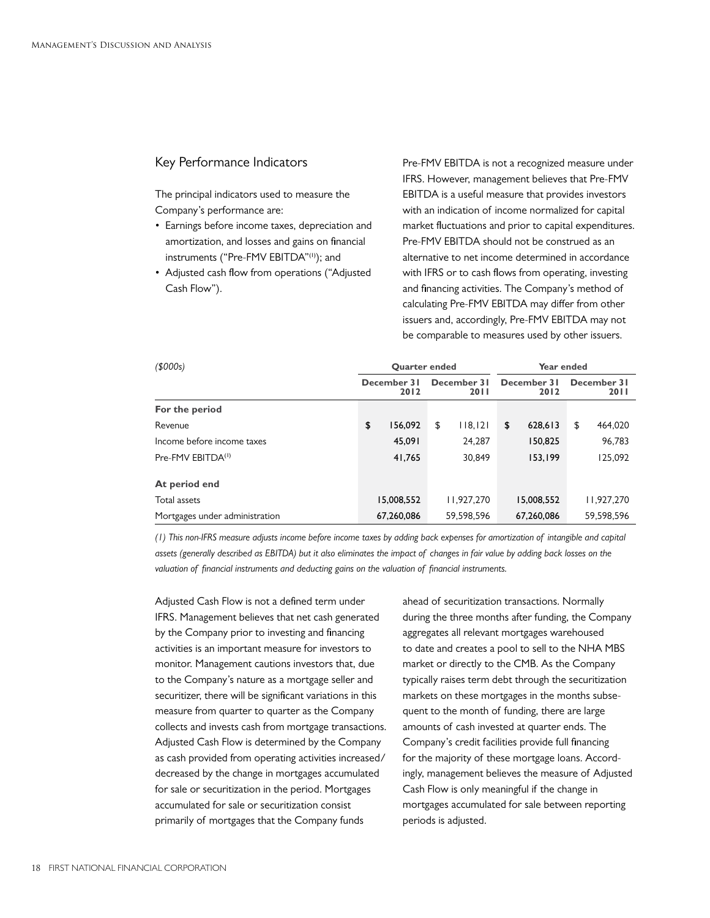## Key Performance Indicators

The principal indicators used to measure the Company's performance are:

- Earnings before income taxes, depreciation and amortization, and losses and gains on financial instruments ("Pre-FMV EBITDA"[(1)]); and
- Adjusted cash flow from operations ("Adjusted Cash Flow").

Pre-FMV EBITDA is not a recognized measure under IFRS. However, management believes that Pre-FMV EBITDA is a useful measure that provides investors with an indication of income normalized for capital market fluctuations and prior to capital expenditures. Pre-FMV EBITDA should not be construed as an alternative to net income determined in accordance with IFRS or to cash flows from operating, investing and financing activities. The Company's method of calculating Pre-FMV EBITDA may differ from other issuers and, accordingly, Pre-FMV EBITDA may not be comparable to measures used by other issuers.

| *($000s)* | **Quarter ended** | | **Year ended** | |
|---|---|---|---|---|
| | **December 31 2012** | **December 31 2011** | **December 31 2012** | **December 31 2011** |
| **For the period** | | | | |
| Revenue | **$ 156,092** | $ 118,121 | **$ 628,613** | $ 464,020 |
| Income before income taxes | **45,091** | 24,287 | **150,825** | 96,783 |
| Pre-FMV EBITDA[(1)] | **41,765** | 30,849 | **153,199** | 125,092 |
| **At period end** | | | | |
| Total assets | **15,008,552** | 11,927,270 | **15,008,552** | 11,927,270 |
| Mortgages under administration | **67,260,086** | 59,598,596 | **67,260,086** | 59,598,596 |

*(1) This non-IFRS measure adjusts income before income taxes by adding back expenses for amortization of intangible and capital assets (generally described as EBITDA) but it also eliminates the impact of changes in fair value by adding back losses on the valuation of financial instruments and deducting gains on the valuation of financial instruments.*

Adjusted Cash Flow is not a defined term under IFRS. Management believes that net cash generated by the Company prior to investing and financing activities is an important measure for investors to monitor. Management cautions investors that, due to the Company's nature as a mortgage seller and securitizer, there will be significant variations in this measure from quarter to quarter as the Company collects and invests cash from mortgage transactions. Adjusted Cash Flow is determined by the Company as cash provided from operating activities increased/decreased by the change in mortgages accumulated for sale or securitization in the period. Mortgages accumulated for sale or securitization consist primarily of mortgages that the Company funds ahead of securitization transactions. Normally during the three months after funding, the Company aggregates all relevant mortgages warehoused to date and creates a pool to sell to the NHA MBS market or directly to the CMB. As the Company typically raises term debt through the securitization markets on these mortgages in the months subsequent to the month of funding, there are large amounts of cash invested at quarter ends. The Company's credit facilities provide full financing for the majority of these mortgage loans. Accordingly, management believes the measure of Adjusted Cash Flow is only meaningful if the change in mortgages accumulated for sale between reporting periods is adjusted.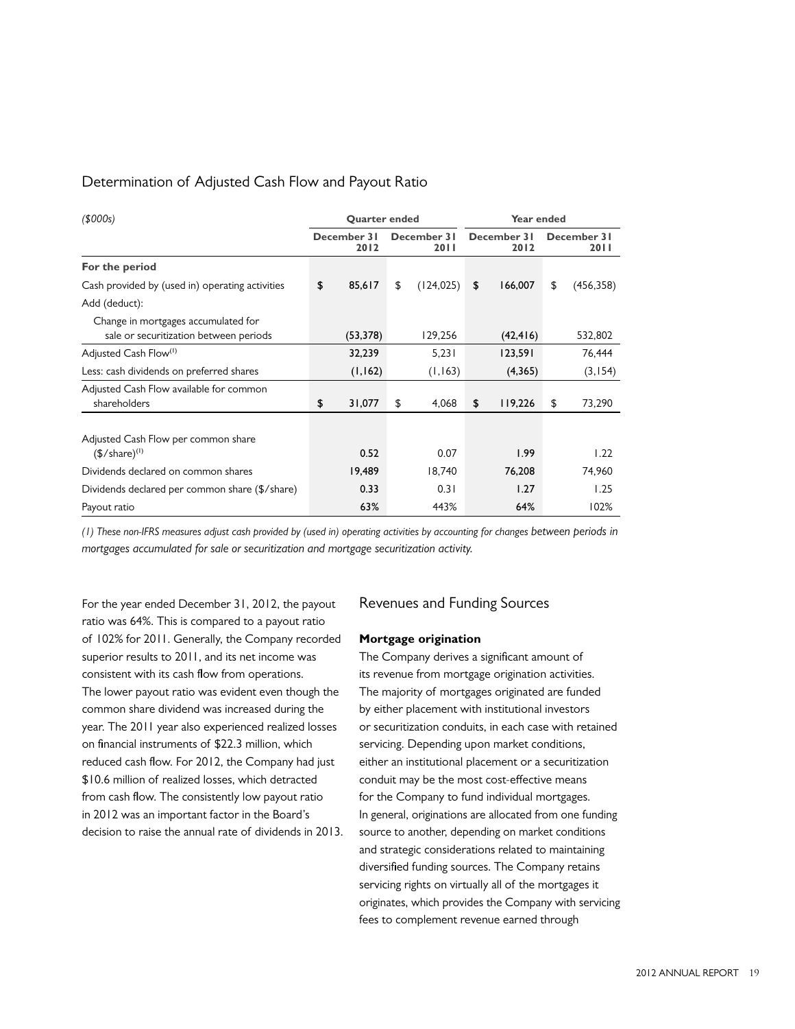## Determination of Adjusted Cash Flow and Payout Ratio

| *($000s)* | Quarter ended | | Year ended | |
|---|---|---|---|---|
| | December 31 2012 | December 31 2011 | December 31 2012 | December 31 2011 |
| **For the period** | | | | |
| Cash provided by (used in) operating activities | $ 85,617 | $ (124,025) | $ 166,007 | $ (456,358) |
| Add (deduct): | | | | |
| Change in mortgages accumulated for sale or securitization between periods | (53,378) | 129,256 | (42,416) | 532,802 |
| Adjusted Cash Flow[(1)] | 32,239 | 5,231 | 123,591 | 76,444 |
| Less: cash dividends on preferred shares | (1,162) | (1,163) | (4,365) | (3,154) |
| Adjusted Cash Flow available for common shareholders | $ 31,077 | $ 4,068 | $ 119,226 | $ 73,290 |
| | | | | |
| Adjusted Cash Flow per common share ($/share)[(1)] | 0.52 | 0.07 | 1.99 | 1.22 |
| Dividends declared on common shares | 19,489 | 18,740 | 76,208 | 74,960 |
| Dividends declared per common share ($/share) | 0.33 | 0.31 | 1.27 | 1.25 |
| Payout ratio | 63% | 443% | 64% | 102% |

*(1) These non-IFRS measures adjust cash provided by (used in) operating activities by accounting for changes between periods in mortgages accumulated for sale or securitization and mortgage securitization activity.*

For the year ended December 31, 2012, the payout ratio was 64%. This is compared to a payout ratio of 102% for 2011. Generally, the Company recorded superior results to 2011, and its net income was consistent with its cash flow from operations. The lower payout ratio was evident even though the common share dividend was increased during the year. The 2011 year also experienced realized losses on financial instruments of $22.3 million, which reduced cash flow. For 2012, the Company had just $10.6 million of realized losses, which detracted from cash flow. The consistently low payout ratio in 2012 was an important factor in the Board's decision to raise the annual rate of dividends in 2013.

## Revenues and Funding Sources

**Mortgage origination**

The Company derives a significant amount of its revenue from mortgage origination activities. The majority of mortgages originated are funded by either placement with institutional investors or securitization conduits, in each case with retained servicing. Depending upon market conditions, either an institutional placement or a securitization conduit may be the most cost-effective means for the Company to fund individual mortgages. In general, originations are allocated from one funding source to another, depending on market conditions and strategic considerations related to maintaining diversified funding sources. The Company retains servicing rights on virtually all of the mortgages it originates, which provides the Company with servicing fees to complement revenue earned through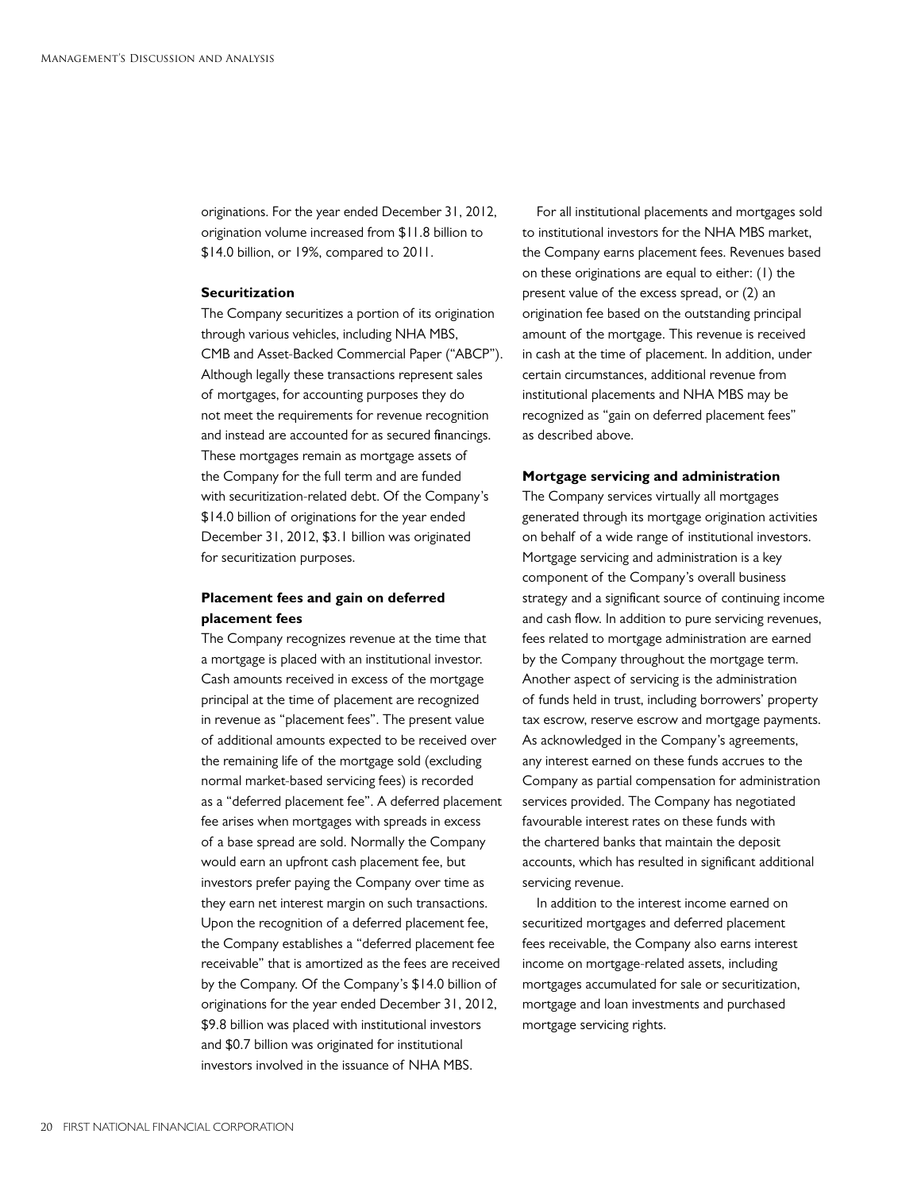originations. For the year ended December 31, 2012, origination volume increased from $11.8 billion to $14.0 billion, or 19%, compared to 2011.

**Securitization**

The Company securitizes a portion of its origination through various vehicles, including NHA MBS, CMB and Asset-Backed Commercial Paper ("ABCP"). Although legally these transactions represent sales of mortgages, for accounting purposes they do not meet the requirements for revenue recognition and instead are accounted for as secured financings. These mortgages remain as mortgage assets of the Company for the full term and are funded with securitization-related debt. Of the Company's $14.0 billion of originations for the year ended December 31, 2012, $3.1 billion was originated for securitization purposes.

**Placement fees and gain on deferred placement fees**

The Company recognizes revenue at the time that a mortgage is placed with an institutional investor. Cash amounts received in excess of the mortgage principal at the time of placement are recognized in revenue as "placement fees". The present value of additional amounts expected to be received over the remaining life of the mortgage sold (excluding normal market-based servicing fees) is recorded as a "deferred placement fee". A deferred placement fee arises when mortgages with spreads in excess of a base spread are sold. Normally the Company would earn an upfront cash placement fee, but investors prefer paying the Company over time as they earn net interest margin on such transactions. Upon the recognition of a deferred placement fee, the Company establishes a "deferred placement fee receivable" that is amortized as the fees are received by the Company. Of the Company's $14.0 billion of originations for the year ended December 31, 2012, $9.8 billion was placed with institutional investors and $0.7 billion was originated for institutional investors involved in the issuance of NHA MBS.

For all institutional placements and mortgages sold to institutional investors for the NHA MBS market, the Company earns placement fees. Revenues based on these originations are equal to either: (1) the present value of the excess spread, or (2) an origination fee based on the outstanding principal amount of the mortgage. This revenue is received in cash at the time of placement. In addition, under certain circumstances, additional revenue from institutional placements and NHA MBS may be recognized as "gain on deferred placement fees" as described above.

**Mortgage servicing and administration**

The Company services virtually all mortgages generated through its mortgage origination activities on behalf of a wide range of institutional investors. Mortgage servicing and administration is a key component of the Company's overall business strategy and a significant source of continuing income and cash flow. In addition to pure servicing revenues, fees related to mortgage administration are earned by the Company throughout the mortgage term. Another aspect of servicing is the administration of funds held in trust, including borrowers' property tax escrow, reserve escrow and mortgage payments. As acknowledged in the Company's agreements, any interest earned on these funds accrues to the Company as partial compensation for administration services provided. The Company has negotiated favourable interest rates on these funds with the chartered banks that maintain the deposit accounts, which has resulted in significant additional servicing revenue.

In addition to the interest income earned on securitized mortgages and deferred placement fees receivable, the Company also earns interest income on mortgage-related assets, including mortgages accumulated for sale or securitization, mortgage and loan investments and purchased mortgage servicing rights.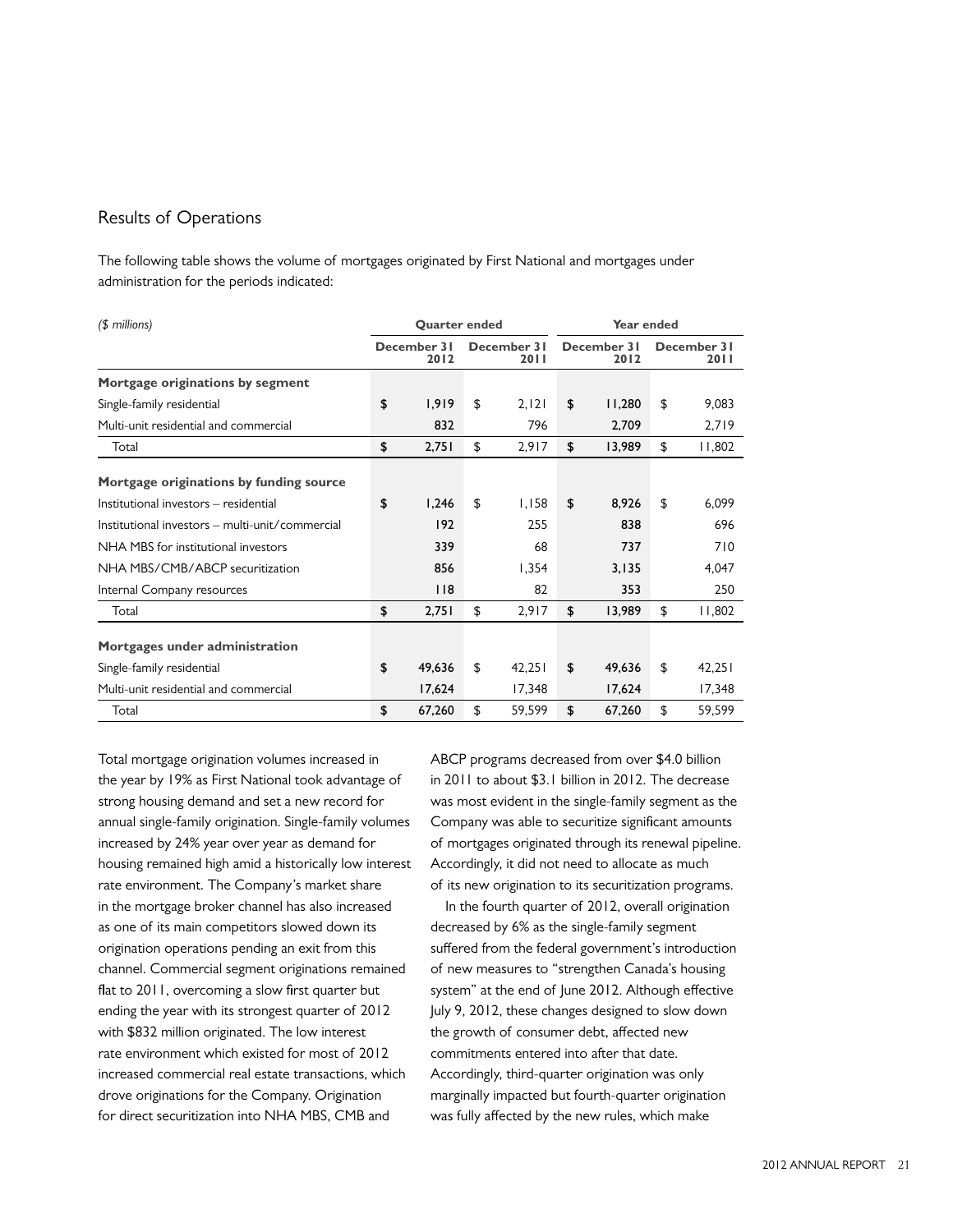## Results of Operations

The following table shows the volume of mortgages originated by First National and mortgages under administration for the periods indicated:

| *($ millions)* | Quarter ended | | Year ended | |
|---|---|---|---|---|
| | December 31 2012 | December 31 2011 | December 31 2012 | December 31 2011 |
| **Mortgage originations by segment** | | | | |
| Single-family residential | $ 1,919 | $ 2,121 | $ 11,280 | $ 9,083 |
| Multi-unit residential and commercial | 832 | 796 | 2,709 | 2,719 |
| Total | $ 2,751 | $ 2,917 | $ 13,989 | $ 11,802 |
| **Mortgage originations by funding source** | | | | |
| Institutional investors – residential | $ 1,246 | $ 1,158 | $ 8,926 | $ 6,099 |
| Institutional investors – multi-unit/commercial | 192 | 255 | 838 | 696 |
| NHA MBS for institutional investors | 339 | 68 | 737 | 710 |
| NHA MBS/CMB/ABCP securitization | 856 | 1,354 | 3,135 | 4,047 |
| Internal Company resources | 118 | 82 | 353 | 250 |
| Total | $ 2,751 | $ 2,917 | $ 13,989 | $ 11,802 |
| **Mortgages under administration** | | | | |
| Single-family residential | $ 49,636 | $ 42,251 | $ 49,636 | $ 42,251 |
| Multi-unit residential and commercial | 17,624 | 17,348 | 17,624 | 17,348 |
| Total | $ 67,260 | $ 59,599 | $ 67,260 | $ 59,599 |

Total mortgage origination volumes increased in the year by 19% as First National took advantage of strong housing demand and set a new record for annual single-family origination. Single-family volumes increased by 24% year over year as demand for housing remained high amid a historically low interest rate environment. The Company's market share in the mortgage broker channel has also increased as one of its main competitors slowed down its origination operations pending an exit from this channel. Commercial segment originations remained flat to 2011, overcoming a slow first quarter but ending the year with its strongest quarter of 2012 with $832 million originated. The low interest rate environment which existed for most of 2012 increased commercial real estate transactions, which drove originations for the Company. Origination for direct securitization into NHA MBS, CMB and ABCP programs decreased from over $4.0 billion in 2011 to about $3.1 billion in 2012. The decrease was most evident in the single-family segment as the Company was able to securitize significant amounts of mortgages originated through its renewal pipeline. Accordingly, it did not need to allocate as much of its new origination to its securitization programs.

In the fourth quarter of 2012, overall origination decreased by 6% as the single-family segment suffered from the federal government's introduction of new measures to "strengthen Canada's housing system" at the end of June 2012. Although effective July 9, 2012, these changes designed to slow down the growth of consumer debt, affected new commitments entered into after that date. Accordingly, third-quarter origination was only marginally impacted but fourth-quarter origination was fully affected by the new rules, which make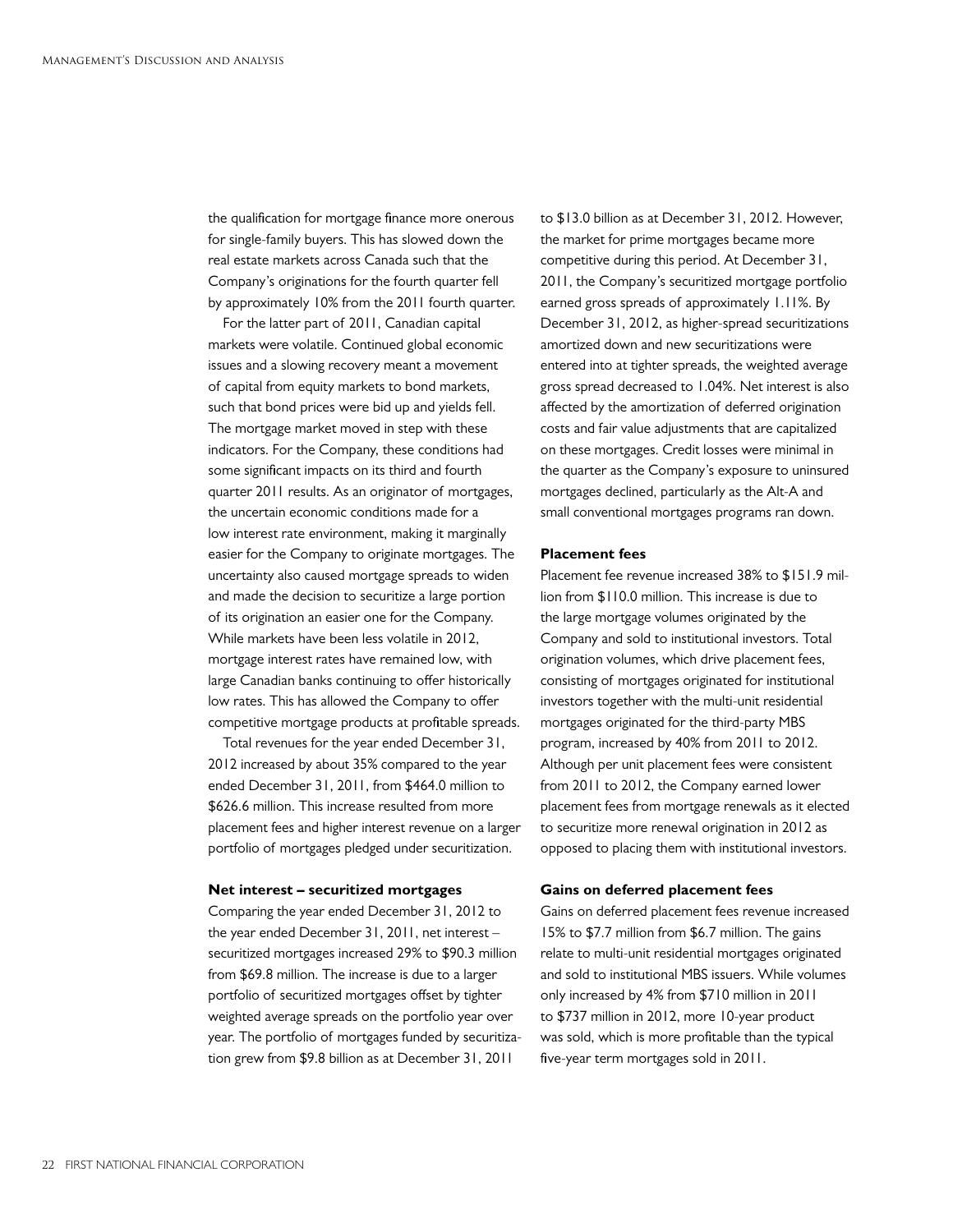the qualification for mortgage finance more onerous for single-family buyers. This has slowed down the real estate markets across Canada such that the Company's originations for the fourth quarter fell by approximately 10% from the 2011 fourth quarter.

For the latter part of 2011, Canadian capital markets were volatile. Continued global economic issues and a slowing recovery meant a movement of capital from equity markets to bond markets, such that bond prices were bid up and yields fell. The mortgage market moved in step with these indicators. For the Company, these conditions had some significant impacts on its third and fourth quarter 2011 results. As an originator of mortgages, the uncertain economic conditions made for a low interest rate environment, making it marginally easier for the Company to originate mortgages. The uncertainty also caused mortgage spreads to widen and made the decision to securitize a large portion of its origination an easier one for the Company. While markets have been less volatile in 2012, mortgage interest rates have remained low, with large Canadian banks continuing to offer historically low rates. This has allowed the Company to offer competitive mortgage products at profitable spreads.

Total revenues for the year ended December 31, 2012 increased by about 35% compared to the year ended December 31, 2011, from $464.0 million to $626.6 million. This increase resulted from more placement fees and higher interest revenue on a larger portfolio of mortgages pledged under securitization.

**Net interest – securitized mortgages**

Comparing the year ended December 31, 2012 to the year ended December 31, 2011, net interest – securitized mortgages increased 29% to $90.3 million from $69.8 million. The increase is due to a larger portfolio of securitized mortgages offset by tighter weighted average spreads on the portfolio year over year. The portfolio of mortgages funded by securitization grew from $9.8 billion as at December 31, 2011 to $13.0 billion as at December 31, 2012. However, the market for prime mortgages became more competitive during this period. At December 31, 2011, the Company's securitized mortgage portfolio earned gross spreads of approximately 1.11%. By December 31, 2012, as higher-spread securitizations amortized down and new securitizations were entered into at tighter spreads, the weighted average gross spread decreased to 1.04%. Net interest is also affected by the amortization of deferred origination costs and fair value adjustments that are capitalized on these mortgages. Credit losses were minimal in the quarter as the Company's exposure to uninsured mortgages declined, particularly as the Alt-A and small conventional mortgages programs ran down.

**Placement fees**

Placement fee revenue increased 38% to $151.9 million from $110.0 million. This increase is due to the large mortgage volumes originated by the Company and sold to institutional investors. Total origination volumes, which drive placement fees, consisting of mortgages originated for institutional investors together with the multi-unit residential mortgages originated for the third-party MBS program, increased by 40% from 2011 to 2012. Although per unit placement fees were consistent from 2011 to 2012, the Company earned lower placement fees from mortgage renewals as it elected to securitize more renewal origination in 2012 as opposed to placing them with institutional investors.

**Gains on deferred placement fees**

Gains on deferred placement fees revenue increased 15% to $7.7 million from $6.7 million. The gains relate to multi-unit residential mortgages originated and sold to institutional MBS issuers. While volumes only increased by 4% from $710 million in 2011 to $737 million in 2012, more 10-year product was sold, which is more profitable than the typical five-year term mortgages sold in 2011.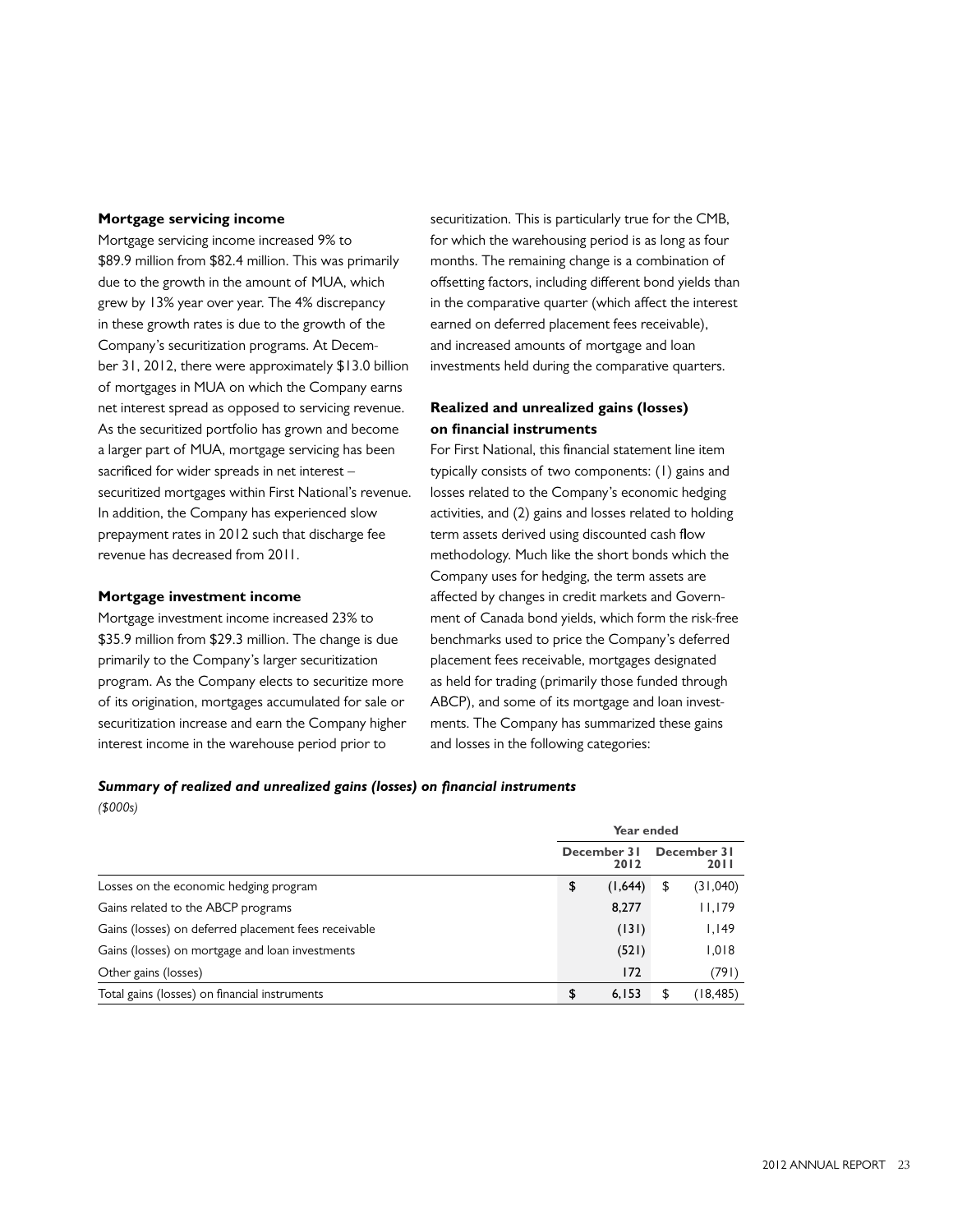### Mortgage servicing income

Mortgage servicing income increased 9% to $89.9 million from $82.4 million. This was primarily due to the growth in the amount of MUA, which grew by 13% year over year. The 4% discrepancy in these growth rates is due to the growth of the Company's securitization programs. At December 31, 2012, there were approximately $13.0 billion of mortgages in MUA on which the Company earns net interest spread as opposed to servicing revenue. As the securitized portfolio has grown and become a larger part of MUA, mortgage servicing has been sacrificed for wider spreads in net interest – securitized mortgages within First National's revenue. In addition, the Company has experienced slow prepayment rates in 2012 such that discharge fee revenue has decreased from 2011.

### Mortgage investment income

Mortgage investment income increased 23% to $35.9 million from $29.3 million. The change is due primarily to the Company's larger securitization program. As the Company elects to securitize more of its origination, mortgages accumulated for sale or securitization increase and earn the Company higher interest income in the warehouse period prior to securitization. This is particularly true for the CMB, for which the warehousing period is as long as four months. The remaining change is a combination of offsetting factors, including different bond yields than in the comparative quarter (which affect the interest earned on deferred placement fees receivable), and increased amounts of mortgage and loan investments held during the comparative quarters.

### Realized and unrealized gains (losses) on financial instruments

For First National, this financial statement line item typically consists of two components: (1) gains and losses related to the Company's economic hedging activities, and (2) gains and losses related to holding term assets derived using discounted cash flow methodology. Much like the short bonds which the Company uses for hedging, the term assets are affected by changes in credit markets and Government of Canada bond yields, which form the risk-free benchmarks used to price the Company's deferred placement fees receivable, mortgages designated as held for trading (primarily those funded through ABCP), and some of its mortgage and loan investments. The Company has summarized these gains and losses in the following categories:

***Summary of realized and unrealized gains (losses) on financial instruments***
*($000s)*

| | Year ended | |
|---|---|---|
| | December 31 2012 | December 31 2011 |
| Losses on the economic hedging program | $ (1,644) | $ (31,040) |
| Gains related to the ABCP programs | 8,277 | 11,179 |
| Gains (losses) on deferred placement fees receivable | (131) | 1,149 |
| Gains (losses) on mortgage and loan investments | (521) | 1,018 |
| Other gains (losses) | 172 | (791) |
| Total gains (losses) on financial instruments | $ 6,153 | $ (18,485) |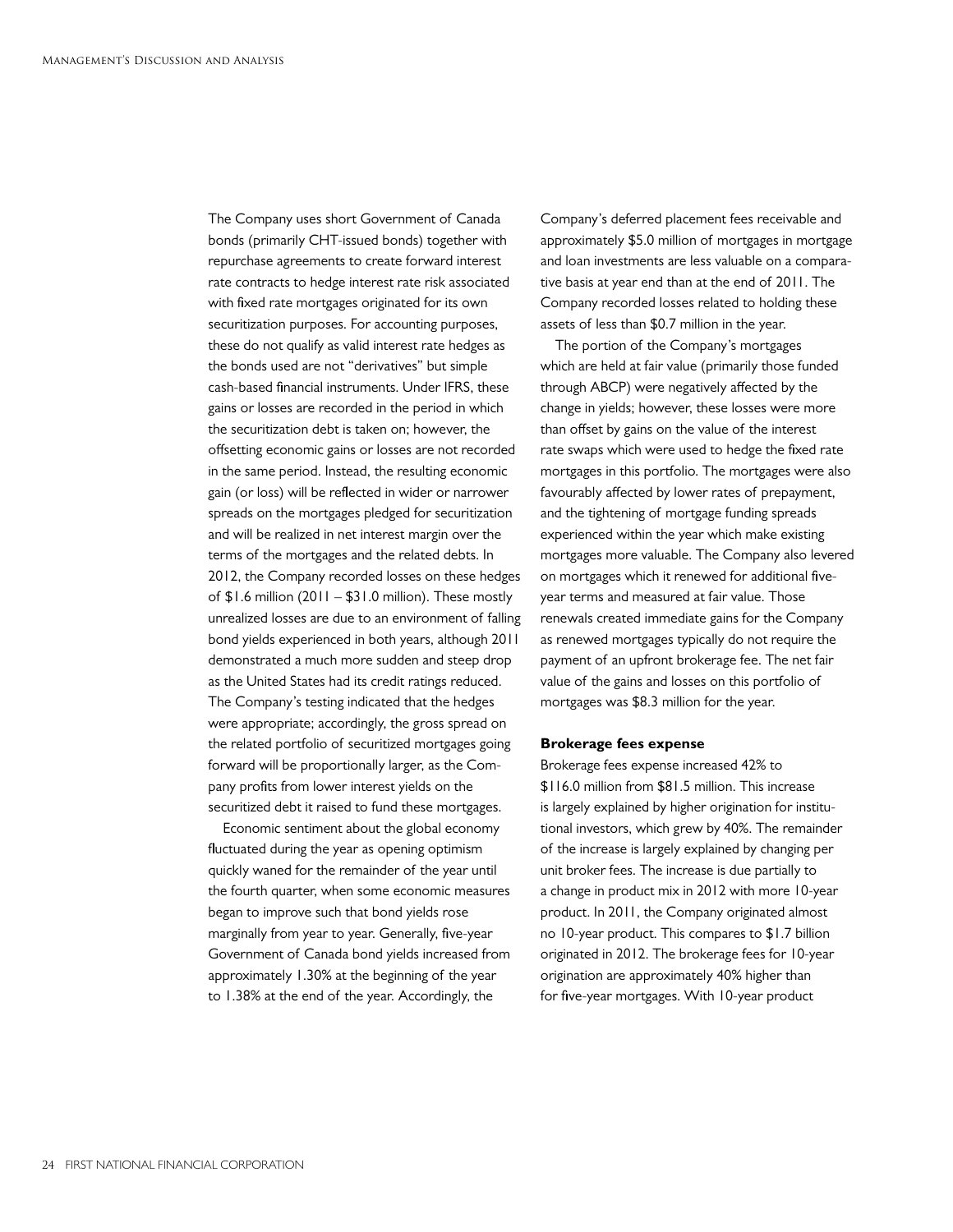The Company uses short Government of Canada bonds (primarily CHT-issued bonds) together with repurchase agreements to create forward interest rate contracts to hedge interest rate risk associated with fixed rate mortgages originated for its own securitization purposes. For accounting purposes, these do not qualify as valid interest rate hedges as the bonds used are not "derivatives" but simple cash-based financial instruments. Under IFRS, these gains or losses are recorded in the period in which the securitization debt is taken on; however, the offsetting economic gains or losses are not recorded in the same period. Instead, the resulting economic gain (or loss) will be reflected in wider or narrower spreads on the mortgages pledged for securitization and will be realized in net interest margin over the terms of the mortgages and the related debts. In 2012, the Company recorded losses on these hedges of $1.6 million (2011 – $31.0 million). These mostly unrealized losses are due to an environment of falling bond yields experienced in both years, although 2011 demonstrated a much more sudden and steep drop as the United States had its credit ratings reduced. The Company's testing indicated that the hedges were appropriate; accordingly, the gross spread on the related portfolio of securitized mortgages going forward will be proportionally larger, as the Company profits from lower interest yields on the securitized debt it raised to fund these mortgages.

Economic sentiment about the global economy fluctuated during the year as opening optimism quickly waned for the remainder of the year until the fourth quarter, when some economic measures began to improve such that bond yields rose marginally from year to year. Generally, five-year Government of Canada bond yields increased from approximately 1.30% at the beginning of the year to 1.38% at the end of the year. Accordingly, the Company's deferred placement fees receivable and approximately $5.0 million of mortgages in mortgage and loan investments are less valuable on a comparative basis at year end than at the end of 2011. The Company recorded losses related to holding these assets of less than $0.7 million in the year.

The portion of the Company's mortgages which are held at fair value (primarily those funded through ABCP) were negatively affected by the change in yields; however, these losses were more than offset by gains on the value of the interest rate swaps which were used to hedge the fixed rate mortgages in this portfolio. The mortgages were also favourably affected by lower rates of prepayment, and the tightening of mortgage funding spreads experienced within the year which make existing mortgages more valuable. The Company also levered on mortgages which it renewed for additional five-year terms and measured at fair value. Those renewals created immediate gains for the Company as renewed mortgages typically do not require the payment of an upfront brokerage fee. The net fair value of the gains and losses on this portfolio of mortgages was $8.3 million for the year.

**Brokerage fees expense**

Brokerage fees expense increased 42% to $116.0 million from $81.5 million. This increase is largely explained by higher origination for institutional investors, which grew by 40%. The remainder of the increase is largely explained by changing per unit broker fees. The increase is due partially to a change in product mix in 2012 with more 10-year product. In 2011, the Company originated almost no 10-year product. This compares to $1.7 billion originated in 2012. The brokerage fees for 10-year origination are approximately 40% higher than for five-year mortgages. With 10-year product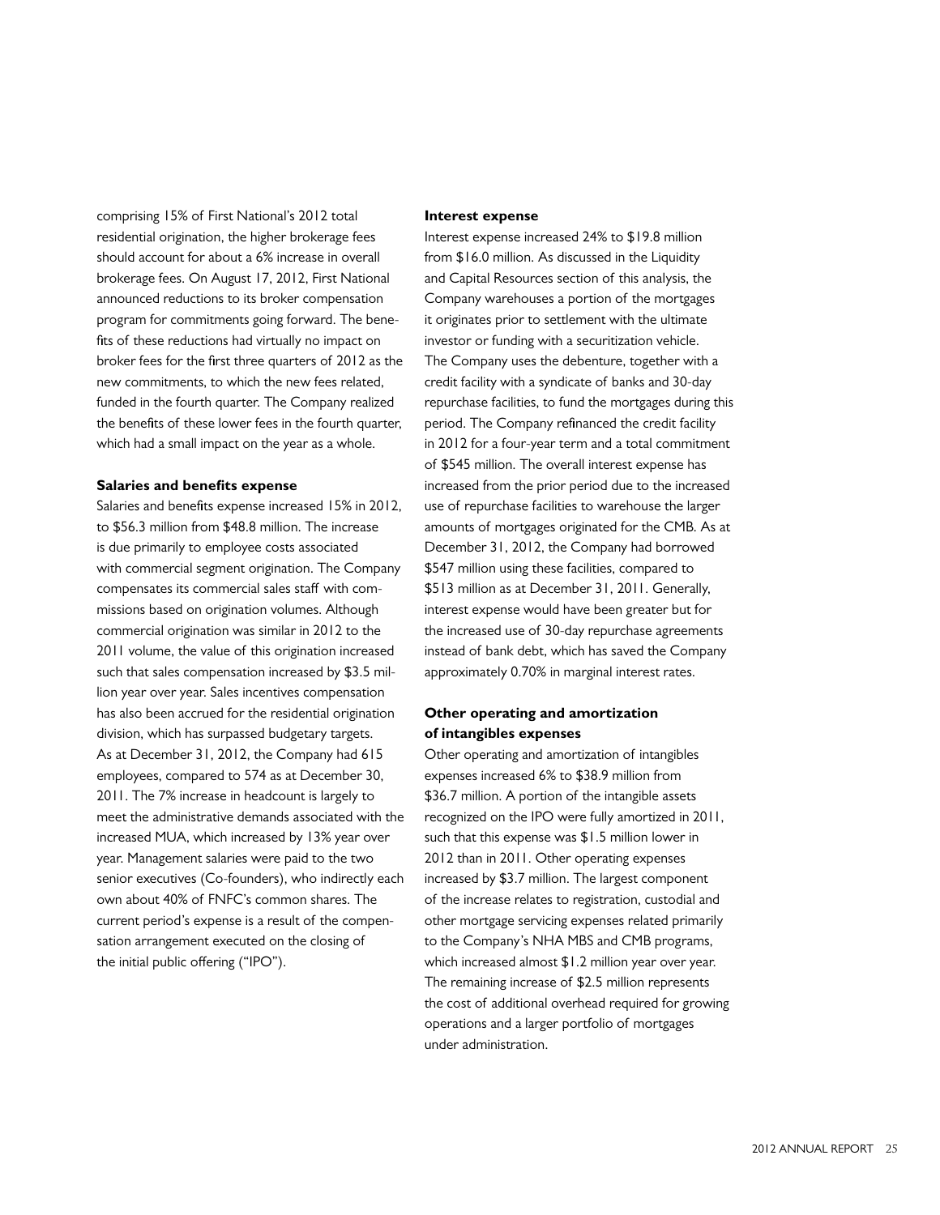comprising 15% of First National's 2012 total residential origination, the higher brokerage fees should account for about a 6% increase in overall brokerage fees. On August 17, 2012, First National announced reductions to its broker compensation program for commitments going forward. The benefits of these reductions had virtually no impact on broker fees for the first three quarters of 2012 as the new commitments, to which the new fees related, funded in the fourth quarter. The Company realized the benefits of these lower fees in the fourth quarter, which had a small impact on the year as a whole.

**Salaries and benefits expense**

Salaries and benefits expense increased 15% in 2012, to $56.3 million from $48.8 million. The increase is due primarily to employee costs associated with commercial segment origination. The Company compensates its commercial sales staff with commissions based on origination volumes. Although commercial origination was similar in 2012 to the 2011 volume, the value of this origination increased such that sales compensation increased by $3.5 million year over year. Sales incentives compensation has also been accrued for the residential origination division, which has surpassed budgetary targets. As at December 31, 2012, the Company had 615 employees, compared to 574 as at December 30, 2011. The 7% increase in headcount is largely to meet the administrative demands associated with the increased MUA, which increased by 13% year over year. Management salaries were paid to the two senior executives (Co-founders), who indirectly each own about 40% of FNFC's common shares. The current period's expense is a result of the compensation arrangement executed on the closing of the initial public offering ("IPO").

**Interest expense**

Interest expense increased 24% to $19.8 million from $16.0 million. As discussed in the Liquidity and Capital Resources section of this analysis, the Company warehouses a portion of the mortgages it originates prior to settlement with the ultimate investor or funding with a securitization vehicle. The Company uses the debenture, together with a credit facility with a syndicate of banks and 30-day repurchase facilities, to fund the mortgages during this period. The Company refinanced the credit facility in 2012 for a four-year term and a total commitment of $545 million. The overall interest expense has increased from the prior period due to the increased use of repurchase facilities to warehouse the larger amounts of mortgages originated for the CMB. As at December 31, 2012, the Company had borrowed $547 million using these facilities, compared to $513 million as at December 31, 2011. Generally, interest expense would have been greater but for the increased use of 30-day repurchase agreements instead of bank debt, which has saved the Company approximately 0.70% in marginal interest rates.

**Other operating and amortization of intangibles expenses**

Other operating and amortization of intangibles expenses increased 6% to $38.9 million from $36.7 million. A portion of the intangible assets recognized on the IPO were fully amortized in 2011, such that this expense was $1.5 million lower in 2012 than in 2011. Other operating expenses increased by $3.7 million. The largest component of the increase relates to registration, custodial and other mortgage servicing expenses related primarily to the Company's NHA MBS and CMB programs, which increased almost $1.2 million year over year. The remaining increase of $2.5 million represents the cost of additional overhead required for growing operations and a larger portfolio of mortgages under administration.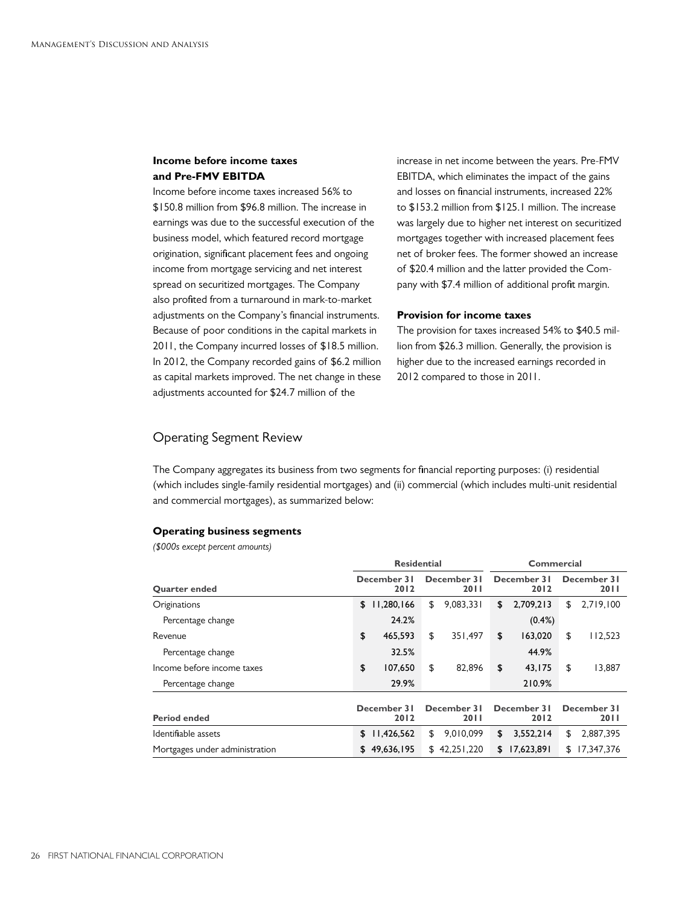### Income before income taxes and Pre-FMV EBITDA

Income before income taxes increased 56% to $150.8 million from $96.8 million. The increase in earnings was due to the successful execution of the business model, which featured record mortgage origination, significant placement fees and ongoing income from mortgage servicing and net interest spread on securitized mortgages. The Company also profited from a turnaround in mark-to-market adjustments on the Company's financial instruments. Because of poor conditions in the capital markets in 2011, the Company incurred losses of $18.5 million. In 2012, the Company recorded gains of $6.2 million as capital markets improved. The net change in these adjustments accounted for $24.7 million of the increase in net income between the years. Pre-FMV EBITDA, which eliminates the impact of the gains and losses on financial instruments, increased 22% to $153.2 million from $125.1 million. The increase was largely due to higher net interest on securitized mortgages together with increased placement fees net of broker fees. The former showed an increase of $20.4 million and the latter provided the Company with $7.4 million of additional profit margin.

### Provision for income taxes

The provision for taxes increased 54% to $40.5 million from $26.3 million. Generally, the provision is higher due to the increased earnings recorded in 2012 compared to those in 2011.

## Operating Segment Review

The Company aggregates its business from two segments for financial reporting purposes: (i) residential (which includes single-family residential mortgages) and (ii) commercial (which includes multi-unit residential and commercial mortgages), as summarized below:

### Operating business segments

*($000s except percent amounts)*

| | Residential | | Commercial | |
|---|---|---|---|---|
| **Quarter ended** | **December 31 2012** | **December 31 2011** | **December 31 2012** | **December 31 2011** |
| Originations | $ 11,280,166 | $ 9,083,331 | $ 2,709,213 | $ 2,719,100 |
| Percentage change | 24.2% | | (0.4%) | |
| Revenue | $ 465,593 | $ 351,497 | $ 163,020 | $ 112,523 |
| Percentage change | 32.5% | | 44.9% | |
| Income before income taxes | $ 107,650 | $ 82,896 | $ 43,175 | $ 13,887 |
| Percentage change | 29.9% | | 210.9% | |
| **Period ended** | **December 31 2012** | **December 31 2011** | **December 31 2012** | **December 31 2011** |
| Identifiable assets | $ 11,426,562 | $ 9,010,099 | $ 3,552,214 | $ 2,887,395 |
| Mortgages under administration | $ 49,636,195 | $ 42,251,220 | $ 17,623,891 | $ 17,347,376 |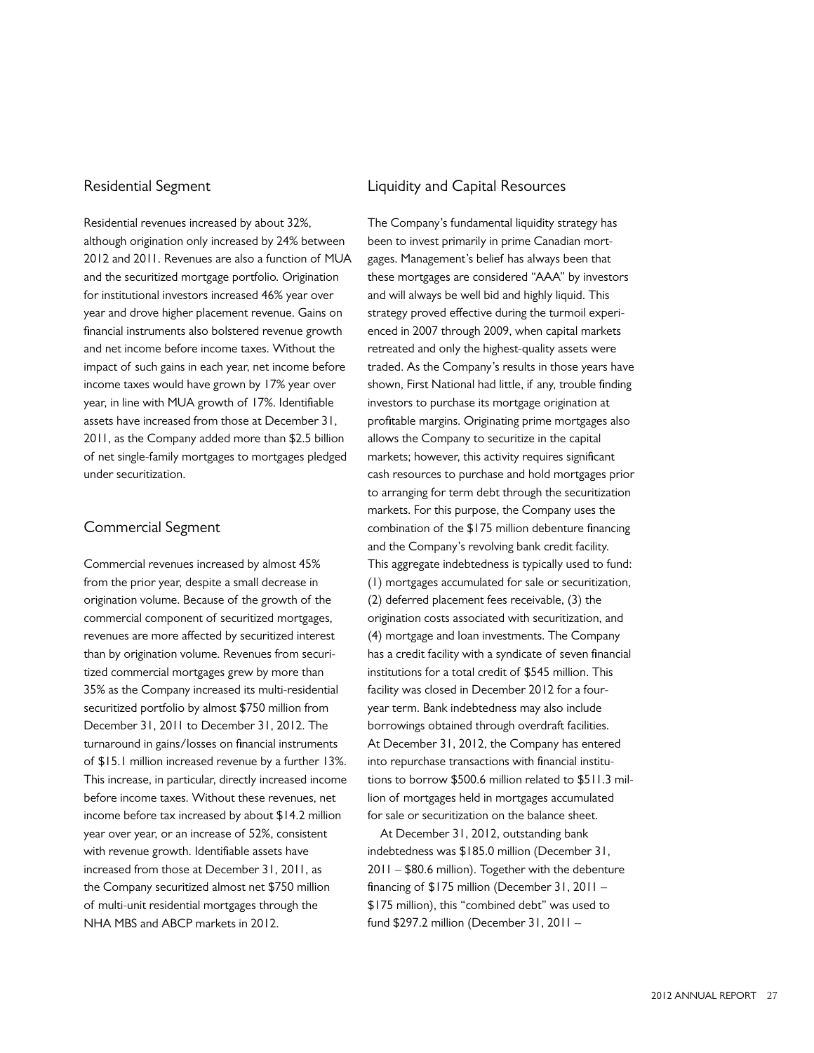## Residential Segment

Residential revenues increased by about 32%, although origination only increased by 24% between 2012 and 2011. Revenues are also a function of MUA and the securitized mortgage portfolio. Origination for institutional investors increased 46% year over year and drove higher placement revenue. Gains on financial instruments also bolstered revenue growth and net income before income taxes. Without the impact of such gains in each year, net income before income taxes would have grown by 17% year over year, in line with MUA growth of 17%. Identifiable assets have increased from those at December 31, 2011, as the Company added more than $2.5 billion of net single-family mortgages to mortgages pledged under securitization.

## Commercial Segment

Commercial revenues increased by almost 45% from the prior year, despite a small decrease in origination volume. Because of the growth of the commercial component of securitized mortgages, revenues are more affected by securitized interest than by origination volume. Revenues from securitized commercial mortgages grew by more than 35% as the Company increased its multi-residential securitized portfolio by almost $750 million from December 31, 2011 to December 31, 2012. The turnaround in gains/losses on financial instruments of $15.1 million increased revenue by a further 13%. This increase, in particular, directly increased income before income taxes. Without these revenues, net income before tax increased by about $14.2 million year over year, or an increase of 52%, consistent with revenue growth. Identifiable assets have increased from those at December 31, 2011, as the Company securitized almost net $750 million of multi-unit residential mortgages through the NHA MBS and ABCP markets in 2012.

## Liquidity and Capital Resources

The Company's fundamental liquidity strategy has been to invest primarily in prime Canadian mortgages. Management's belief has always been that these mortgages are considered "AAA" by investors and will always be well bid and highly liquid. This strategy proved effective during the turmoil experienced in 2007 through 2009, when capital markets retreated and only the highest-quality assets were traded. As the Company's results in those years have shown, First National had little, if any, trouble finding investors to purchase its mortgage origination at profitable margins. Originating prime mortgages also allows the Company to securitize in the capital markets; however, this activity requires significant cash resources to purchase and hold mortgages prior to arranging for term debt through the securitization markets. For this purpose, the Company uses the combination of the $175 million debenture financing and the Company's revolving bank credit facility. This aggregate indebtedness is typically used to fund: (1) mortgages accumulated for sale or securitization, (2) deferred placement fees receivable, (3) the origination costs associated with securitization, and (4) mortgage and loan investments. The Company has a credit facility with a syndicate of seven financial institutions for a total credit of $545 million. This facility was closed in December 2012 for a four-year term. Bank indebtedness may also include borrowings obtained through overdraft facilities. At December 31, 2012, the Company has entered into repurchase transactions with financial institutions to borrow $500.6 million related to $511.3 million of mortgages held in mortgages accumulated for sale or securitization on the balance sheet.

At December 31, 2012, outstanding bank indebtedness was $185.0 million (December 31, 2011 – $80.6 million). Together with the debenture financing of $175 million (December 31, 2011 – $175 million), this "combined debt" was used to fund $297.2 million (December 31, 2011 –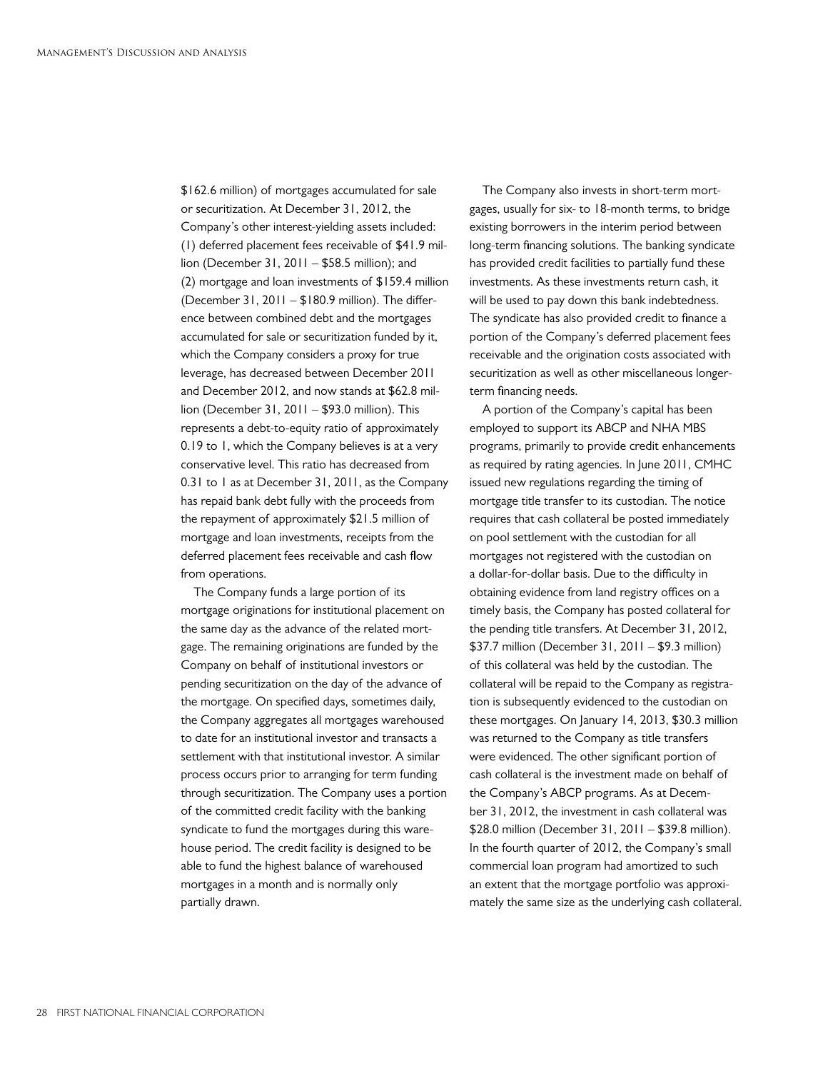$162.6 million) of mortgages accumulated for sale or securitization. At December 31, 2012, the Company's other interest-yielding assets included: (1) deferred placement fees receivable of $41.9 million (December 31, 2011 – $58.5 million); and (2) mortgage and loan investments of $159.4 million (December 31, 2011 – $180.9 million). The difference between combined debt and the mortgages accumulated for sale or securitization funded by it, which the Company considers a proxy for true leverage, has decreased between December 2011 and December 2012, and now stands at $62.8 million (December 31, 2011 – $93.0 million). This represents a debt-to-equity ratio of approximately 0.19 to 1, which the Company believes is at a very conservative level. This ratio has decreased from 0.31 to 1 as at December 31, 2011, as the Company has repaid bank debt fully with the proceeds from the repayment of approximately $21.5 million of mortgage and loan investments, receipts from the deferred placement fees receivable and cash flow from operations.

The Company funds a large portion of its mortgage originations for institutional placement on the same day as the advance of the related mortgage. The remaining originations are funded by the Company on behalf of institutional investors or pending securitization on the day of the advance of the mortgage. On specified days, sometimes daily, the Company aggregates all mortgages warehoused to date for an institutional investor and transacts a settlement with that institutional investor. A similar process occurs prior to arranging for term funding through securitization. The Company uses a portion of the committed credit facility with the banking syndicate to fund the mortgages during this warehouse period. The credit facility is designed to be able to fund the highest balance of warehoused mortgages in a month and is normally only partially drawn.

The Company also invests in short-term mortgages, usually for six- to 18-month terms, to bridge existing borrowers in the interim period between long-term financing solutions. The banking syndicate has provided credit facilities to partially fund these investments. As these investments return cash, it will be used to pay down this bank indebtedness. The syndicate has also provided credit to finance a portion of the Company's deferred placement fees receivable and the origination costs associated with securitization as well as other miscellaneous longer-term financing needs.

A portion of the Company's capital has been employed to support its ABCP and NHA MBS programs, primarily to provide credit enhancements as required by rating agencies. In June 2011, CMHC issued new regulations regarding the timing of mortgage title transfer to its custodian. The notice requires that cash collateral be posted immediately on pool settlement with the custodian for all mortgages not registered with the custodian on a dollar-for-dollar basis. Due to the difficulty in obtaining evidence from land registry offices on a timely basis, the Company has posted collateral for the pending title transfers. At December 31, 2012, $37.7 million (December 31, 2011 – $9.3 million) of this collateral was held by the custodian. The collateral will be repaid to the Company as registration is subsequently evidenced to the custodian on these mortgages. On January 14, 2013, $30.3 million was returned to the Company as title transfers were evidenced. The other significant portion of cash collateral is the investment made on behalf of the Company's ABCP programs. As at December 31, 2012, the investment in cash collateral was $28.0 million (December 31, 2011 – $39.8 million). In the fourth quarter of 2012, the Company's small commercial loan program had amortized to such an extent that the mortgage portfolio was approximately the same size as the underlying cash collateral.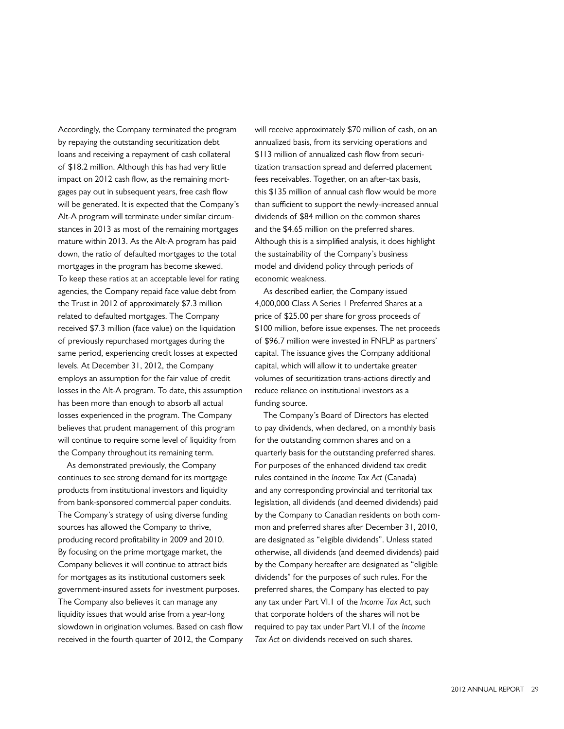Accordingly, the Company terminated the program by repaying the outstanding securitization debt loans and receiving a repayment of cash collateral of $18.2 million. Although this has had very little impact on 2012 cash flow, as the remaining mortgages pay out in subsequent years, free cash flow will be generated. It is expected that the Company's Alt-A program will terminate under similar circumstances in 2013 as most of the remaining mortgages mature within 2013. As the Alt-A program has paid down, the ratio of defaulted mortgages to the total mortgages in the program has become skewed. To keep these ratios at an acceptable level for rating agencies, the Company repaid face value debt from the Trust in 2012 of approximately $7.3 million related to defaulted mortgages. The Company received $7.3 million (face value) on the liquidation of previously repurchased mortgages during the same period, experiencing credit losses at expected levels. At December 31, 2012, the Company employs an assumption for the fair value of credit losses in the Alt-A program. To date, this assumption has been more than enough to absorb all actual losses experienced in the program. The Company believes that prudent management of this program will continue to require some level of liquidity from the Company throughout its remaining term.

As demonstrated previously, the Company continues to see strong demand for its mortgage products from institutional investors and liquidity from bank-sponsored commercial paper conduits. The Company's strategy of using diverse funding sources has allowed the Company to thrive, producing record profitability in 2009 and 2010. By focusing on the prime mortgage market, the Company believes it will continue to attract bids for mortgages as its institutional customers seek government-insured assets for investment purposes. The Company also believes it can manage any liquidity issues that would arise from a year-long slowdown in origination volumes. Based on cash flow received in the fourth quarter of 2012, the Company will receive approximately $70 million of cash, on an annualized basis, from its servicing operations and $113 million of annualized cash flow from securitization transaction spread and deferred placement fees receivables. Together, on an after-tax basis, this $135 million of annual cash flow would be more than sufficient to support the newly-increased annual dividends of $84 million on the common shares and the $4.65 million on the preferred shares. Although this is a simplified analysis, it does highlight the sustainability of the Company's business model and dividend policy through periods of economic weakness.

As described earlier, the Company issued 4,000,000 Class A Series 1 Preferred Shares at a price of $25.00 per share for gross proceeds of $100 million, before issue expenses. The net proceeds of $96.7 million were invested in FNFLP as partners' capital. The issuance gives the Company additional capital, which will allow it to undertake greater volumes of securitization trans-actions directly and reduce reliance on institutional investors as a funding source.

The Company's Board of Directors has elected to pay dividends, when declared, on a monthly basis for the outstanding common shares and on a quarterly basis for the outstanding preferred shares. For purposes of the enhanced dividend tax credit rules contained in the *Income Tax Act* (Canada) and any corresponding provincial and territorial tax legislation, all dividends (and deemed dividends) paid by the Company to Canadian residents on both common and preferred shares after December 31, 2010, are designated as "eligible dividends". Unless stated otherwise, all dividends (and deemed dividends) paid by the Company hereafter are designated as "eligible dividends" for the purposes of such rules. For the preferred shares, the Company has elected to pay any tax under Part VI.1 of the *Income Tax Act*, such that corporate holders of the shares will not be required to pay tax under Part VI.1 of the *Income Tax Act* on dividends received on such shares.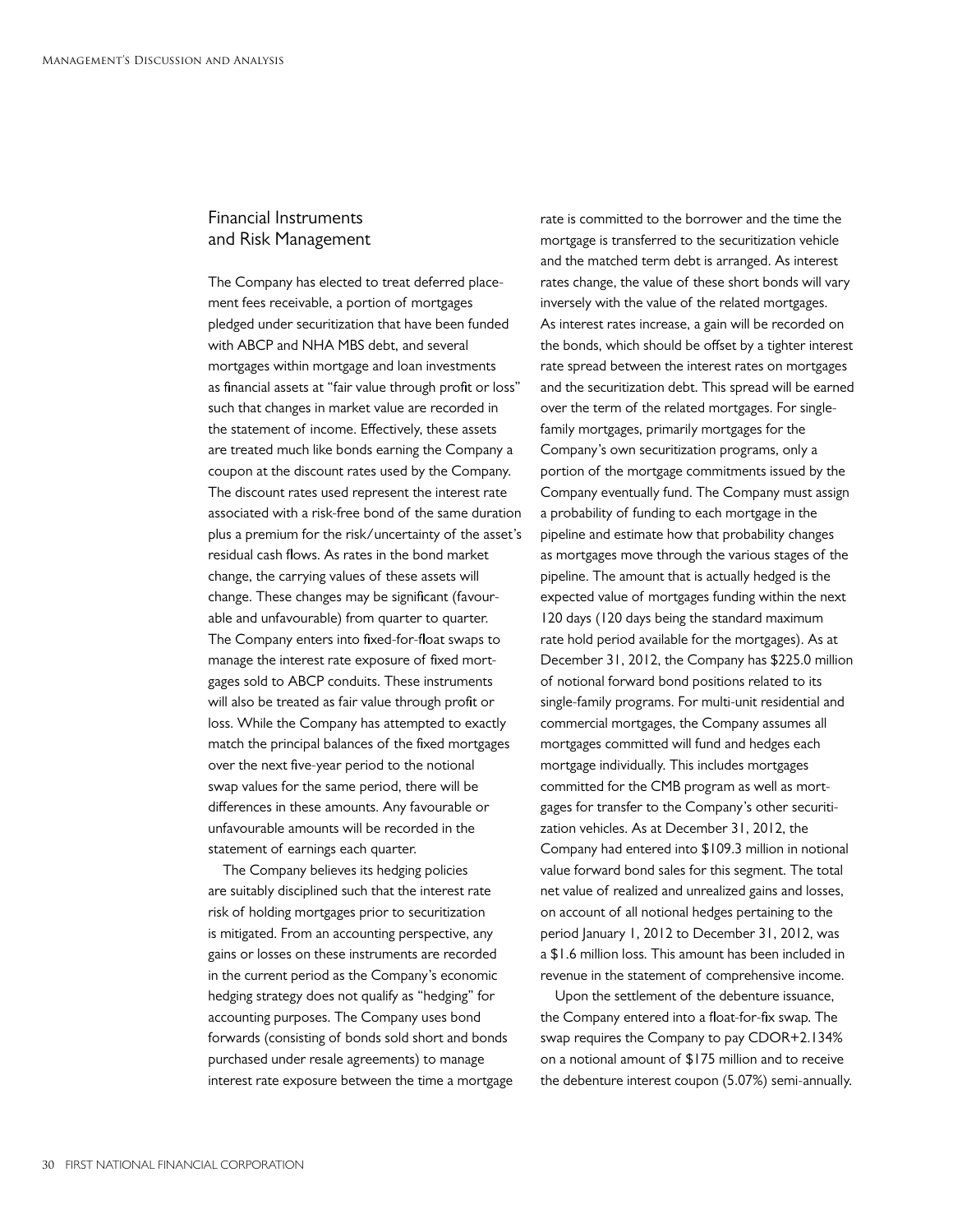## Financial Instruments and Risk Management

The Company has elected to treat deferred placement fees receivable, a portion of mortgages pledged under securitization that have been funded with ABCP and NHA MBS debt, and several mortgages within mortgage and loan investments as financial assets at "fair value through profit or loss" such that changes in market value are recorded in the statement of income. Effectively, these assets are treated much like bonds earning the Company a coupon at the discount rates used by the Company. The discount rates used represent the interest rate associated with a risk-free bond of the same duration plus a premium for the risk/uncertainty of the asset's residual cash flows. As rates in the bond market change, the carrying values of these assets will change. These changes may be significant (favourable and unfavourable) from quarter to quarter. The Company enters into fixed-for-float swaps to manage the interest rate exposure of fixed mortgages sold to ABCP conduits. These instruments will also be treated as fair value through profit or loss. While the Company has attempted to exactly match the principal balances of the fixed mortgages over the next five-year period to the notional swap values for the same period, there will be differences in these amounts. Any favourable or unfavourable amounts will be recorded in the statement of earnings each quarter.

The Company believes its hedging policies are suitably disciplined such that the interest rate risk of holding mortgages prior to securitization is mitigated. From an accounting perspective, any gains or losses on these instruments are recorded in the current period as the Company's economic hedging strategy does not qualify as "hedging" for accounting purposes. The Company uses bond forwards (consisting of bonds sold short and bonds purchased under resale agreements) to manage interest rate exposure between the time a mortgage rate is committed to the borrower and the time the mortgage is transferred to the securitization vehicle and the matched term debt is arranged. As interest rates change, the value of these short bonds will vary inversely with the value of the related mortgages. As interest rates increase, a gain will be recorded on the bonds, which should be offset by a tighter interest rate spread between the interest rates on mortgages and the securitization debt. This spread will be earned over the term of the related mortgages. For single-family mortgages, primarily mortgages for the Company's own securitization programs, only a portion of the mortgage commitments issued by the Company eventually fund. The Company must assign a probability of funding to each mortgage in the pipeline and estimate how that probability changes as mortgages move through the various stages of the pipeline. The amount that is actually hedged is the expected value of mortgages funding within the next 120 days (120 days being the standard maximum rate hold period available for the mortgages). As at December 31, 2012, the Company has $225.0 million of notional forward bond positions related to its single-family programs. For multi-unit residential and commercial mortgages, the Company assumes all mortgages committed will fund and hedges each mortgage individually. This includes mortgages committed for the CMB program as well as mortgages for transfer to the Company's other securitization vehicles. As at December 31, 2012, the Company had entered into $109.3 million in notional value forward bond sales for this segment. The total net value of realized and unrealized gains and losses, on account of all notional hedges pertaining to the period January 1, 2012 to December 31, 2012, was a $1.6 million loss. This amount has been included in revenue in the statement of comprehensive income.

Upon the settlement of the debenture issuance, the Company entered into a float-for-fix swap. The swap requires the Company to pay CDOR+2.134% on a notional amount of $175 million and to receive the debenture interest coupon (5.07%) semi-annually.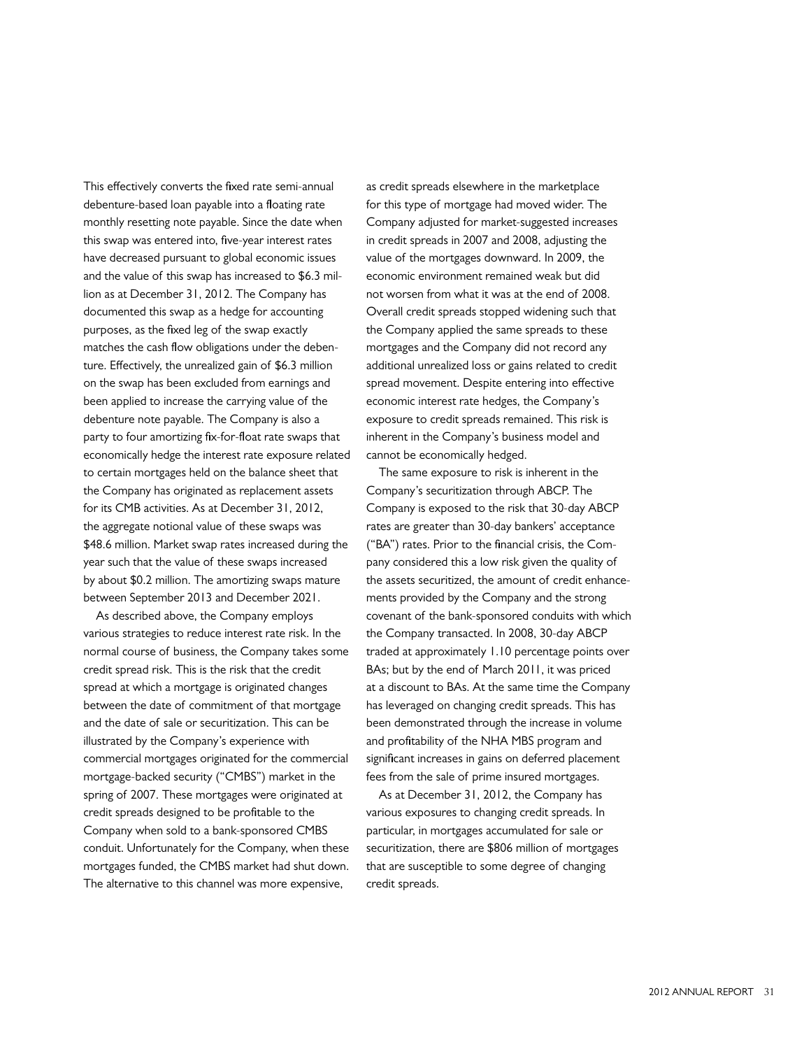This effectively converts the fixed rate semi-annual debenture-based loan payable into a floating rate monthly resetting note payable. Since the date when this swap was entered into, five-year interest rates have decreased pursuant to global economic issues and the value of this swap has increased to $6.3 million as at December 31, 2012. The Company has documented this swap as a hedge for accounting purposes, as the fixed leg of the swap exactly matches the cash flow obligations under the debenture. Effectively, the unrealized gain of $6.3 million on the swap has been excluded from earnings and been applied to increase the carrying value of the debenture note payable. The Company is also a party to four amortizing fix-for-float rate swaps that economically hedge the interest rate exposure related to certain mortgages held on the balance sheet that the Company has originated as replacement assets for its CMB activities. As at December 31, 2012, the aggregate notional value of these swaps was $48.6 million. Market swap rates increased during the year such that the value of these swaps increased by about $0.2 million. The amortizing swaps mature between September 2013 and December 2021.

As described above, the Company employs various strategies to reduce interest rate risk. In the normal course of business, the Company takes some credit spread risk. This is the risk that the credit spread at which a mortgage is originated changes between the date of commitment of that mortgage and the date of sale or securitization. This can be illustrated by the Company's experience with commercial mortgages originated for the commercial mortgage-backed security ("CMBS") market in the spring of 2007. These mortgages were originated at credit spreads designed to be profitable to the Company when sold to a bank-sponsored CMBS conduit. Unfortunately for the Company, when these mortgages funded, the CMBS market had shut down. The alternative to this channel was more expensive, as credit spreads elsewhere in the marketplace for this type of mortgage had moved wider. The Company adjusted for market-suggested increases in credit spreads in 2007 and 2008, adjusting the value of the mortgages downward. In 2009, the economic environment remained weak but did not worsen from what it was at the end of 2008. Overall credit spreads stopped widening such that the Company applied the same spreads to these mortgages and the Company did not record any additional unrealized loss or gains related to credit spread movement. Despite entering into effective economic interest rate hedges, the Company's exposure to credit spreads remained. This risk is inherent in the Company's business model and cannot be economically hedged.

The same exposure to risk is inherent in the Company's securitization through ABCP. The Company is exposed to the risk that 30-day ABCP rates are greater than 30-day bankers' acceptance ("BA") rates. Prior to the financial crisis, the Company considered this a low risk given the quality of the assets securitized, the amount of credit enhancements provided by the Company and the strong covenant of the bank-sponsored conduits with which the Company transacted. In 2008, 30-day ABCP traded at approximately 1.10 percentage points over BAs; but by the end of March 2011, it was priced at a discount to BAs. At the same time the Company has leveraged on changing credit spreads. This has been demonstrated through the increase in volume and profitability of the NHA MBS program and significant increases in gains on deferred placement fees from the sale of prime insured mortgages.

As at December 31, 2012, the Company has various exposures to changing credit spreads. In particular, in mortgages accumulated for sale or securitization, there are $806 million of mortgages that are susceptible to some degree of changing credit spreads.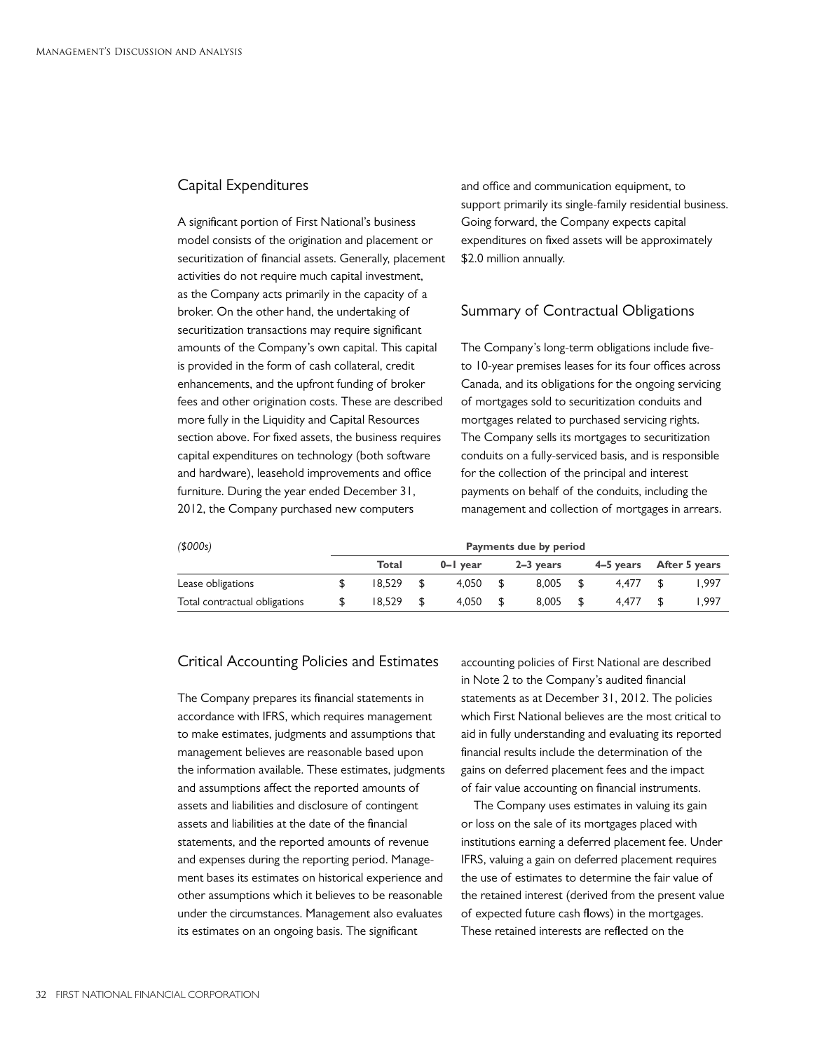## Capital Expenditures

A significant portion of First National's business model consists of the origination and placement or securitization of financial assets. Generally, placement activities do not require much capital investment, as the Company acts primarily in the capacity of a broker. On the other hand, the undertaking of securitization transactions may require significant amounts of the Company's own capital. This capital is provided in the form of cash collateral, credit enhancements, and the upfront funding of broker fees and other origination costs. These are described more fully in the Liquidity and Capital Resources section above. For fixed assets, the business requires capital expenditures on technology (both software and hardware), leasehold improvements and office furniture. During the year ended December 31, 2012, the Company purchased new computers and office and communication equipment, to support primarily its single-family residential business. Going forward, the Company expects capital expenditures on fixed assets will be approximately $2.0 million annually.

## Summary of Contractual Obligations

The Company's long-term obligations include five- to 10-year premises leases for its four offices across Canada, and its obligations for the ongoing servicing of mortgages sold to securitization conduits and mortgages related to purchased servicing rights. The Company sells its mortgages to securitization conduits on a fully-serviced basis, and is responsible for the collection of the principal and interest payments on behalf of the conduits, including the management and collection of mortgages in arrears.

| *($000s)* | Payments due by period | | | | |
|---|---|---|---|---|---|
| | Total | 0–1 year | 2–3 years | 4–5 years | After 5 years |
| Lease obligations | $ 18,529 | $ 4,050 | $ 8,005 | $ 4,477 | $ 1,997 |
| Total contractual obligations | $ 18,529 | $ 4,050 | $ 8,005 | $ 4,477 | $ 1,997 |

## Critical Accounting Policies and Estimates

The Company prepares its financial statements in accordance with IFRS, which requires management to make estimates, judgments and assumptions that management believes are reasonable based upon the information available. These estimates, judgments and assumptions affect the reported amounts of assets and liabilities and disclosure of contingent assets and liabilities at the date of the financial statements, and the reported amounts of revenue and expenses during the reporting period. Management bases its estimates on historical experience and other assumptions which it believes to be reasonable under the circumstances. Management also evaluates its estimates on an ongoing basis. The significant accounting policies of First National are described in Note 2 to the Company's audited financial statements as at December 31, 2012. The policies which First National believes are the most critical to aid in fully understanding and evaluating its reported financial results include the determination of the gains on deferred placement fees and the impact of fair value accounting on financial instruments.

The Company uses estimates in valuing its gain or loss on the sale of its mortgages placed with institutions earning a deferred placement fee. Under IFRS, valuing a gain on deferred placement requires the use of estimates to determine the fair value of the retained interest (derived from the present value of expected future cash flows) in the mortgages. These retained interests are reflected on the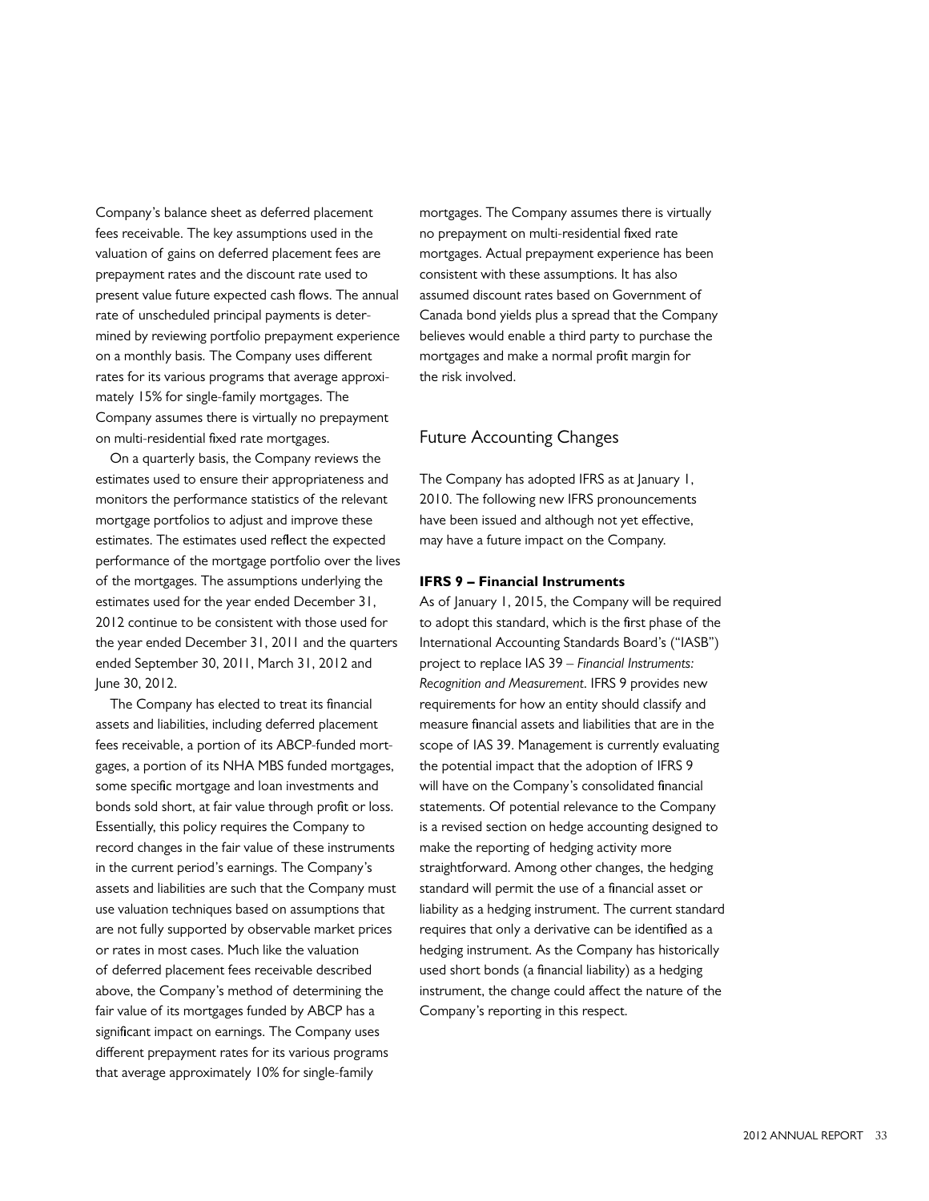Company's balance sheet as deferred placement fees receivable. The key assumptions used in the valuation of gains on deferred placement fees are prepayment rates and the discount rate used to present value future expected cash flows. The annual rate of unscheduled principal payments is determined by reviewing portfolio prepayment experience on a monthly basis. The Company uses different rates for its various programs that average approximately 15% for single-family mortgages. The Company assumes there is virtually no prepayment on multi-residential fixed rate mortgages.

On a quarterly basis, the Company reviews the estimates used to ensure their appropriateness and monitors the performance statistics of the relevant mortgage portfolios to adjust and improve these estimates. The estimates used reflect the expected performance of the mortgage portfolio over the lives of the mortgages. The assumptions underlying the estimates used for the year ended December 31, 2012 continue to be consistent with those used for the year ended December 31, 2011 and the quarters ended September 30, 2011, March 31, 2012 and June 30, 2012.

The Company has elected to treat its financial assets and liabilities, including deferred placement fees receivable, a portion of its ABCP-funded mortgages, a portion of its NHA MBS funded mortgages, some specific mortgage and loan investments and bonds sold short, at fair value through profit or loss. Essentially, this policy requires the Company to record changes in the fair value of these instruments in the current period's earnings. The Company's assets and liabilities are such that the Company must use valuation techniques based on assumptions that are not fully supported by observable market prices or rates in most cases. Much like the valuation of deferred placement fees receivable described above, the Company's method of determining the fair value of its mortgages funded by ABCP has a significant impact on earnings. The Company uses different prepayment rates for its various programs that average approximately 10% for single-family mortgages. The Company assumes there is virtually no prepayment on multi-residential fixed rate mortgages. Actual prepayment experience has been consistent with these assumptions. It has also assumed discount rates based on Government of Canada bond yields plus a spread that the Company believes would enable a third party to purchase the mortgages and make a normal profit margin for the risk involved.

## Future Accounting Changes

The Company has adopted IFRS as at January 1, 2010. The following new IFRS pronouncements have been issued and although not yet effective, may have a future impact on the Company.

**IFRS 9 – Financial Instruments**

As of January 1, 2015, the Company will be required to adopt this standard, which is the first phase of the International Accounting Standards Board's ("IASB") project to replace IAS 39 – *Financial Instruments: Recognition and Measurement*. IFRS 9 provides new requirements for how an entity should classify and measure financial assets and liabilities that are in the scope of IAS 39. Management is currently evaluating the potential impact that the adoption of IFRS 9 will have on the Company's consolidated financial statements. Of potential relevance to the Company is a revised section on hedge accounting designed to make the reporting of hedging activity more straightforward. Among other changes, the hedging standard will permit the use of a financial asset or liability as a hedging instrument. The current standard requires that only a derivative can be identified as a hedging instrument. As the Company has historically used short bonds (a financial liability) as a hedging instrument, the change could affect the nature of the Company's reporting in this respect.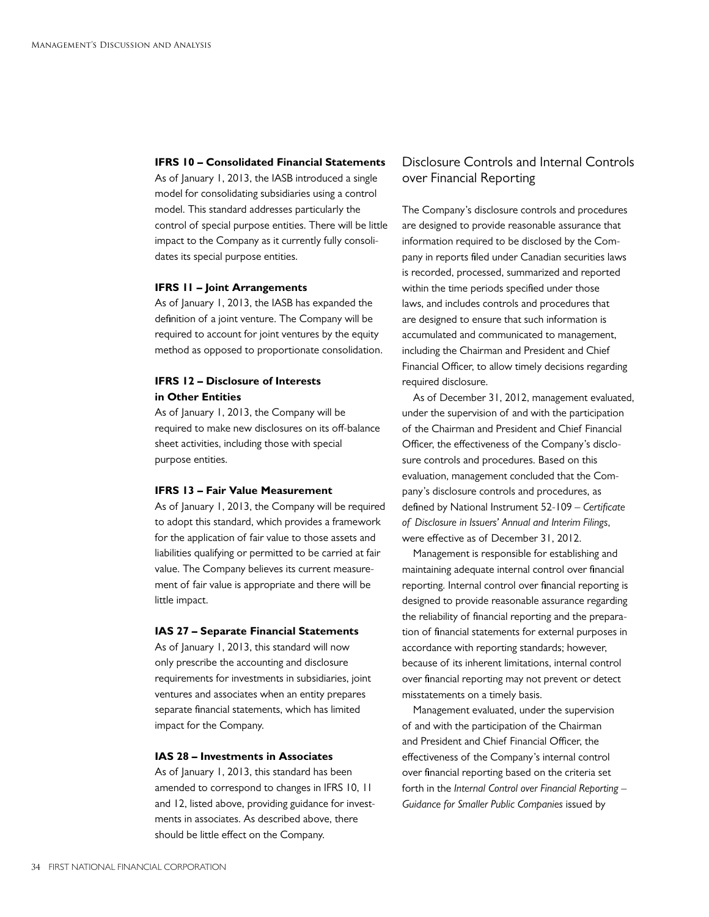#### IFRS 10 – Consolidated Financial Statements

As of January 1, 2013, the IASB introduced a single model for consolidating subsidiaries using a control model. This standard addresses particularly the control of special purpose entities. There will be little impact to the Company as it currently fully consolidates its special purpose entities.

#### IFRS 11 – Joint Arrangements

As of January 1, 2013, the IASB has expanded the definition of a joint venture. The Company will be required to account for joint ventures by the equity method as opposed to proportionate consolidation.

#### IFRS 12 – Disclosure of Interests in Other Entities

As of January 1, 2013, the Company will be required to make new disclosures on its off-balance sheet activities, including those with special purpose entities.

#### IFRS 13 – Fair Value Measurement

As of January 1, 2013, the Company will be required to adopt this standard, which provides a framework for the application of fair value to those assets and liabilities qualifying or permitted to be carried at fair value. The Company believes its current measurement of fair value is appropriate and there will be little impact.

#### IAS 27 – Separate Financial Statements

As of January 1, 2013, this standard will now only prescribe the accounting and disclosure requirements for investments in subsidiaries, joint ventures and associates when an entity prepares separate financial statements, which has limited impact for the Company.

#### IAS 28 – Investments in Associates

As of January 1, 2013, this standard has been amended to correspond to changes in IFRS 10, 11 and 12, listed above, providing guidance for investments in associates. As described above, there should be little effect on the Company.

## Disclosure Controls and Internal Controls over Financial Reporting

The Company's disclosure controls and procedures are designed to provide reasonable assurance that information required to be disclosed by the Company in reports filed under Canadian securities laws is recorded, processed, summarized and reported within the time periods specified under those laws, and includes controls and procedures that are designed to ensure that such information is accumulated and communicated to management, including the Chairman and President and Chief Financial Officer, to allow timely decisions regarding required disclosure.

As of December 31, 2012, management evaluated, under the supervision of and with the participation of the Chairman and President and Chief Financial Officer, the effectiveness of the Company's disclosure controls and procedures. Based on this evaluation, management concluded that the Company's disclosure controls and procedures, as defined by National Instrument 52-109 – *Certificate of Disclosure in Issuers' Annual and Interim Filings*, were effective as of December 31, 2012.

Management is responsible for establishing and maintaining adequate internal control over financial reporting. Internal control over financial reporting is designed to provide reasonable assurance regarding the reliability of financial reporting and the preparation of financial statements for external purposes in accordance with reporting standards; however, because of its inherent limitations, internal control over financial reporting may not prevent or detect misstatements on a timely basis.

Management evaluated, under the supervision of and with the participation of the Chairman and President and Chief Financial Officer, the effectiveness of the Company's internal control over financial reporting based on the criteria set forth in the *Internal Control over Financial Reporting – Guidance for Smaller Public Companies* issued by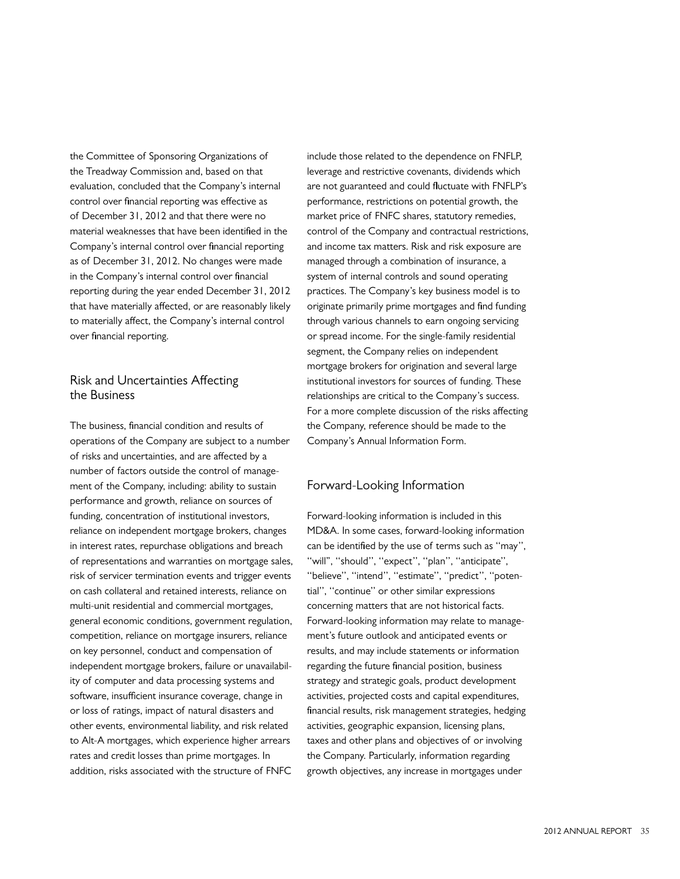the Committee of Sponsoring Organizations of the Treadway Commission and, based on that evaluation, concluded that the Company's internal control over financial reporting was effective as of December 31, 2012 and that there were no material weaknesses that have been identified in the Company's internal control over financial reporting as of December 31, 2012. No changes were made in the Company's internal control over financial reporting during the year ended December 31, 2012 that have materially affected, or are reasonably likely to materially affect, the Company's internal control over financial reporting.

## Risk and Uncertainties Affecting the Business

The business, financial condition and results of operations of the Company are subject to a number of risks and uncertainties, and are affected by a number of factors outside the control of management of the Company, including: ability to sustain performance and growth, reliance on sources of funding, concentration of institutional investors, reliance on independent mortgage brokers, changes in interest rates, repurchase obligations and breach of representations and warranties on mortgage sales, risk of servicer termination events and trigger events on cash collateral and retained interests, reliance on multi-unit residential and commercial mortgages, general economic conditions, government regulation, competition, reliance on mortgage insurers, reliance on key personnel, conduct and compensation of independent mortgage brokers, failure or unavailability of computer and data processing systems and software, insufficient insurance coverage, change in or loss of ratings, impact of natural disasters and other events, environmental liability, and risk related to Alt-A mortgages, which experience higher arrears rates and credit losses than prime mortgages. In addition, risks associated with the structure of FNFC include those related to the dependence on FNFLP, leverage and restrictive covenants, dividends which are not guaranteed and could fluctuate with FNFLP's performance, restrictions on potential growth, the market price of FNFC shares, statutory remedies, control of the Company and contractual restrictions, and income tax matters. Risk and risk exposure are managed through a combination of insurance, a system of internal controls and sound operating practices. The Company's key business model is to originate primarily prime mortgages and find funding through various channels to earn ongoing servicing or spread income. For the single-family residential segment, the Company relies on independent mortgage brokers for origination and several large institutional investors for sources of funding. These relationships are critical to the Company's success. For a more complete discussion of the risks affecting the Company, reference should be made to the Company's Annual Information Form.

## Forward-Looking Information

Forward-looking information is included in this MD&A. In some cases, forward-looking information can be identified by the use of terms such as "may", "will", "should", "expect", "plan", "anticipate", "believe", "intend", "estimate", "predict", "potential", "continue" or other similar expressions concerning matters that are not historical facts. Forward-looking information may relate to management's future outlook and anticipated events or results, and may include statements or information regarding the future financial position, business strategy and strategic goals, product development activities, projected costs and capital expenditures, financial results, risk management strategies, hedging activities, geographic expansion, licensing plans, taxes and other plans and objectives of or involving the Company. Particularly, information regarding growth objectives, any increase in mortgages under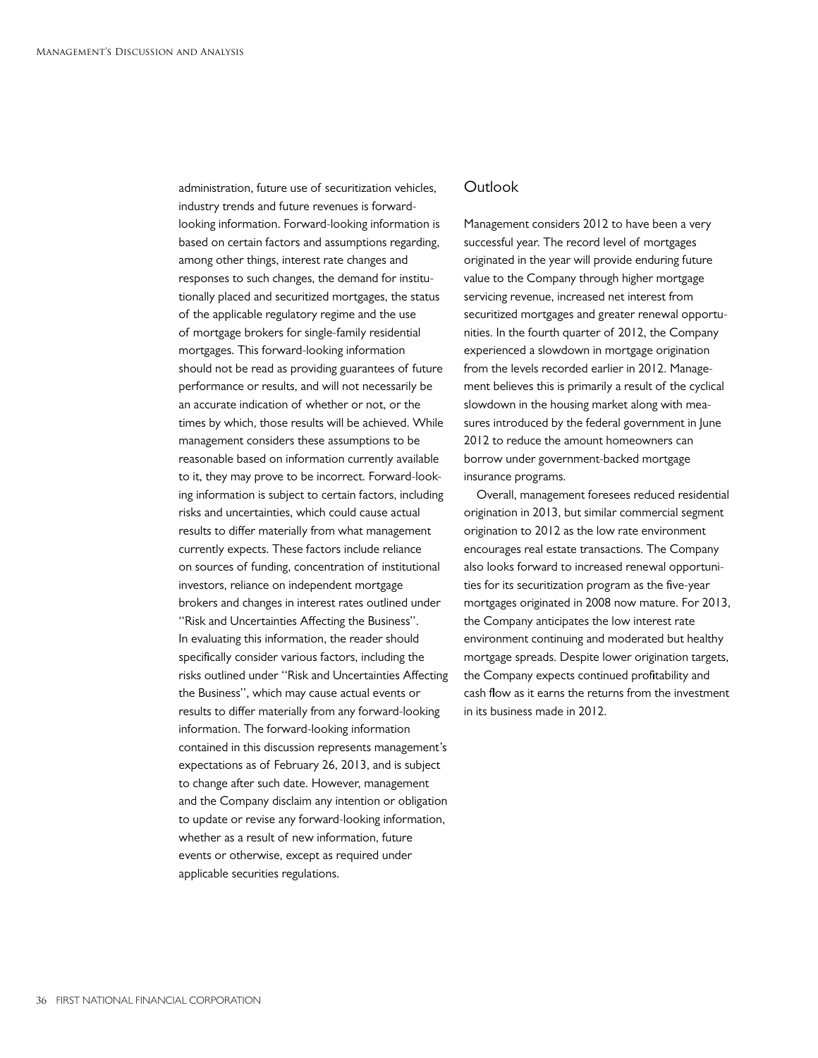administration, future use of securitization vehicles, industry trends and future revenues is forward-looking information. Forward-looking information is based on certain factors and assumptions regarding, among other things, interest rate changes and responses to such changes, the demand for institutionally placed and securitized mortgages, the status of the applicable regulatory regime and the use of mortgage brokers for single-family residential mortgages. This forward-looking information should not be read as providing guarantees of future performance or results, and will not necessarily be an accurate indication of whether or not, or the times by which, those results will be achieved. While management considers these assumptions to be reasonable based on information currently available to it, they may prove to be incorrect. Forward-looking information is subject to certain factors, including risks and uncertainties, which could cause actual results to differ materially from what management currently expects. These factors include reliance on sources of funding, concentration of institutional investors, reliance on independent mortgage brokers and changes in interest rates outlined under "Risk and Uncertainties Affecting the Business". In evaluating this information, the reader should specifically consider various factors, including the risks outlined under "Risk and Uncertainties Affecting the Business", which may cause actual events or results to differ materially from any forward-looking information. The forward-looking information contained in this discussion represents management's expectations as of February 26, 2013, and is subject to change after such date. However, management and the Company disclaim any intention or obligation to update or revise any forward-looking information, whether as a result of new information, future events or otherwise, except as required under applicable securities regulations.

## Outlook

Management considers 2012 to have been a very successful year. The record level of mortgages originated in the year will provide enduring future value to the Company through higher mortgage servicing revenue, increased net interest from securitized mortgages and greater renewal opportunities. In the fourth quarter of 2012, the Company experienced a slowdown in mortgage origination from the levels recorded earlier in 2012. Management believes this is primarily a result of the cyclical slowdown in the housing market along with measures introduced by the federal government in June 2012 to reduce the amount homeowners can borrow under government-backed mortgage insurance programs.

Overall, management foresees reduced residential origination in 2013, but similar commercial segment origination to 2012 as the low rate environment encourages real estate transactions. The Company also looks forward to increased renewal opportunities for its securitization program as the five-year mortgages originated in 2008 now mature. For 2013, the Company anticipates the low interest rate environment continuing and moderated but healthy mortgage spreads. Despite lower origination targets, the Company expects continued profitability and cash flow as it earns the returns from the investment in its business made in 2012.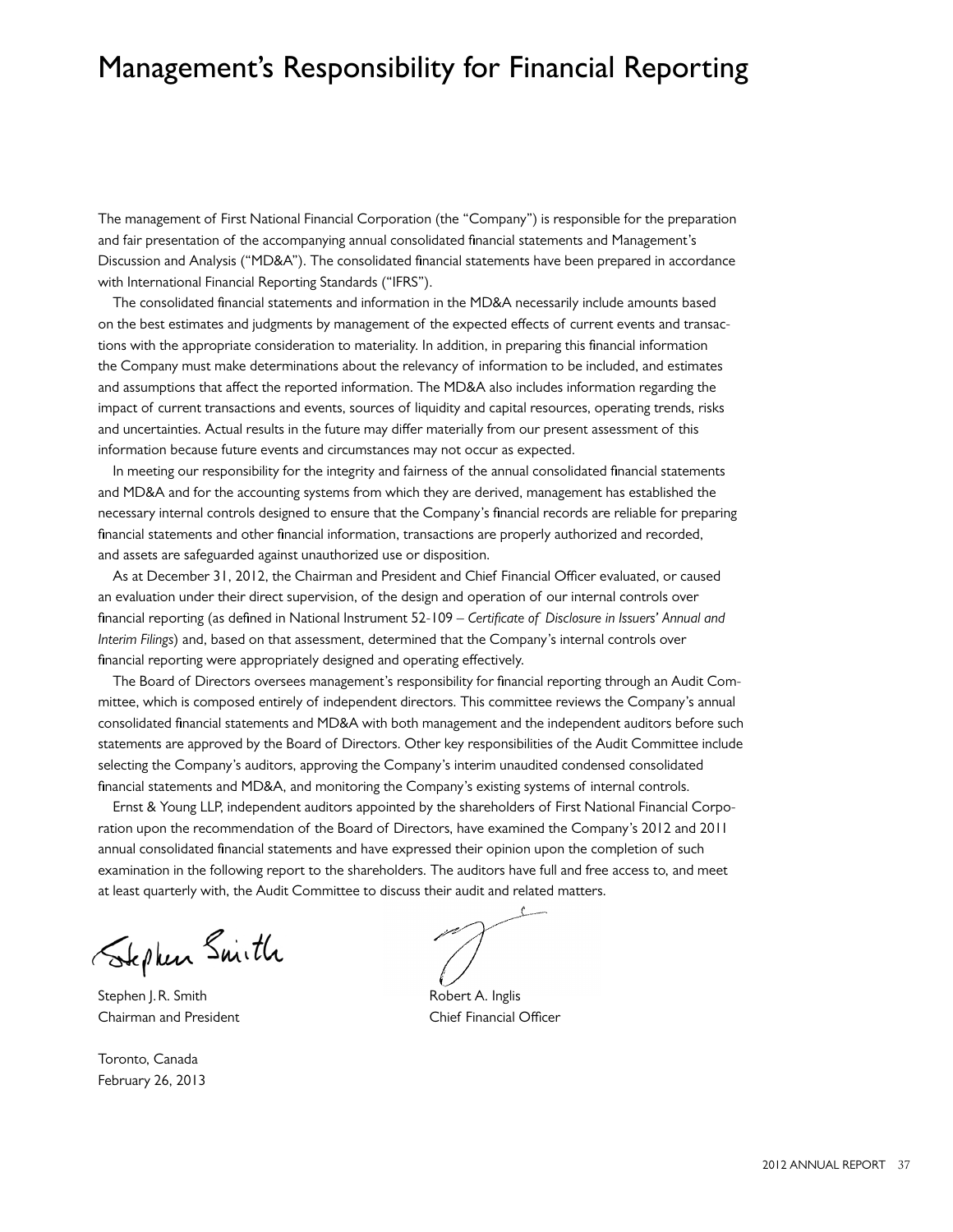# Management's Responsibility for Financial Reporting

The management of First National Financial Corporation (the "Company") is responsible for the preparation and fair presentation of the accompanying annual consolidated financial statements and Management's Discussion and Analysis ("MD&A"). The consolidated financial statements have been prepared in accordance with International Financial Reporting Standards ("IFRS").

The consolidated financial statements and information in the MD&A necessarily include amounts based on the best estimates and judgments by management of the expected effects of current events and transactions with the appropriate consideration to materiality. In addition, in preparing this financial information the Company must make determinations about the relevancy of information to be included, and estimates and assumptions that affect the reported information. The MD&A also includes information regarding the impact of current transactions and events, sources of liquidity and capital resources, operating trends, risks and uncertainties. Actual results in the future may differ materially from our present assessment of this information because future events and circumstances may not occur as expected.

In meeting our responsibility for the integrity and fairness of the annual consolidated financial statements and MD&A and for the accounting systems from which they are derived, management has established the necessary internal controls designed to ensure that the Company's financial records are reliable for preparing financial statements and other financial information, transactions are properly authorized and recorded, and assets are safeguarded against unauthorized use or disposition.

As at December 31, 2012, the Chairman and President and Chief Financial Officer evaluated, or caused an evaluation under their direct supervision, of the design and operation of our internal controls over financial reporting (as defined in National Instrument 52-109 – *Certificate of Disclosure in Issuers' Annual and Interim Filings*) and, based on that assessment, determined that the Company's internal controls over financial reporting were appropriately designed and operating effectively.

The Board of Directors oversees management's responsibility for financial reporting through an Audit Committee, which is composed entirely of independent directors. This committee reviews the Company's annual consolidated financial statements and MD&A with both management and the independent auditors before such statements are approved by the Board of Directors. Other key responsibilities of the Audit Committee include selecting the Company's auditors, approving the Company's interim unaudited condensed consolidated financial statements and MD&A, and monitoring the Company's existing systems of internal controls.

Ernst & Young LLP, independent auditors appointed by the shareholders of First National Financial Corporation upon the recommendation of the Board of Directors, have examined the Company's 2012 and 2011 annual consolidated financial statements and have expressed their opinion upon the completion of such examination in the following report to the shareholders. The auditors have full and free access to, and meet at least quarterly with, the Audit Committee to discuss their audit and related matters.

Stephen J. R. Smith
Chairman and President

Robert A. Inglis
Chief Financial Officer

Toronto, Canada
February 26, 2013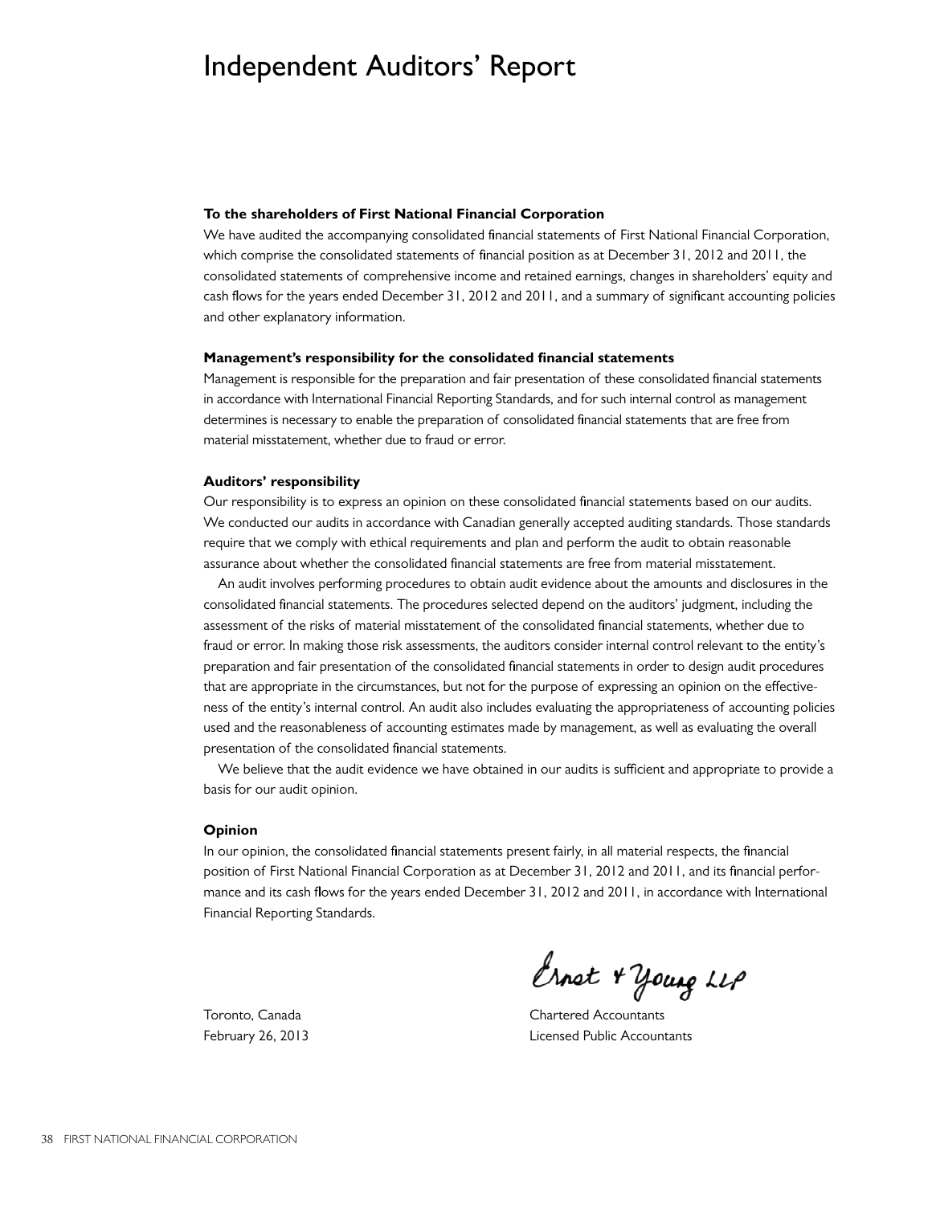# Independent Auditors' Report

**To the shareholders of First National Financial Corporation**

We have audited the accompanying consolidated financial statements of First National Financial Corporation, which comprise the consolidated statements of financial position as at December 31, 2012 and 2011, the consolidated statements of comprehensive income and retained earnings, changes in shareholders' equity and cash flows for the years ended December 31, 2012 and 2011, and a summary of significant accounting policies and other explanatory information.

**Management's responsibility for the consolidated financial statements**

Management is responsible for the preparation and fair presentation of these consolidated financial statements in accordance with International Financial Reporting Standards, and for such internal control as management determines is necessary to enable the preparation of consolidated financial statements that are free from material misstatement, whether due to fraud or error.

**Auditors' responsibility**

Our responsibility is to express an opinion on these consolidated financial statements based on our audits. We conducted our audits in accordance with Canadian generally accepted auditing standards. Those standards require that we comply with ethical requirements and plan and perform the audit to obtain reasonable assurance about whether the consolidated financial statements are free from material misstatement.

An audit involves performing procedures to obtain audit evidence about the amounts and disclosures in the consolidated financial statements. The procedures selected depend on the auditors' judgment, including the assessment of the risks of material misstatement of the consolidated financial statements, whether due to fraud or error. In making those risk assessments, the auditors consider internal control relevant to the entity's preparation and fair presentation of the consolidated financial statements in order to design audit procedures that are appropriate in the circumstances, but not for the purpose of expressing an opinion on the effectiveness of the entity's internal control. An audit also includes evaluating the appropriateness of accounting policies used and the reasonableness of accounting estimates made by management, as well as evaluating the overall presentation of the consolidated financial statements.

We believe that the audit evidence we have obtained in our audits is sufficient and appropriate to provide a basis for our audit opinion.

**Opinion**

In our opinion, the consolidated financial statements present fairly, in all material respects, the financial position of First National Financial Corporation as at December 31, 2012 and 2011, and its financial performance and its cash flows for the years ended December 31, 2012 and 2011, in accordance with International Financial Reporting Standards.

Ernst & Young LLP

Toronto, Canada
February 26, 2013

Chartered Accountants
Licensed Public Accountants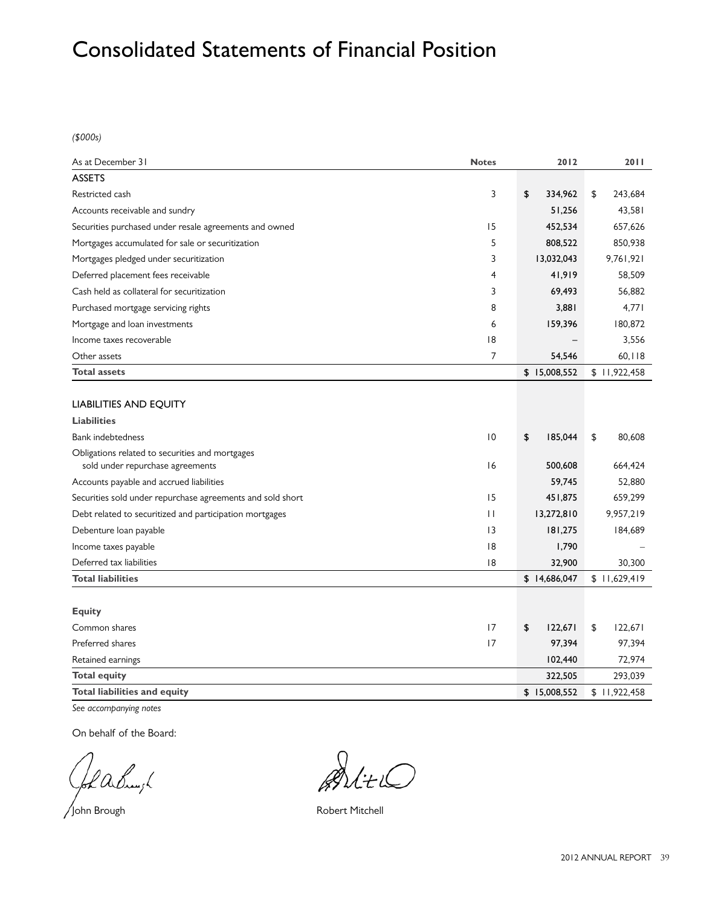# Consolidated Statements of Financial Position

*($000s)*

| As at December 31 | Notes | 2012 | 2011 |
|---|---|---|---|
| **ASSETS** | | | |
| Restricted cash | 3 | $ 334,962 | $ 243,684 |
| Accounts receivable and sundry | | 51,256 | 43,581 |
| Securities purchased under resale agreements and owned | 15 | 452,534 | 657,626 |
| Mortgages accumulated for sale or securitization | 5 | 808,522 | 850,938 |
| Mortgages pledged under securitization | 3 | 13,032,043 | 9,761,921 |
| Deferred placement fees receivable | 4 | 41,919 | 58,509 |
| Cash held as collateral for securitization | 3 | 69,493 | 56,882 |
| Purchased mortgage servicing rights | 8 | 3,881 | 4,771 |
| Mortgage and loan investments | 6 | 159,396 | 180,872 |
| Income taxes recoverable | 18 | – | 3,556 |
| Other assets | 7 | 54,546 | 60,118 |
| **Total assets** | | $ 15,008,552 | $ 11,922,458 |
| | | | |
| **LIABILITIES AND EQUITY** | | | |
| **Liabilities** | | | |
| Bank indebtedness | 10 | $ 185,044 | $ 80,608 |
| Obligations related to securities and mortgages sold under repurchase agreements | 16 | 500,608 | 664,424 |
| Accounts payable and accrued liabilities | | 59,745 | 52,880 |
| Securities sold under repurchase agreements and sold short | 15 | 451,875 | 659,299 |
| Debt related to securitized and participation mortgages | 11 | 13,272,810 | 9,957,219 |
| Debenture loan payable | 13 | 181,275 | 184,689 |
| Income taxes payable | 18 | 1,790 | – |
| Deferred tax liabilities | 18 | 32,900 | 30,300 |
| **Total liabilities** | | $ 14,686,047 | $ 11,629,419 |
| | | | |
| **Equity** | | | |
| Common shares | 17 | $ 122,671 | $ 122,671 |
| Preferred shares | 17 | 97,394 | 97,394 |
| Retained earnings | | 102,440 | 72,974 |
| **Total equity** | | 322,505 | 293,039 |
| **Total liabilities and equity** | | $ 15,008,552 | $ 11,922,458 |

*See accompanying notes*

On behalf of the Board:

John Brough

Robert Mitchell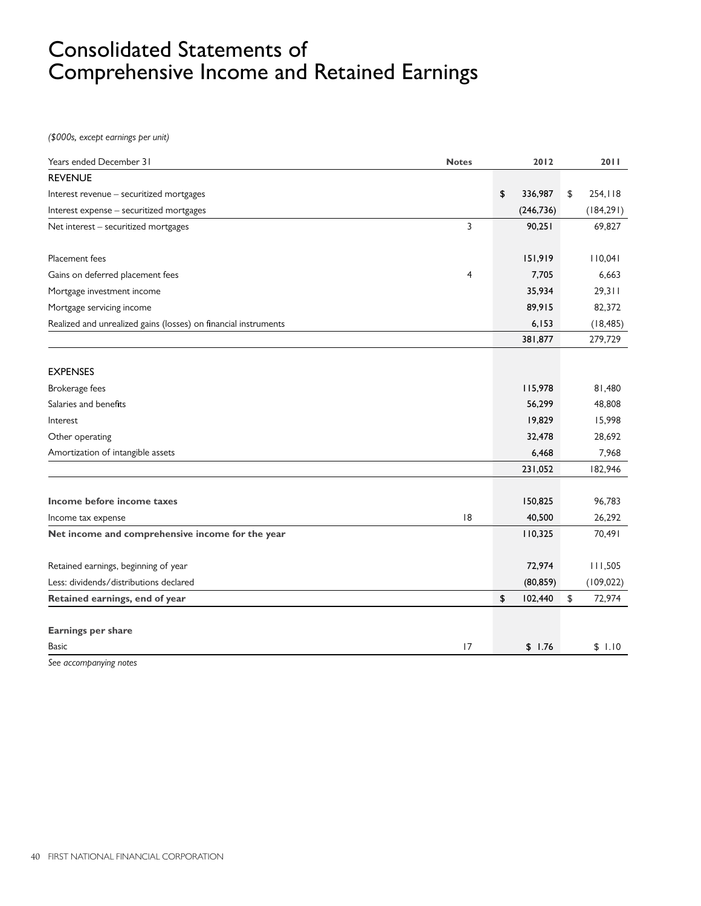# Consolidated Statements of Comprehensive Income and Retained Earnings

*($000s, except earnings per unit)*

| Years ended December 31 | Notes | 2012 | 2011 |
|---|---|---|---|
| REVENUE | | | |
| Interest revenue – securitized mortgages | | $ 336,987 | $ 254,118 |
| Interest expense – securitized mortgages | | (246,736) | (184,291) |
| Net interest – securitized mortgages | 3 | 90,251 | 69,827 |
| | | | |
| Placement fees | | 151,919 | 110,041 |
| Gains on deferred placement fees | 4 | 7,705 | 6,663 |
| Mortgage investment income | | 35,934 | 29,311 |
| Mortgage servicing income | | 89,915 | 82,372 |
| Realized and unrealized gains (losses) on financial instruments | | 6,153 | (18,485) |
| | | 381,877 | 279,729 |
| | | | |
| EXPENSES | | | |
| Brokerage fees | | 115,978 | 81,480 |
| Salaries and benefits | | 56,299 | 48,808 |
| Interest | | 19,829 | 15,998 |
| Other operating | | 32,478 | 28,692 |
| Amortization of intangible assets | | 6,468 | 7,968 |
| | | 231,052 | 182,946 |
| | | | |
| **Income before income taxes** | | 150,825 | 96,783 |
| Income tax expense | 18 | 40,500 | 26,292 |
| **Net income and comprehensive income for the year** | | 110,325 | 70,491 |
| | | | |
| Retained earnings, beginning of year | | 72,974 | 111,505 |
| Less: dividends/distributions declared | | (80,859) | (109,022) |
| **Retained earnings, end of year** | | $ 102,440 | $ 72,974 |
| | | | |
| **Earnings per share** | | | |
| Basic | 17 | $ 1.76 | $ 1.10 |

*See accompanying notes*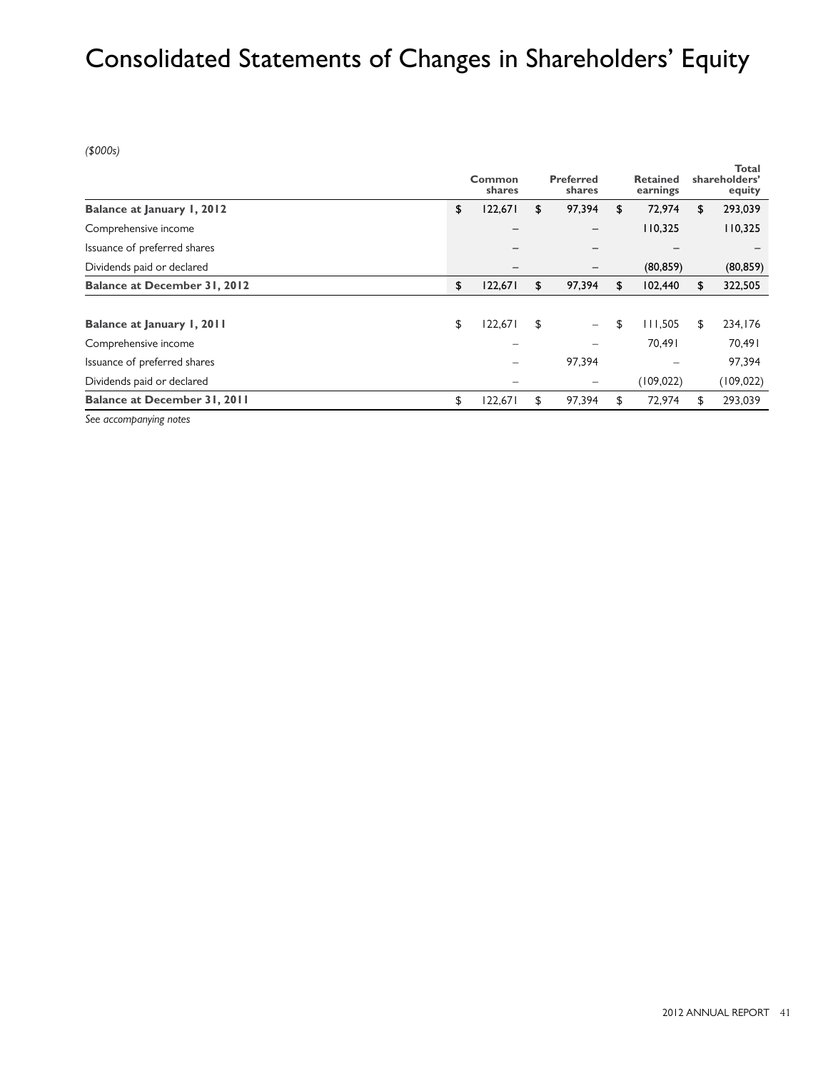# Consolidated Statements of Changes in Shareholders' Equity

*($000s)*

| | Common shares | Preferred shares | Retained earnings | Total shareholders' equity |
|---|---|---|---|---|
| **Balance at January 1, 2012** | $ 122,671 | $ 97,394 | $ 72,974 | $ 293,039 |
| Comprehensive income | – | – | 110,325 | 110,325 |
| Issuance of preferred shares | – | – | – | – |
| Dividends paid or declared | – | – | (80,859) | (80,859) |
| **Balance at December 31, 2012** | $ 122,671 | $ 97,394 | $ 102,440 | $ 322,505 |
| | | | | |
| **Balance at January 1, 2011** | $ 122,671 | $ – | $ 111,505 | $ 234,176 |
| Comprehensive income | – | – | 70,491 | 70,491 |
| Issuance of preferred shares | – | 97,394 | – | 97,394 |
| Dividends paid or declared | – | – | (109,022) | (109,022) |
| **Balance at December 31, 2011** | $ 122,671 | $ 97,394 | $ 72,974 | $ 293,039 |

*See accompanying notes*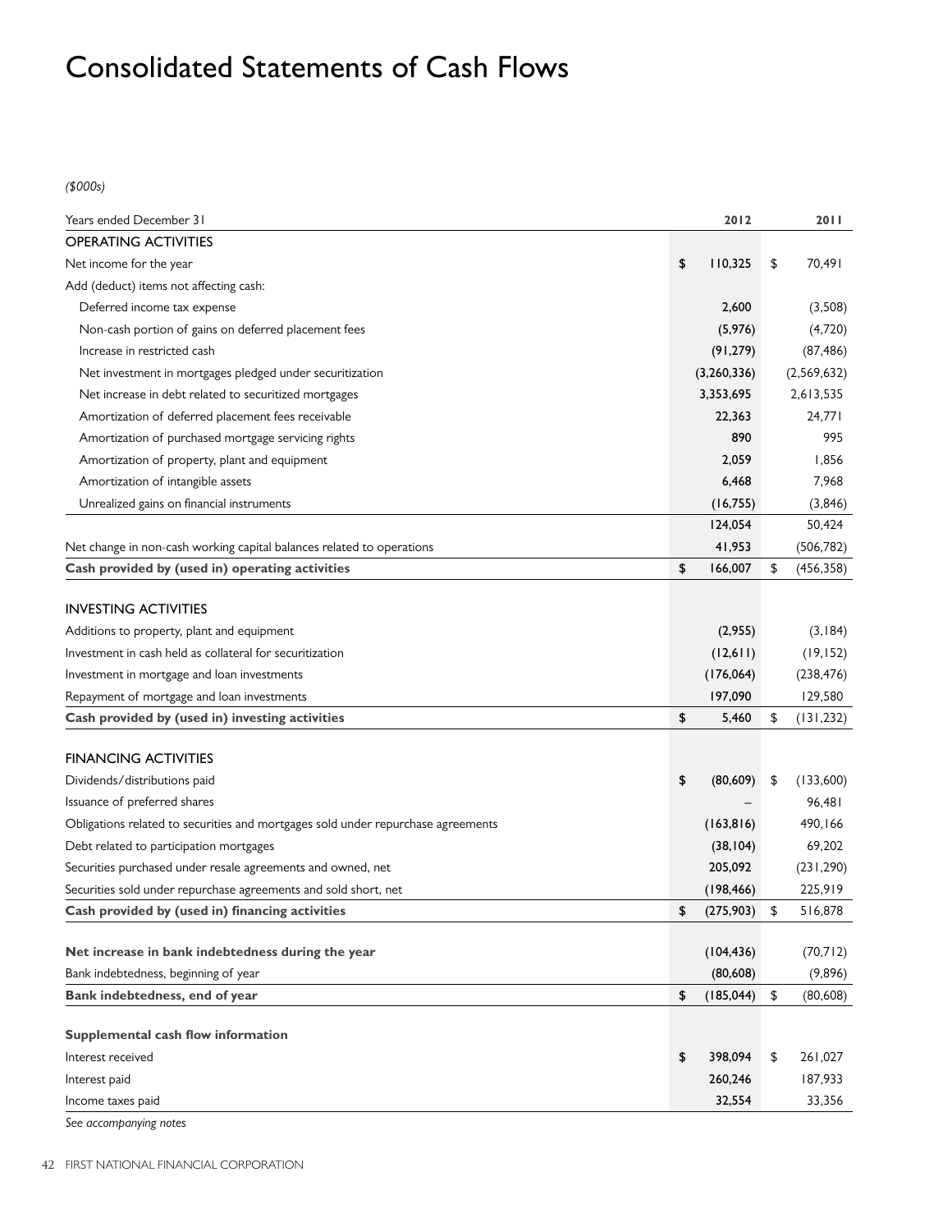# Consolidated Statements of Cash Flows

*($000s)*

| Years ended December 31 | 2012 | 2011 |
|---|---|---|
| **OPERATING ACTIVITIES** | | |
| Net income for the year | $ 110,325 | $ 70,491 |
| Add (deduct) items not affecting cash: | | |
| Deferred income tax expense | 2,600 | (3,508) |
| Non-cash portion of gains on deferred placement fees | (5,976) | (4,720) |
| Increase in restricted cash | (91,279) | (87,486) |
| Net investment in mortgages pledged under securitization | (3,260,336) | (2,569,632) |
| Net increase in debt related to securitized mortgages | 3,353,695 | 2,613,535 |
| Amortization of deferred placement fees receivable | 22,363 | 24,771 |
| Amortization of purchased mortgage servicing rights | 890 | 995 |
| Amortization of property, plant and equipment | 2,059 | 1,856 |
| Amortization of intangible assets | 6,468 | 7,968 |
| Unrealized gains on financial instruments | (16,755) | (3,846) |
| | 124,054 | 50,424 |
| Net change in non-cash working capital balances related to operations | 41,953 | (506,782) |
| **Cash provided by (used in) operating activities** | $ 166,007 | $ (456,358) |
| **INVESTING ACTIVITIES** | | |
| Additions to property, plant and equipment | (2,955) | (3,184) |
| Investment in cash held as collateral for securitization | (12,611) | (19,152) |
| Investment in mortgage and loan investments | (176,064) | (238,476) |
| Repayment of mortgage and loan investments | 197,090 | 129,580 |
| **Cash provided by (used in) investing activities** | $ 5,460 | $ (131,232) |
| **FINANCING ACTIVITIES** | | |
| Dividends/distributions paid | $ (80,609) | $ (133,600) |
| Issuance of preferred shares | – | 96,481 |
| Obligations related to securities and mortgages sold under repurchase agreements | (163,816) | 490,166 |
| Debt related to participation mortgages | (38,104) | 69,202 |
| Securities purchased under resale agreements and owned, net | 205,092 | (231,290) |
| Securities sold under repurchase agreements and sold short, net | (198,466) | 225,919 |
| **Cash provided by (used in) financing activities** | $ (275,903) | $ 516,878 |
| **Net increase in bank indebtedness during the year** | (104,436) | (70,712) |
| Bank indebtedness, beginning of year | (80,608) | (9,896) |
| **Bank indebtedness, end of year** | $ (185,044) | $ (80,608) |
| **Supplemental cash flow information** | | |
| Interest received | $ 398,094 | $ 261,027 |
| Interest paid | 260,246 | 187,933 |
| Income taxes paid | 32,554 | 33,356 |

*See accompanying notes*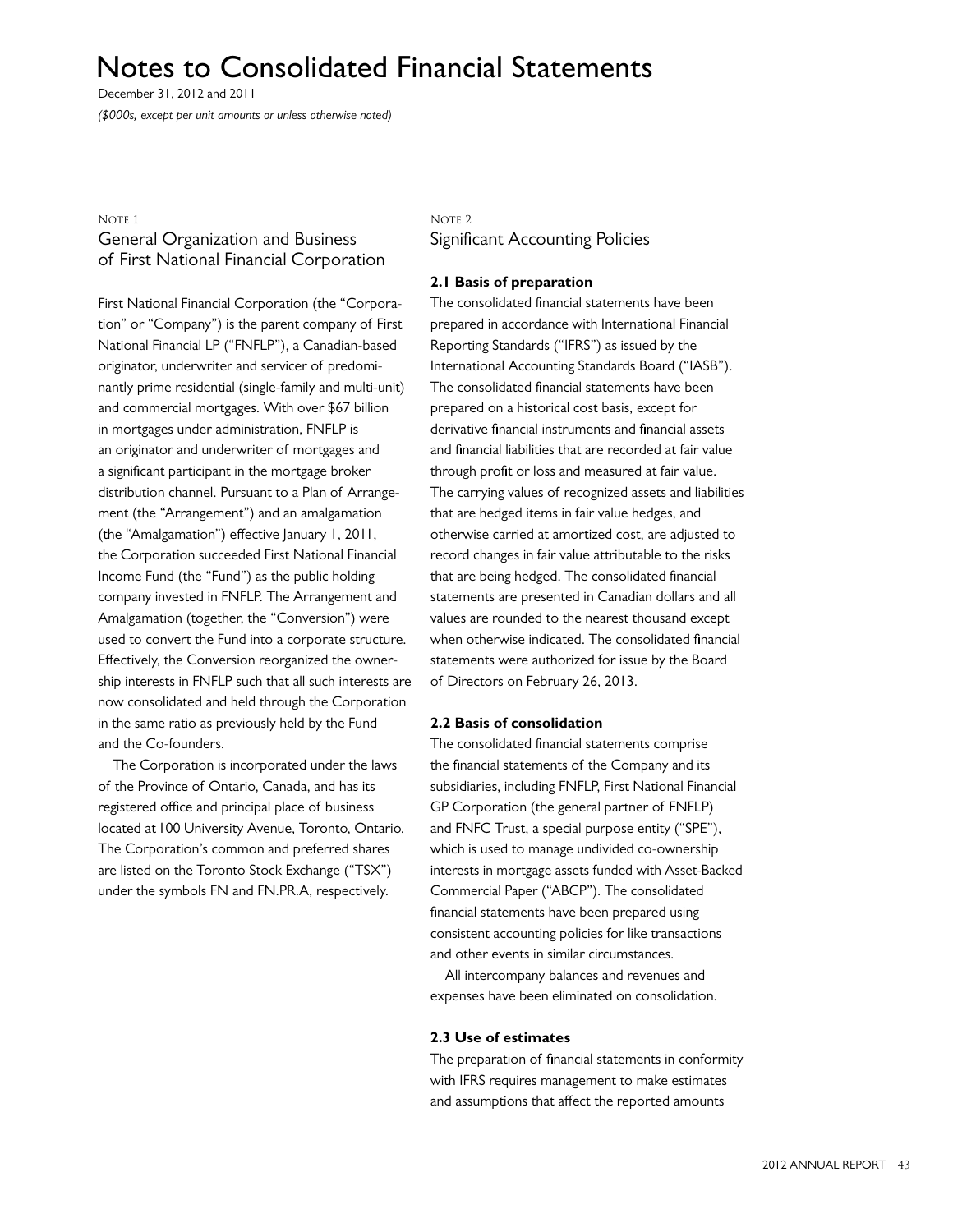# Notes to Consolidated Financial Statements

December 31, 2012 and 2011

*($000s, except per unit amounts or unless otherwise noted)*

Note 1

## General Organization and Business of First National Financial Corporation

First National Financial Corporation (the "Corporation" or "Company") is the parent company of First National Financial LP ("FNFLP"), a Canadian-based originator, underwriter and servicer of predominantly prime residential (single-family and multi-unit) and commercial mortgages. With over $67 billion in mortgages under administration, FNFLP is an originator and underwriter of mortgages and a significant participant in the mortgage broker distribution channel. Pursuant to a Plan of Arrangement (the "Arrangement") and an amalgamation (the "Amalgamation") effective January 1, 2011, the Corporation succeeded First National Financial Income Fund (the "Fund") as the public holding company invested in FNFLP. The Arrangement and Amalgamation (together, the "Conversion") were used to convert the Fund into a corporate structure. Effectively, the Conversion reorganized the ownership interests in FNFLP such that all such interests are now consolidated and held through the Corporation in the same ratio as previously held by the Fund and the Co-founders.

The Corporation is incorporated under the laws of the Province of Ontario, Canada, and has its registered office and principal place of business located at 100 University Avenue, Toronto, Ontario. The Corporation's common and preferred shares are listed on the Toronto Stock Exchange ("TSX") under the symbols FN and FN.PR.A, respectively.

Note 2

## Significant Accounting Policies

### 2.1 Basis of preparation

The consolidated financial statements have been prepared in accordance with International Financial Reporting Standards ("IFRS") as issued by the International Accounting Standards Board ("IASB"). The consolidated financial statements have been prepared on a historical cost basis, except for derivative financial instruments and financial assets and financial liabilities that are recorded at fair value through profit or loss and measured at fair value. The carrying values of recognized assets and liabilities that are hedged items in fair value hedges, and otherwise carried at amortized cost, are adjusted to record changes in fair value attributable to the risks that are being hedged. The consolidated financial statements are presented in Canadian dollars and all values are rounded to the nearest thousand except when otherwise indicated. The consolidated financial statements were authorized for issue by the Board of Directors on February 26, 2013.

### 2.2 Basis of consolidation

The consolidated financial statements comprise the financial statements of the Company and its subsidiaries, including FNFLP, First National Financial GP Corporation (the general partner of FNFLP) and FNFC Trust, a special purpose entity ("SPE"), which is used to manage undivided co-ownership interests in mortgage assets funded with Asset-Backed Commercial Paper ("ABCP"). The consolidated financial statements have been prepared using consistent accounting policies for like transactions and other events in similar circumstances.

All intercompany balances and revenues and expenses have been eliminated on consolidation.

### 2.3 Use of estimates

The preparation of financial statements in conformity with IFRS requires management to make estimates and assumptions that affect the reported amounts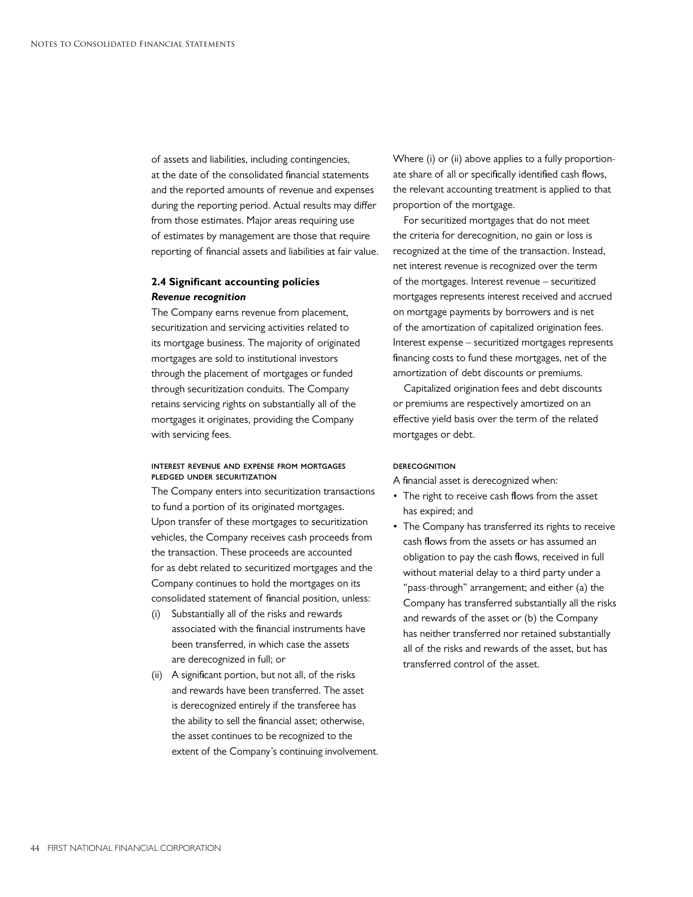of assets and liabilities, including contingencies, at the date of the consolidated financial statements and the reported amounts of revenue and expenses during the reporting period. Actual results may differ from those estimates. Major areas requiring use of estimates by management are those that require reporting of financial assets and liabilities at fair value.

### 2.4 Significant accounting policies

***Revenue recognition***

The Company earns revenue from placement, securitization and servicing activities related to its mortgage business. The majority of originated mortgages are sold to institutional investors through the placement of mortgages or funded through securitization conduits. The Company retains servicing rights on substantially all of the mortgages it originates, providing the Company with servicing fees.

#### Interest revenue and expense from mortgages pledged under securitization

The Company enters into securitization transactions to fund a portion of its originated mortgages. Upon transfer of these mortgages to securitization vehicles, the Company receives cash proceeds from the transaction. These proceeds are accounted for as debt related to securitized mortgages and the Company continues to hold the mortgages on its consolidated statement of financial position, unless:

(i) Substantially all of the risks and rewards associated with the financial instruments have been transferred, in which case the assets are derecognized in full; or

(ii) A significant portion, but not all, of the risks and rewards have been transferred. The asset is derecognized entirely if the transferee has the ability to sell the financial asset; otherwise, the asset continues to be recognized to the extent of the Company's continuing involvement.

Where (i) or (ii) above applies to a fully proportionate share of all or specifically identified cash flows, the relevant accounting treatment is applied to that proportion of the mortgage.

For securitized mortgages that do not meet the criteria for derecognition, no gain or loss is recognized at the time of the transaction. Instead, net interest revenue is recognized over the term of the mortgages. Interest revenue – securitized mortgages represents interest received and accrued on mortgage payments by borrowers and is net of the amortization of capitalized origination fees. Interest expense – securitized mortgages represents financing costs to fund these mortgages, net of the amortization of debt discounts or premiums.

Capitalized origination fees and debt discounts or premiums are respectively amortized on an effective yield basis over the term of the related mortgages or debt.

#### Derecognition

A financial asset is derecognized when:

- The right to receive cash flows from the asset has expired; and
- The Company has transferred its rights to receive cash flows from the assets or has assumed an obligation to pay the cash flows, received in full without material delay to a third party under a "pass-through" arrangement; and either (a) the Company has transferred substantially all the risks and rewards of the asset or (b) the Company has neither transferred nor retained substantially all of the risks and rewards of the asset, but has transferred control of the asset.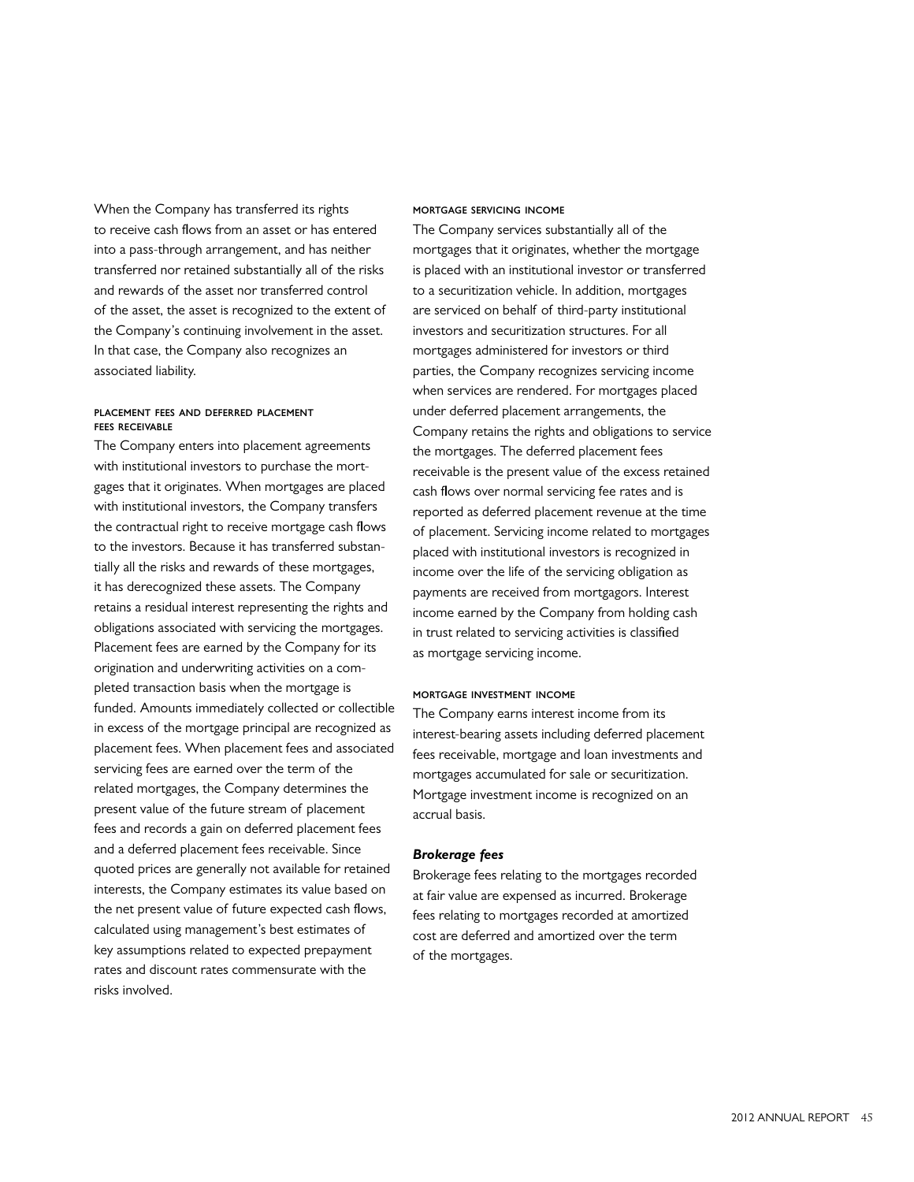When the Company has transferred its rights to receive cash flows from an asset or has entered into a pass-through arrangement, and has neither transferred nor retained substantially all of the risks and rewards of the asset nor transferred control of the asset, the asset is recognized to the extent of the Company's continuing involvement in the asset. In that case, the Company also recognizes an associated liability.

#### PLACEMENT FEES AND DEFERRED PLACEMENT FEES RECEIVABLE

The Company enters into placement agreements with institutional investors to purchase the mortgages that it originates. When mortgages are placed with institutional investors, the Company transfers the contractual right to receive mortgage cash flows to the investors. Because it has transferred substantially all the risks and rewards of these mortgages, it has derecognized these assets. The Company retains a residual interest representing the rights and obligations associated with servicing the mortgages. Placement fees are earned by the Company for its origination and underwriting activities on a completed transaction basis when the mortgage is funded. Amounts immediately collected or collectible in excess of the mortgage principal are recognized as placement fees. When placement fees and associated servicing fees are earned over the term of the related mortgages, the Company determines the present value of the future stream of placement fees and records a gain on deferred placement fees and a deferred placement fees receivable. Since quoted prices are generally not available for retained interests, the Company estimates its value based on the net present value of future expected cash flows, calculated using management's best estimates of key assumptions related to expected prepayment rates and discount rates commensurate with the risks involved.

#### MORTGAGE SERVICING INCOME

The Company services substantially all of the mortgages that it originates, whether the mortgage is placed with an institutional investor or transferred to a securitization vehicle. In addition, mortgages are serviced on behalf of third-party institutional investors and securitization structures. For all mortgages administered for investors or third parties, the Company recognizes servicing income when services are rendered. For mortgages placed under deferred placement arrangements, the Company retains the rights and obligations to service the mortgages. The deferred placement fees receivable is the present value of the excess retained cash flows over normal servicing fee rates and is reported as deferred placement revenue at the time of placement. Servicing income related to mortgages placed with institutional investors is recognized in income over the life of the servicing obligation as payments are received from mortgagors. Interest income earned by the Company from holding cash in trust related to servicing activities is classified as mortgage servicing income.

#### MORTGAGE INVESTMENT INCOME

The Company earns interest income from its interest-bearing assets including deferred placement fees receivable, mortgage and loan investments and mortgages accumulated for sale or securitization. Mortgage investment income is recognized on an accrual basis.

### *Brokerage fees*

Brokerage fees relating to the mortgages recorded at fair value are expensed as incurred. Brokerage fees relating to mortgages recorded at amortized cost are deferred and amortized over the term of the mortgages.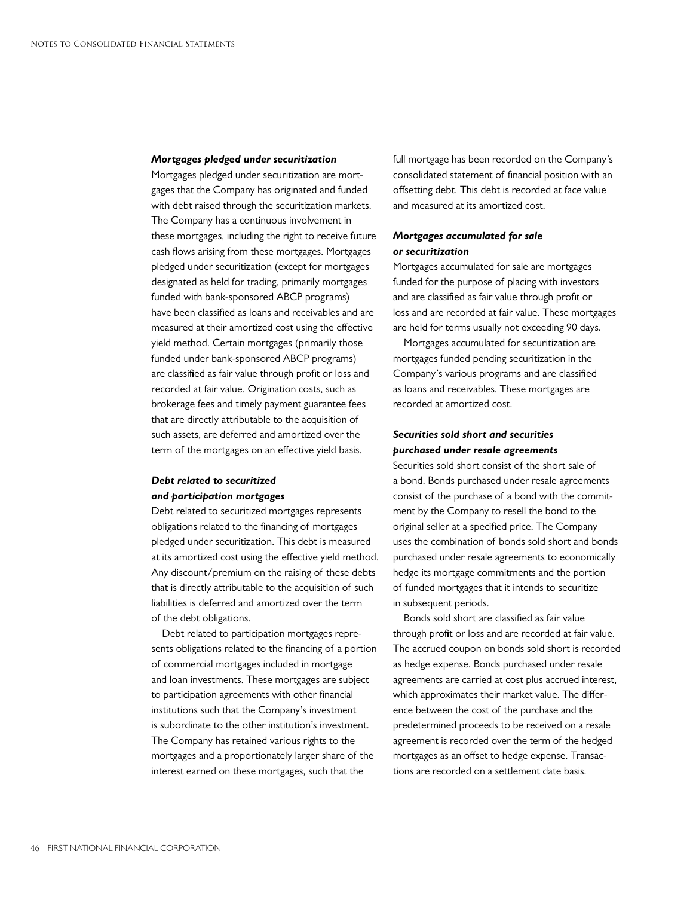### *Mortgages pledged under securitization*

Mortgages pledged under securitization are mortgages that the Company has originated and funded with debt raised through the securitization markets. The Company has a continuous involvement in these mortgages, including the right to receive future cash flows arising from these mortgages. Mortgages pledged under securitization (except for mortgages designated as held for trading, primarily mortgages funded with bank-sponsored ABCP programs) have been classified as loans and receivables and are measured at their amortized cost using the effective yield method. Certain mortgages (primarily those funded under bank-sponsored ABCP programs) are classified as fair value through profit or loss and recorded at fair value. Origination costs, such as brokerage fees and timely payment guarantee fees that are directly attributable to the acquisition of such assets, are deferred and amortized over the term of the mortgages on an effective yield basis.

### *Debt related to securitized and participation mortgages*

Debt related to securitized mortgages represents obligations related to the financing of mortgages pledged under securitization. This debt is measured at its amortized cost using the effective yield method. Any discount/premium on the raising of these debts that is directly attributable to the acquisition of such liabilities is deferred and amortized over the term of the debt obligations.

Debt related to participation mortgages represents obligations related to the financing of a portion of commercial mortgages included in mortgage and loan investments. These mortgages are subject to participation agreements with other financial institutions such that the Company's investment is subordinate to the other institution's investment. The Company has retained various rights to the mortgages and a proportionately larger share of the interest earned on these mortgages, such that the full mortgage has been recorded on the Company's consolidated statement of financial position with an offsetting debt. This debt is recorded at face value and measured at its amortized cost.

### *Mortgages accumulated for sale or securitization*

Mortgages accumulated for sale are mortgages funded for the purpose of placing with investors and are classified as fair value through profit or loss and are recorded at fair value. These mortgages are held for terms usually not exceeding 90 days.

Mortgages accumulated for securitization are mortgages funded pending securitization in the Company's various programs and are classified as loans and receivables. These mortgages are recorded at amortized cost.

### *Securities sold short and securities purchased under resale agreements*

Securities sold short consist of the short sale of a bond. Bonds purchased under resale agreements consist of the purchase of a bond with the commitment by the Company to resell the bond to the original seller at a specified price. The Company uses the combination of bonds sold short and bonds purchased under resale agreements to economically hedge its mortgage commitments and the portion of funded mortgages that it intends to securitize in subsequent periods.

Bonds sold short are classified as fair value through profit or loss and are recorded at fair value. The accrued coupon on bonds sold short is recorded as hedge expense. Bonds purchased under resale agreements are carried at cost plus accrued interest, which approximates their market value. The difference between the cost of the purchase and the predetermined proceeds to be received on a resale agreement is recorded over the term of the hedged mortgages as an offset to hedge expense. Transactions are recorded on a settlement date basis.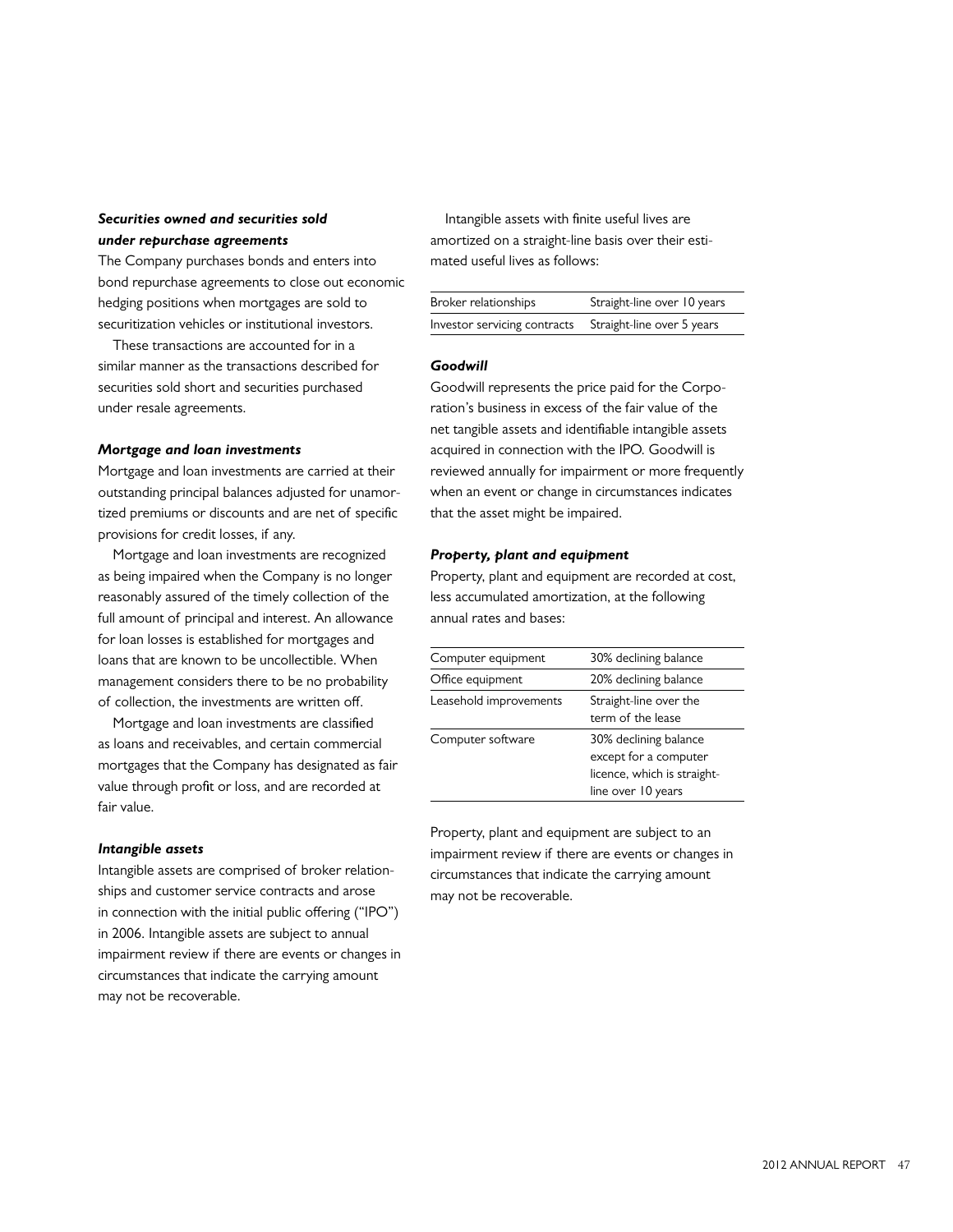### *Securities owned and securities sold under repurchase agreements*

The Company purchases bonds and enters into bond repurchase agreements to close out economic hedging positions when mortgages are sold to securitization vehicles or institutional investors.

These transactions are accounted for in a similar manner as the transactions described for securities sold short and securities purchased under resale agreements.

### *Mortgage and loan investments*

Mortgage and loan investments are carried at their outstanding principal balances adjusted for unamortized premiums or discounts and are net of specific provisions for credit losses, if any.

Mortgage and loan investments are recognized as being impaired when the Company is no longer reasonably assured of the timely collection of the full amount of principal and interest. An allowance for loan losses is established for mortgages and loans that are known to be uncollectible. When management considers there to be no probability of collection, the investments are written off.

Mortgage and loan investments are classified as loans and receivables, and certain commercial mortgages that the Company has designated as fair value through profit or loss, and are recorded at fair value.

### *Intangible assets*

Intangible assets are comprised of broker relationships and customer service contracts and arose in connection with the initial public offering ("IPO") in 2006. Intangible assets are subject to annual impairment review if there are events or changes in circumstances that indicate the carrying amount may not be recoverable.

Intangible assets with finite useful lives are amortized on a straight-line basis over their estimated useful lives as follows:

| | |
|---|---|
| Broker relationships | Straight-line over 10 years |
| Investor servicing contracts | Straight-line over 5 years |

### *Goodwill*

Goodwill represents the price paid for the Corporation's business in excess of the fair value of the net tangible assets and identifiable intangible assets acquired in connection with the IPO. Goodwill is reviewed annually for impairment or more frequently when an event or change in circumstances indicates that the asset might be impaired.

### *Property, plant and equipment*

Property, plant and equipment are recorded at cost, less accumulated amortization, at the following annual rates and bases:

| | |
|---|---|
| Computer equipment | 30% declining balance |
| Office equipment | 20% declining balance |
| Leasehold improvements | Straight-line over the term of the lease |
| Computer software | 30% declining balance except for a computer licence, which is straight-line over 10 years |

Property, plant and equipment are subject to an impairment review if there are events or changes in circumstances that indicate the carrying amount may not be recoverable.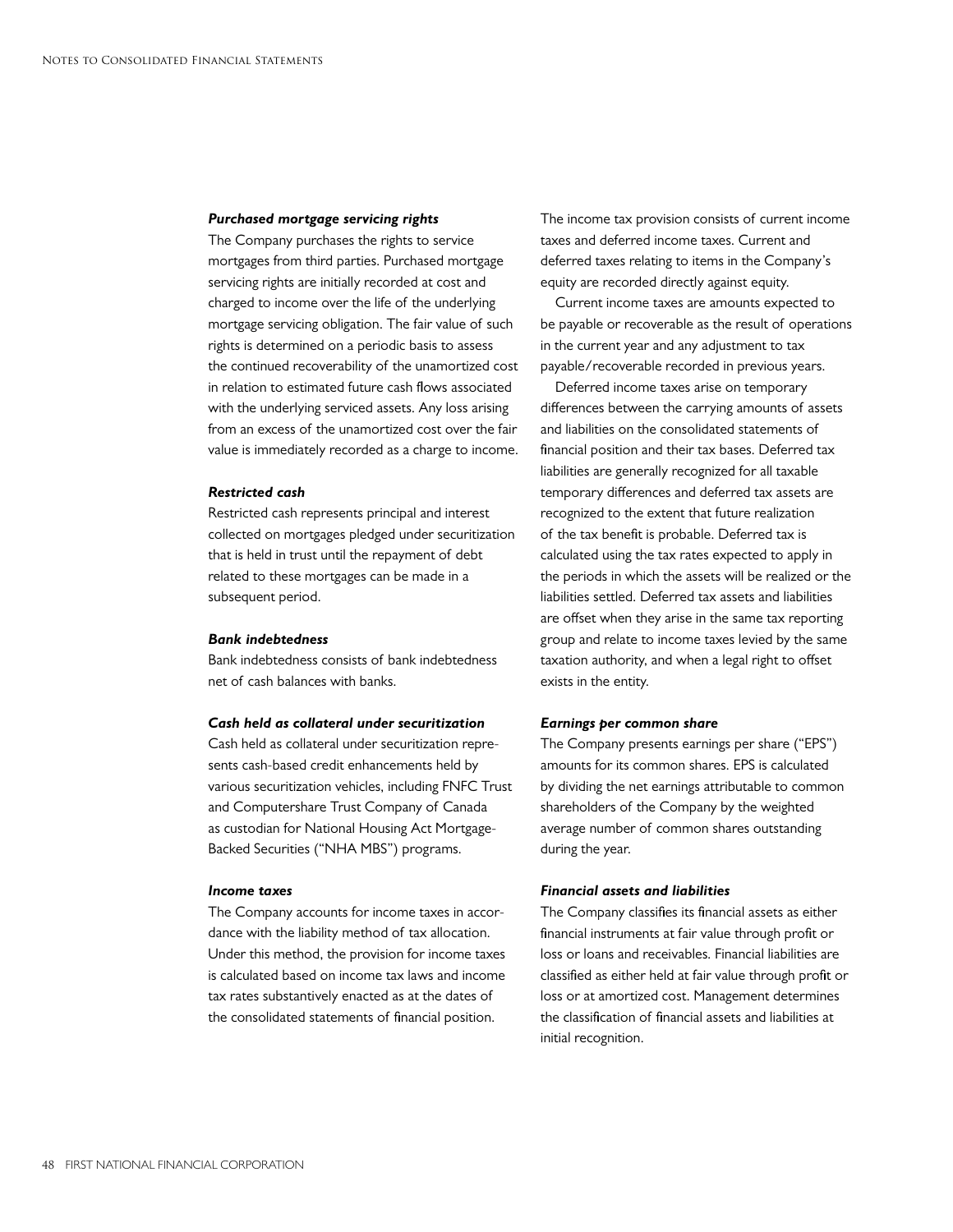***Purchased mortgage servicing rights***

The Company purchases the rights to service mortgages from third parties. Purchased mortgage servicing rights are initially recorded at cost and charged to income over the life of the underlying mortgage servicing obligation. The fair value of such rights is determined on a periodic basis to assess the continued recoverability of the unamortized cost in relation to estimated future cash flows associated with the underlying serviced assets. Any loss arising from an excess of the unamortized cost over the fair value is immediately recorded as a charge to income.

***Restricted cash***

Restricted cash represents principal and interest collected on mortgages pledged under securitization that is held in trust until the repayment of debt related to these mortgages can be made in a subsequent period.

***Bank indebtedness***

Bank indebtedness consists of bank indebtedness net of cash balances with banks.

***Cash held as collateral under securitization***

Cash held as collateral under securitization represents cash-based credit enhancements held by various securitization vehicles, including FNFC Trust and Computershare Trust Company of Canada as custodian for National Housing Act Mortgage-Backed Securities ("NHA MBS") programs.

***Income taxes***

The Company accounts for income taxes in accordance with the liability method of tax allocation. Under this method, the provision for income taxes is calculated based on income tax laws and income tax rates substantively enacted as at the dates of the consolidated statements of financial position. The income tax provision consists of current income taxes and deferred income taxes. Current and deferred taxes relating to items in the Company's equity are recorded directly against equity.

Current income taxes are amounts expected to be payable or recoverable as the result of operations in the current year and any adjustment to tax payable/recoverable recorded in previous years.

Deferred income taxes arise on temporary differences between the carrying amounts of assets and liabilities on the consolidated statements of financial position and their tax bases. Deferred tax liabilities are generally recognized for all taxable temporary differences and deferred tax assets are recognized to the extent that future realization of the tax benefit is probable. Deferred tax is calculated using the tax rates expected to apply in the periods in which the assets will be realized or the liabilities settled. Deferred tax assets and liabilities are offset when they arise in the same tax reporting group and relate to income taxes levied by the same taxation authority, and when a legal right to offset exists in the entity.

***Earnings per common share***

The Company presents earnings per share ("EPS") amounts for its common shares. EPS is calculated by dividing the net earnings attributable to common shareholders of the Company by the weighted average number of common shares outstanding during the year.

***Financial assets and liabilities***

The Company classifies its financial assets as either financial instruments at fair value through profit or loss or loans and receivables. Financial liabilities are classified as either held at fair value through profit or loss or at amortized cost. Management determines the classification of financial assets and liabilities at initial recognition.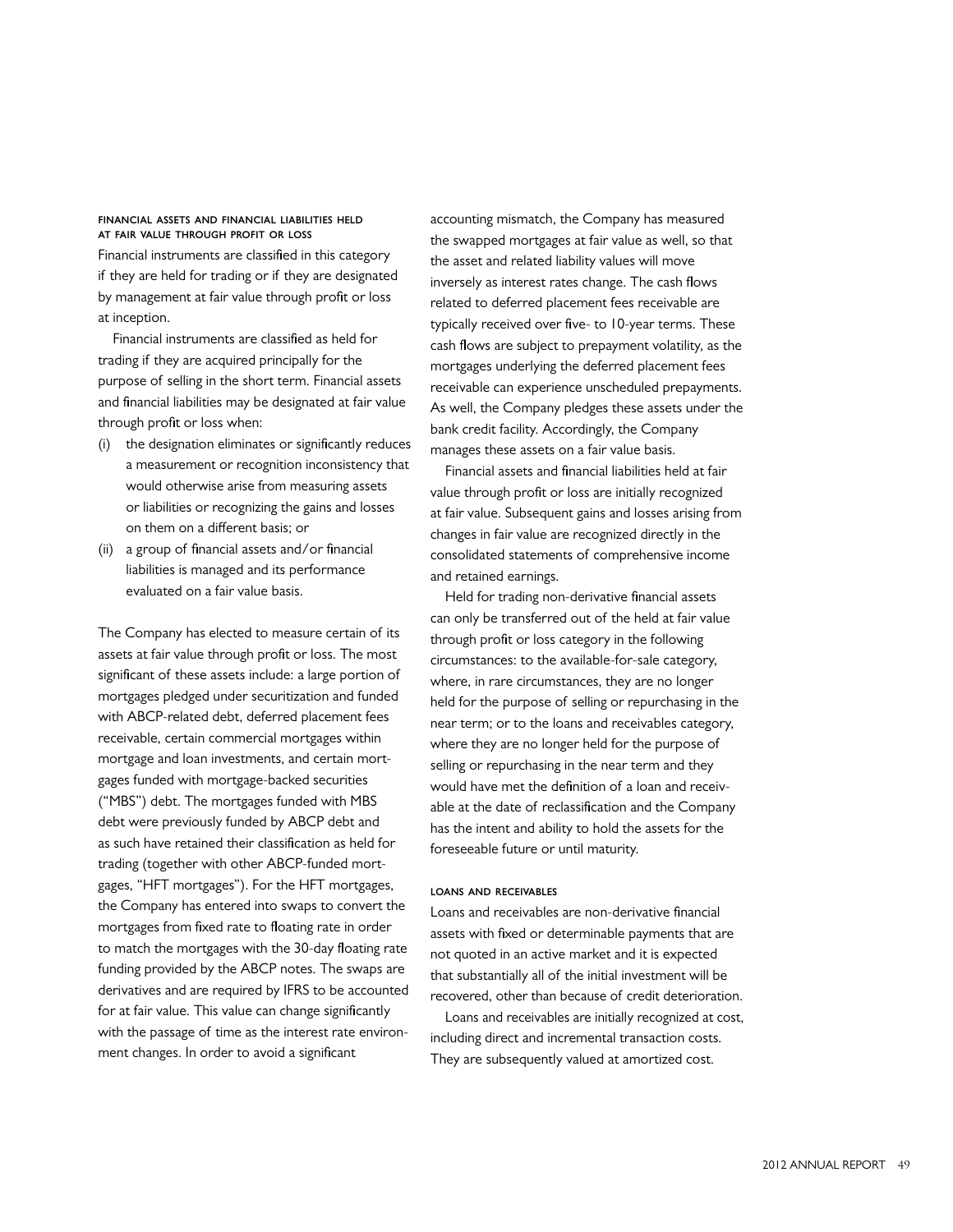#### FINANCIAL ASSETS AND FINANCIAL LIABILITIES HELD AT FAIR VALUE THROUGH PROFIT OR LOSS

Financial instruments are classified in this category if they are held for trading or if they are designated by management at fair value through profit or loss at inception.

Financial instruments are classified as held for trading if they are acquired principally for the purpose of selling in the short term. Financial assets and financial liabilities may be designated at fair value through profit or loss when:

(i) the designation eliminates or significantly reduces a measurement or recognition inconsistency that would otherwise arise from measuring assets or liabilities or recognizing the gains and losses on them on a different basis; or

(ii) a group of financial assets and/or financial liabilities is managed and its performance evaluated on a fair value basis.

The Company has elected to measure certain of its assets at fair value through profit or loss. The most significant of these assets include: a large portion of mortgages pledged under securitization and funded with ABCP-related debt, deferred placement fees receivable, certain commercial mortgages within mortgage and loan investments, and certain mortgages funded with mortgage-backed securities ("MBS") debt. The mortgages funded with MBS debt were previously funded by ABCP debt and as such have retained their classification as held for trading (together with other ABCP-funded mortgages, "HFT mortgages"). For the HFT mortgages, the Company has entered into swaps to convert the mortgages from fixed rate to floating rate in order to match the mortgages with the 30-day floating rate funding provided by the ABCP notes. The swaps are derivatives and are required by IFRS to be accounted for at fair value. This value can change significantly with the passage of time as the interest rate environment changes. In order to avoid a significant accounting mismatch, the Company has measured the swapped mortgages at fair value as well, so that the asset and related liability values will move inversely as interest rates change. The cash flows related to deferred placement fees receivable are typically received over five- to 10-year terms. These cash flows are subject to prepayment volatility, as the mortgages underlying the deferred placement fees receivable can experience unscheduled prepayments. As well, the Company pledges these assets under the bank credit facility. Accordingly, the Company manages these assets on a fair value basis.

Financial assets and financial liabilities held at fair value through profit or loss are initially recognized at fair value. Subsequent gains and losses arising from changes in fair value are recognized directly in the consolidated statements of comprehensive income and retained earnings.

Held for trading non-derivative financial assets can only be transferred out of the held at fair value through profit or loss category in the following circumstances: to the available-for-sale category, where, in rare circumstances, they are no longer held for the purpose of selling or repurchasing in the near term; or to the loans and receivables category, where they are no longer held for the purpose of selling or repurchasing in the near term and they would have met the definition of a loan and receivable at the date of reclassification and the Company has the intent and ability to hold the assets for the foreseeable future or until maturity.

#### LOANS AND RECEIVABLES

Loans and receivables are non-derivative financial assets with fixed or determinable payments that are not quoted in an active market and it is expected that substantially all of the initial investment will be recovered, other than because of credit deterioration.

Loans and receivables are initially recognized at cost, including direct and incremental transaction costs. They are subsequently valued at amortized cost.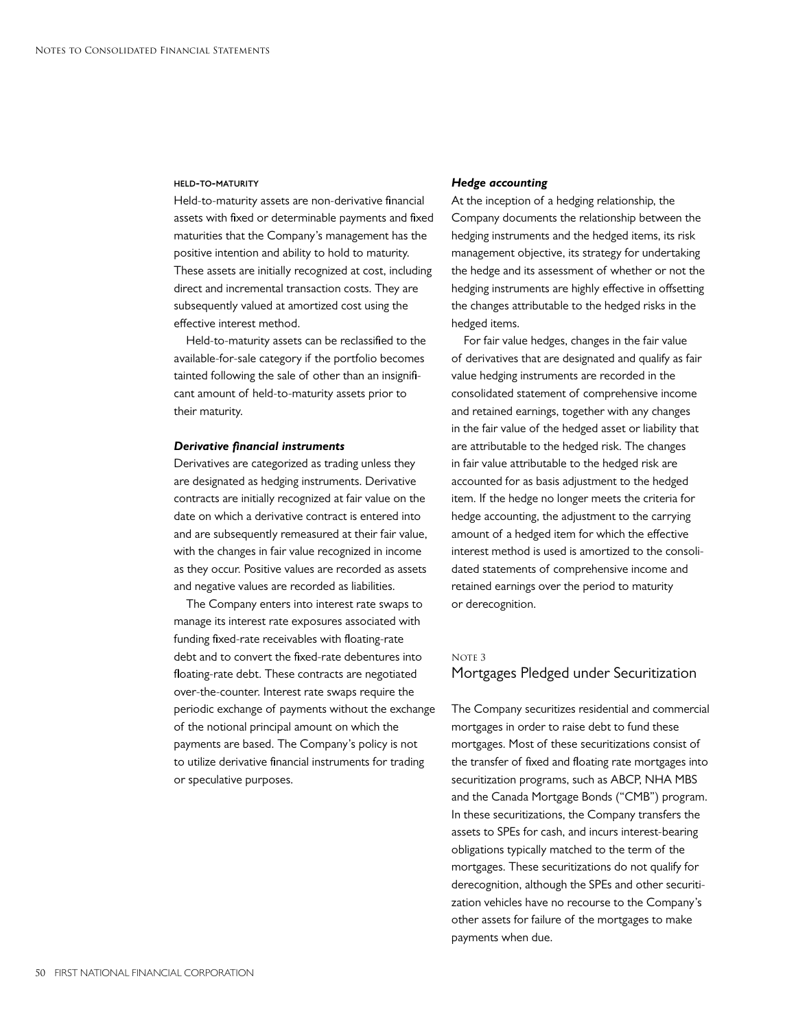#### HELD-TO-MATURITY

Held-to-maturity assets are non-derivative financial assets with fixed or determinable payments and fixed maturities that the Company's management has the positive intention and ability to hold to maturity. These assets are initially recognized at cost, including direct and incremental transaction costs. They are subsequently valued at amortized cost using the effective interest method.

Held-to-maturity assets can be reclassified to the available-for-sale category if the portfolio becomes tainted following the sale of other than an insignificant amount of held-to-maturity assets prior to their maturity.

### *Derivative financial instruments*

Derivatives are categorized as trading unless they are designated as hedging instruments. Derivative contracts are initially recognized at fair value on the date on which a derivative contract is entered into and are subsequently remeasured at their fair value, with the changes in fair value recognized in income as they occur. Positive values are recorded as assets and negative values are recorded as liabilities.

The Company enters into interest rate swaps to manage its interest rate exposures associated with funding fixed-rate receivables with floating-rate debt and to convert the fixed-rate debentures into floating-rate debt. These contracts are negotiated over-the-counter. Interest rate swaps require the periodic exchange of payments without the exchange of the notional principal amount on which the payments are based. The Company's policy is not to utilize derivative financial instruments for trading or speculative purposes.

### *Hedge accounting*

At the inception of a hedging relationship, the Company documents the relationship between the hedging instruments and the hedged items, its risk management objective, its strategy for undertaking the hedge and its assessment of whether or not the hedging instruments are highly effective in offsetting the changes attributable to the hedged risks in the hedged items.

For fair value hedges, changes in the fair value of derivatives that are designated and qualify as fair value hedging instruments are recorded in the consolidated statement of comprehensive income and retained earnings, together with any changes in the fair value of the hedged asset or liability that are attributable to the hedged risk. The changes in fair value attributable to the hedged risk are accounted for as basis adjustment to the hedged item. If the hedge no longer meets the criteria for hedge accounting, the adjustment to the carrying amount of a hedged item for which the effective interest method is used is amortized to the consolidated statements of comprehensive income and retained earnings over the period to maturity or derecognition.

## NOTE 3
## Mortgages Pledged under Securitization

The Company securitizes residential and commercial mortgages in order to raise debt to fund these mortgages. Most of these securitizations consist of the transfer of fixed and floating rate mortgages into securitization programs, such as ABCP, NHA MBS and the Canada Mortgage Bonds ("CMB") program. In these securitizations, the Company transfers the assets to SPEs for cash, and incurs interest-bearing obligations typically matched to the term of the mortgages. These securitizations do not qualify for derecognition, although the SPEs and other securitization vehicles have no recourse to the Company's other assets for failure of the mortgages to make payments when due.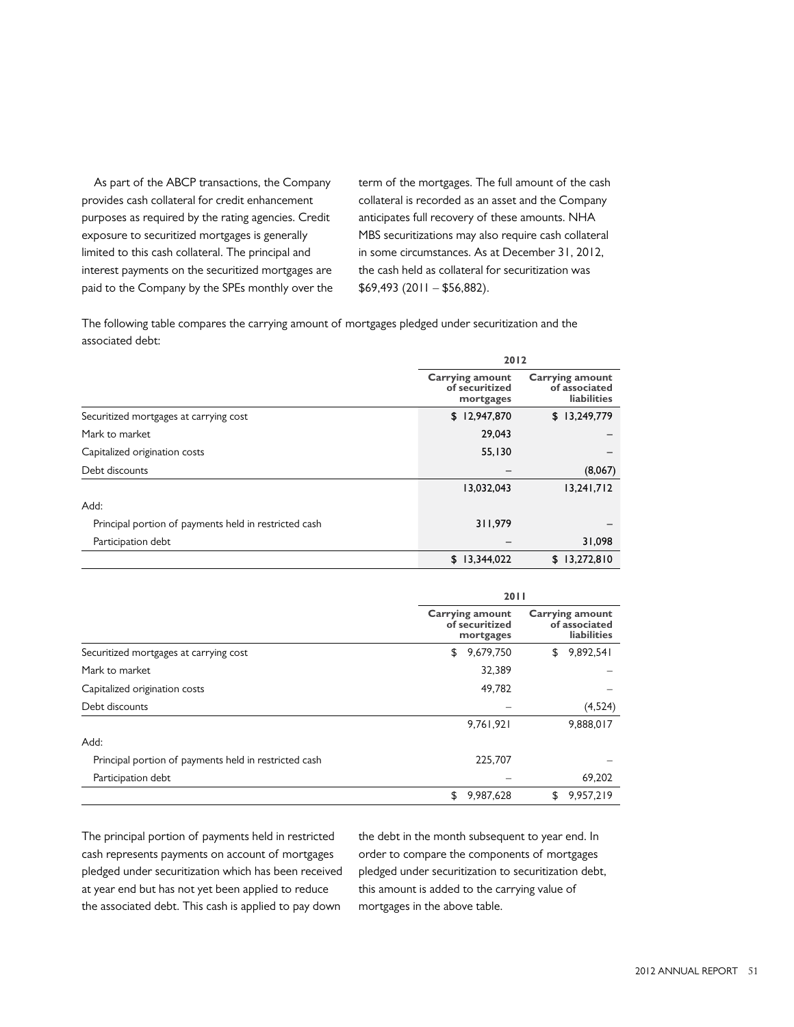As part of the ABCP transactions, the Company provides cash collateral for credit enhancement purposes as required by the rating agencies. Credit exposure to securitized mortgages is generally limited to this cash collateral. The principal and interest payments on the securitized mortgages are paid to the Company by the SPEs monthly over the term of the mortgages. The full amount of the cash collateral is recorded as an asset and the Company anticipates full recovery of these amounts. NHA MBS securitizations may also require cash collateral in some circumstances. As at December 31, 2012, the cash held as collateral for securitization was $69,493 (2011 – $56,882).

The following table compares the carrying amount of mortgages pledged under securitization and the associated debt:

| | 2012 | |
|---|---|---|
| | **Carrying amount of securitized mortgages** | **Carrying amount of associated liabilities** |
| Securitized mortgages at carrying cost | $ 12,947,870 | $ 13,249,779 |
| Mark to market | 29,043 | – |
| Capitalized origination costs | 55,130 | – |
| Debt discounts | – | (8,067) |
| | 13,032,043 | 13,241,712 |
| Add: | | |
| Principal portion of payments held in restricted cash | 311,979 | – |
| Participation debt | – | 31,098 |
| | $ 13,344,022 | $ 13,272,810 |

| | 2011 | |
|---|---|---|
| | **Carrying amount of securitized mortgages** | **Carrying amount of associated liabilities** |
| Securitized mortgages at carrying cost | $ 9,679,750 | $ 9,892,541 |
| Mark to market | 32,389 | – |
| Capitalized origination costs | 49,782 | – |
| Debt discounts | – | (4,524) |
| | 9,761,921 | 9,888,017 |
| Add: | | |
| Principal portion of payments held in restricted cash | 225,707 | – |
| Participation debt | – | 69,202 |
| | $ 9,987,628 | $ 9,957,219 |

The principal portion of payments held in restricted cash represents payments on account of mortgages pledged under securitization which has been received at year end but has not yet been applied to reduce the associated debt. This cash is applied to pay down the debt in the month subsequent to year end. In order to compare the components of mortgages pledged under securitization to securitization debt, this amount is added to the carrying value of mortgages in the above table.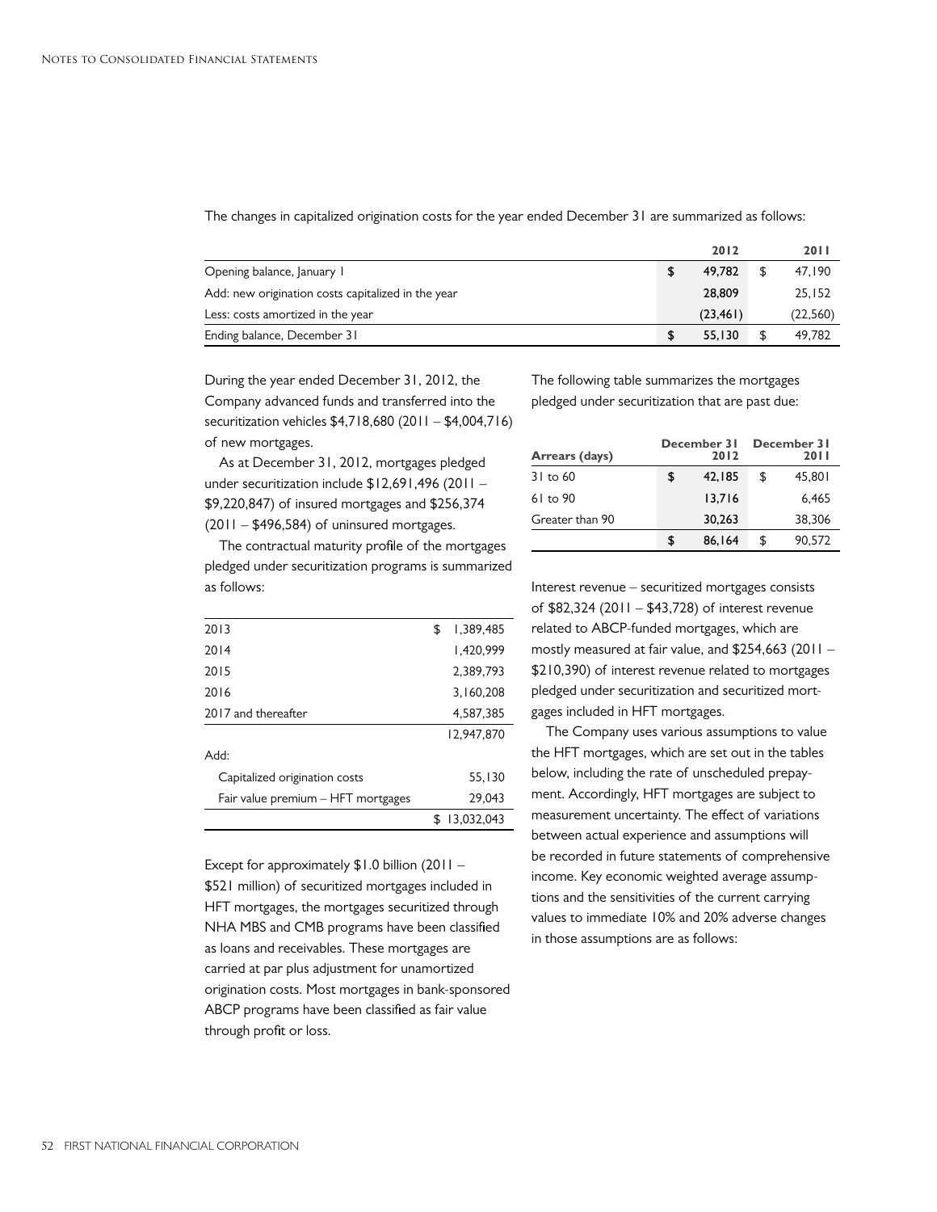The changes in capitalized origination costs for the year ended December 31 are summarized as follows:

| | 2012 | 2011 |
|---|---|---|
| Opening balance, January 1 | $ 49,782 | $ 47,190 |
| Add: new origination costs capitalized in the year | 28,809 | 25,152 |
| Less: costs amortized in the year | (23,461) | (22,560) |
| Ending balance, December 31 | $ 55,130 | $ 49,782 |

During the year ended December 31, 2012, the Company advanced funds and transferred into the securitization vehicles $4,718,680 (2011 – $4,004,716) of new mortgages.

As at December 31, 2012, mortgages pledged under securitization include $12,691,496 (2011 – $9,220,847) of insured mortgages and $256,374 (2011 – $496,584) of uninsured mortgages.

The contractual maturity profile of the mortgages pledged under securitization programs is summarized as follows:

| | |
|---|---|
| 2013 | $ 1,389,485 |
| 2014 | 1,420,999 |
| 2015 | 2,389,793 |
| 2016 | 3,160,208 |
| 2017 and thereafter | 4,587,385 |
| | 12,947,870 |
| Add: | |
| Capitalized origination costs | 55,130 |
| Fair value premium – HFT mortgages | 29,043 |
| | $ 13,032,043 |

Except for approximately $1.0 billion (2011 – $521 million) of securitized mortgages included in HFT mortgages, the mortgages securitized through NHA MBS and CMB programs have been classified as loans and receivables. These mortgages are carried at par plus adjustment for unamortized origination costs. Most mortgages in bank-sponsored ABCP programs have been classified as fair value through profit or loss.

The following table summarizes the mortgages pledged under securitization that are past due:

| Arrears (days) | December 31 2012 | December 31 2011 |
|---|---|---|
| 31 to 60 | $ 42,185 | $ 45,801 |
| 61 to 90 | 13,716 | 6,465 |
| Greater than 90 | 30,263 | 38,306 |
| | $ 86,164 | $ 90,572 |

Interest revenue – securitized mortgages consists of $82,324 (2011 – $43,728) of interest revenue related to ABCP-funded mortgages, which are mostly measured at fair value, and $254,663 (2011 – $210,390) of interest revenue related to mortgages pledged under securitization and securitized mortgages included in HFT mortgages.

The Company uses various assumptions to value the HFT mortgages, which are set out in the tables below, including the rate of unscheduled prepayment. Accordingly, HFT mortgages are subject to measurement uncertainty. The effect of variations between actual experience and assumptions will be recorded in future statements of comprehensive income. Key economic weighted average assumptions and the sensitivities of the current carrying values to immediate 10% and 20% adverse changes in those assumptions are as follows: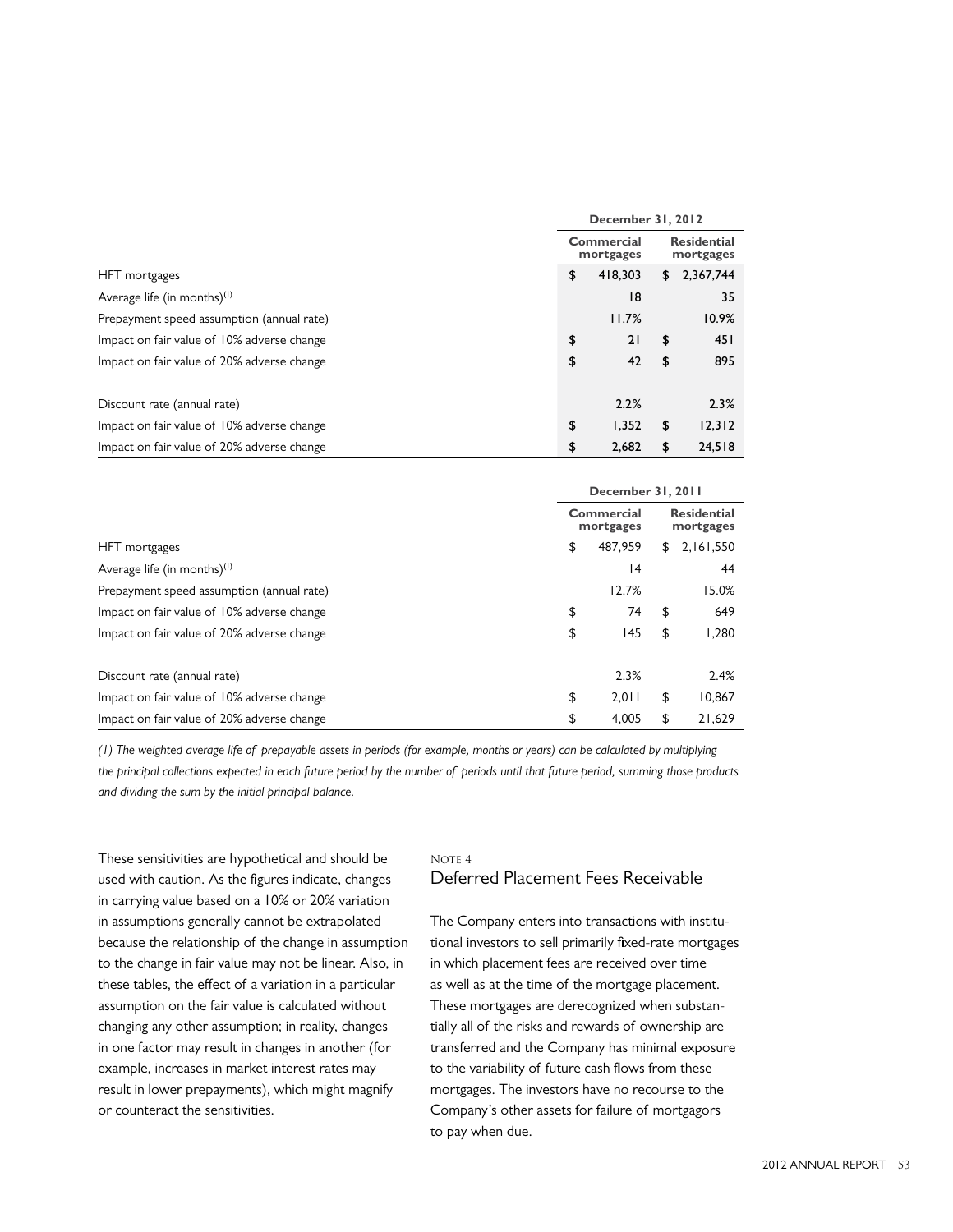| | December 31, 2012 | |
|---|---|---|
| | Commercial mortgages | Residential mortgages |
| HFT mortgages | $ 418,303 | $ 2,367,744 |
| Average life (in months)[(1)] | 18 | 35 |
| Prepayment speed assumption (annual rate) | 11.7% | 10.9% |
| Impact on fair value of 10% adverse change | $ 21 | $ 451 |
| Impact on fair value of 20% adverse change | $ 42 | $ 895 |
| | | |
| Discount rate (annual rate) | 2.2% | 2.3% |
| Impact on fair value of 10% adverse change | $ 1,352 | $ 12,312 |
| Impact on fair value of 20% adverse change | $ 2,682 | $ 24,518 |

| | December 31, 2011 | |
|---|---|---|
| | Commercial mortgages | Residential mortgages |
| HFT mortgages | $ 487,959 | $ 2,161,550 |
| Average life (in months)[(1)] | 14 | 44 |
| Prepayment speed assumption (annual rate) | 12.7% | 15.0% |
| Impact on fair value of 10% adverse change | $ 74 | $ 649 |
| Impact on fair value of 20% adverse change | $ 145 | $ 1,280 |
| | | |
| Discount rate (annual rate) | 2.3% | 2.4% |
| Impact on fair value of 10% adverse change | $ 2,011 | $ 10,867 |
| Impact on fair value of 20% adverse change | $ 4,005 | $ 21,629 |

*(1) The weighted average life of prepayable assets in periods (for example, months or years) can be calculated by multiplying the principal collections expected in each future period by the number of periods until that future period, summing those products and dividing the sum by the initial principal balance.*

These sensitivities are hypothetical and should be used with caution. As the figures indicate, changes in carrying value based on a 10% or 20% variation in assumptions generally cannot be extrapolated because the relationship of the change in assumption to the change in fair value may not be linear. Also, in these tables, the effect of a variation in a particular assumption on the fair value is calculated without changing any other assumption; in reality, changes in one factor may result in changes in another (for example, increases in market interest rates may result in lower prepayments), which might magnify or counteract the sensitivities.

Note 4

## Deferred Placement Fees Receivable

The Company enters into transactions with institutional investors to sell primarily fixed-rate mortgages in which placement fees are received over time as well as at the time of the mortgage placement. These mortgages are derecognized when substantially all of the risks and rewards of ownership are transferred and the Company has minimal exposure to the variability of future cash flows from these mortgages. The investors have no recourse to the Company's other assets for failure of mortgagors to pay when due.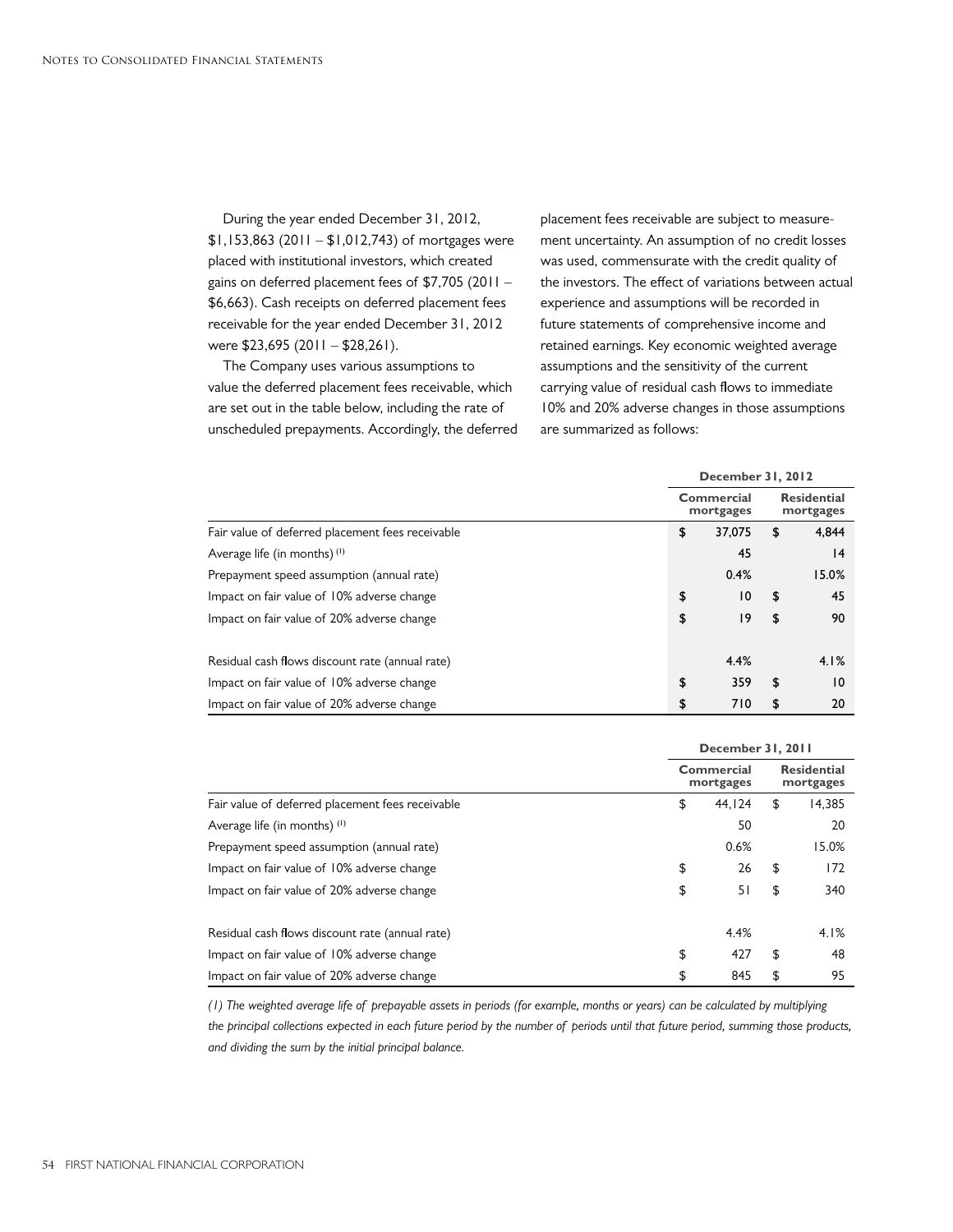During the year ended December 31, 2012, $1,153,863 (2011 – $1,012,743) of mortgages were placed with institutional investors, which created gains on deferred placement fees of $7,705 (2011 – $6,663). Cash receipts on deferred placement fees receivable for the year ended December 31, 2012 were $23,695 (2011 – $28,261).

The Company uses various assumptions to value the deferred placement fees receivable, which are set out in the table below, including the rate of unscheduled prepayments. Accordingly, the deferred placement fees receivable are subject to measurement uncertainty. An assumption of no credit losses was used, commensurate with the credit quality of the investors. The effect of variations between actual experience and assumptions will be recorded in future statements of comprehensive income and retained earnings. Key economic weighted average assumptions and the sensitivity of the current carrying value of residual cash flows to immediate 10% and 20% adverse changes in those assumptions are summarized as follows:

| | **December 31, 2012** | |
|---|---|---|
| | **Commercial mortgages** | **Residential mortgages** |
| Fair value of deferred placement fees receivable | **$ 37,075** | **$ 4,844** |
| Average life (in months) [(1)] | **45** | **14** |
| Prepayment speed assumption (annual rate) | **0.4%** | **15.0%** |
| Impact on fair value of 10% adverse change | **$ 10** | **$ 45** |
| Impact on fair value of 20% adverse change | **$ 19** | **$ 90** |
| | | |
| Residual cash flows discount rate (annual rate) | **4.4%** | **4.1%** |
| Impact on fair value of 10% adverse change | **$ 359** | **$ 10** |
| Impact on fair value of 20% adverse change | **$ 710** | **$ 20** |

| | **December 31, 2011** | |
|---|---|---|
| | **Commercial mortgages** | **Residential mortgages** |
| Fair value of deferred placement fees receivable | $ 44,124 | $ 14,385 |
| Average life (in months) [(1)] | 50 | 20 |
| Prepayment speed assumption (annual rate) | 0.6% | 15.0% |
| Impact on fair value of 10% adverse change | $ 26 | $ 172 |
| Impact on fair value of 20% adverse change | $ 51 | $ 340 |
| | | |
| Residual cash flows discount rate (annual rate) | 4.4% | 4.1% |
| Impact on fair value of 10% adverse change | $ 427 | $ 48 |
| Impact on fair value of 20% adverse change | $ 845 | $ 95 |

*(1) The weighted average life of prepayable assets in periods (for example, months or years) can be calculated by multiplying the principal collections expected in each future period by the number of periods until that future period, summing those products, and dividing the sum by the initial principal balance.*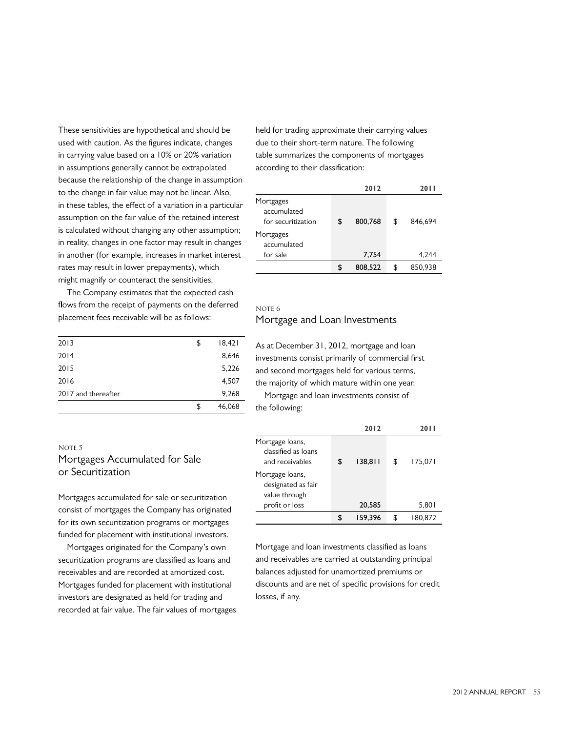These sensitivities are hypothetical and should be used with caution. As the figures indicate, changes in carrying value based on a 10% or 20% variation in assumptions generally cannot be extrapolated because the relationship of the change in assumption to the change in fair value may not be linear. Also, in these tables, the effect of a variation in a particular assumption on the fair value of the retained interest is calculated without changing any other assumption; in reality, changes in one factor may result in changes in another (for example, increases in market interest rates may result in lower prepayments), which might magnify or counteract the sensitivities.

The Company estimates that the expected cash flows from the receipt of payments on the deferred placement fees receivable will be as follows:

| | |
|---|---|
| 2013 | $ 18,421 |
| 2014 | 8,646 |
| 2015 | 5,226 |
| 2016 | 4,507 |
| 2017 and thereafter | 9,268 |
| | $ 46,068 |

NOTE 5

## Mortgages Accumulated for Sale or Securitization

Mortgages accumulated for sale or securitization consist of mortgages the Company has originated for its own securitization programs or mortgages funded for placement with institutional investors.

Mortgages originated for the Company's own securitization programs are classified as loans and receivables and are recorded at amortized cost. Mortgages funded for placement with institutional investors are designated as held for trading and recorded at fair value. The fair values of mortgages held for trading approximate their carrying values due to their short-term nature. The following table summarizes the components of mortgages according to their classification:

| | 2012 | 2011 |
|---|---|---|
| Mortgages accumulated for securitization | $ 800,768 | $ 846,694 |
| Mortgages accumulated for sale | 7,754 | 4,244 |
| | $ 808,522 | $ 850,938 |

NOTE 6

## Mortgage and Loan Investments

As at December 31, 2012, mortgage and loan investments consist primarily of commercial first and second mortgages held for various terms, the majority of which mature within one year.

Mortgage and loan investments consist of the following:

| | 2012 | 2011 |
|---|---|---|
| Mortgage loans, classified as loans and receivables | $ 138,811 | $ 175,071 |
| Mortgage loans, designated as fair value through profit or loss | 20,585 | 5,801 |
| | $ 159,396 | $ 180,872 |

Mortgage and loan investments classified as loans and receivables are carried at outstanding principal balances adjusted for unamortized premiums or discounts and are net of specific provisions for credit losses, if any.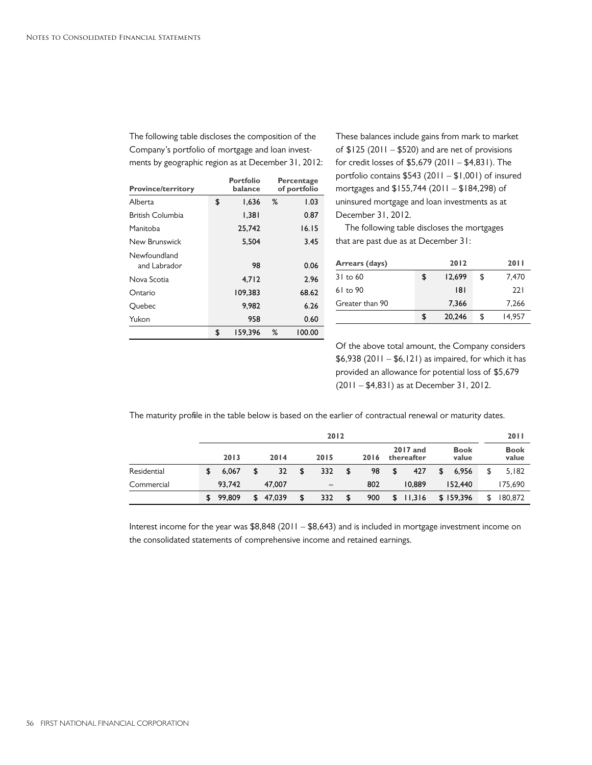The following table discloses the composition of the Company's portfolio of mortgage and loan investments by geographic region as at December 31, 2012:

| Province/territory | Portfolio balance | Percentage of portfolio |
|---|---|---|
| Alberta | $ 1,636 | % 1.03 |
| British Columbia | 1,381 | 0.87 |
| Manitoba | 25,742 | 16.15 |
| New Brunswick | 5,504 | 3.45 |
| Newfoundland and Labrador | 98 | 0.06 |
| Nova Scotia | 4,712 | 2.96 |
| Ontario | 109,383 | 68.62 |
| Quebec | 9,982 | 6.26 |
| Yukon | 958 | 0.60 |
| | $ 159,396 | % 100.00 |

These balances include gains from mark to market of $125 (2011 – $520) and are net of provisions for credit losses of $5,679 (2011 – $4,831). The portfolio contains $543 (2011 – $1,001) of insured mortgages and $155,744 (2011 – $184,298) of uninsured mortgage and loan investments as at December 31, 2012.

The following table discloses the mortgages that are past due as at December 31:

| Arrears (days) | 2012 | 2011 |
|---|---|---|
| 31 to 60 | $ 12,699 | $ 7,470 |
| 61 to 90 | 181 | 221 |
| Greater than 90 | 7,366 | 7,266 |
| | $ 20,246 | $ 14,957 |

Of the above total amount, the Company considers $6,938 (2011 – $6,121) as impaired, for which it has provided an allowance for potential loss of $5,679 (2011 – $4,831) as at December 31, 2012.

The maturity profile in the table below is based on the earlier of contractual renewal or maturity dates.

| | 2012 | | | | | | 2011 |
|---|---|---|---|---|---|---|---|
| | 2013 | 2014 | 2015 | 2016 | 2017 and thereafter | Book value | Book value |
| Residential | $ 6,067 | $ 32 | $ 332 | $ 98 | $ 427 | $ 6,956 | $ 5,182 |
| Commercial | 93,742 | 47,007 | – | 802 | 10,889 | 152,440 | 175,690 |
| | $ 99,809 | $ 47,039 | $ 332 | $ 900 | $ 11,316 | $ 159,396 | $ 180,872 |

Interest income for the year was $8,848 (2011 – $8,643) and is included in mortgage investment income on the consolidated statements of comprehensive income and retained earnings.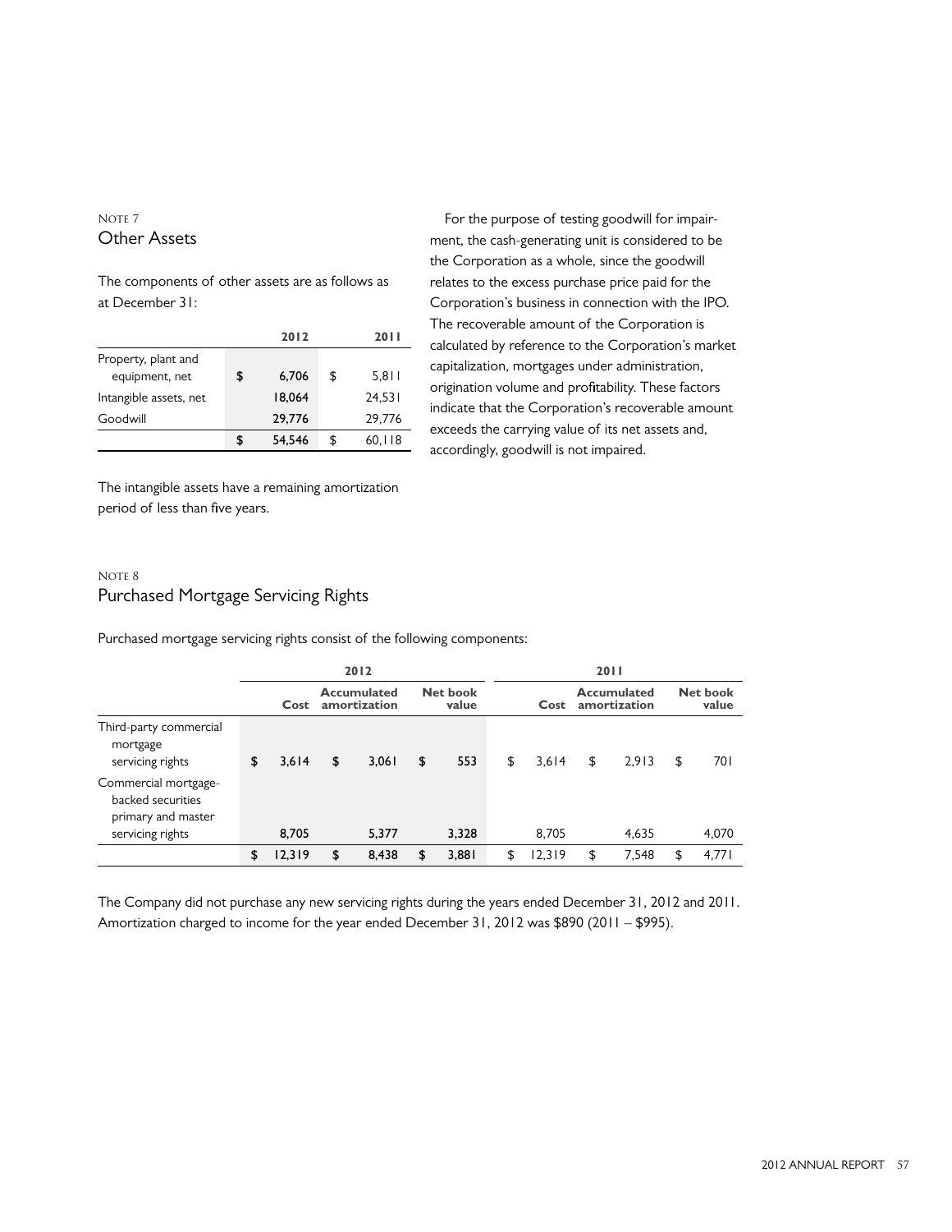## Note 7
## Other Assets

The components of other assets are as follows as at December 31:

| | 2012 | 2011 |
|---|---|---|
| Property, plant and equipment, net | $ 6,706 | $ 5,811 |
| Intangible assets, net | 18,064 | 24,531 |
| Goodwill | 29,776 | 29,776 |
| | $ 54,546 | $ 60,118 |

The intangible assets have a remaining amortization period of less than five years.

For the purpose of testing goodwill for impairment, the cash-generating unit is considered to be the Corporation as a whole, since the goodwill relates to the excess purchase price paid for the Corporation's business in connection with the IPO. The recoverable amount of the Corporation is calculated by reference to the Corporation's market capitalization, mortgages under administration, origination volume and profitability. These factors indicate that the Corporation's recoverable amount exceeds the carrying value of its net assets and, accordingly, goodwill is not impaired.

## Note 8
## Purchased Mortgage Servicing Rights

Purchased mortgage servicing rights consist of the following components:

| | 2012 | | | 2011 | | |
|---|---|---|---|---|---|---|
| | Cost | Accumulated amortization | Net book value | Cost | Accumulated amortization | Net book value |
| Third-party commercial mortgage servicing rights | $ 3,614 | $ 3,061 | $ 553 | $ 3,614 | $ 2,913 | $ 701 |
| Commercial mortgage-backed securities primary and master servicing rights | 8,705 | 5,377 | 3,328 | 8,705 | 4,635 | 4,070 |
| | $ 12,319 | $ 8,438 | $ 3,881 | $ 12,319 | $ 7,548 | $ 4,771 |

The Company did not purchase any new servicing rights during the years ended December 31, 2012 and 2011. Amortization charged to income for the year ended December 31, 2012 was $890 (2011 – $995).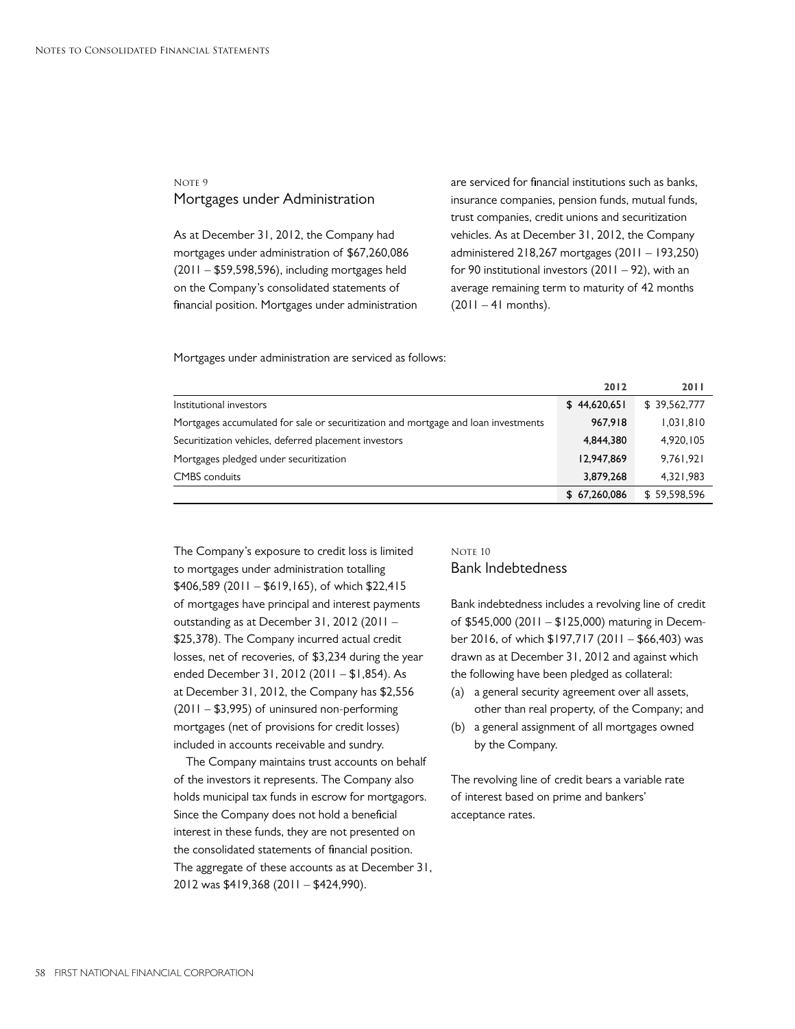## Note 9
## Mortgages under Administration

As at December 31, 2012, the Company had mortgages under administration of $67,260,086 (2011 – $59,598,596), including mortgages held on the Company's consolidated statements of financial position. Mortgages under administration are serviced for financial institutions such as banks, insurance companies, pension funds, mutual funds, trust companies, credit unions and securitization vehicles. As at December 31, 2012, the Company administered 218,267 mortgages (2011 – 193,250) for 90 institutional investors (2011 – 92), with an average remaining term to maturity of 42 months (2011 – 41 months).

Mortgages under administration are serviced as follows:

| | 2012 | 2011 |
|---|---|---|
| Institutional investors | $ 44,620,651 | $ 39,562,777 |
| Mortgages accumulated for sale or securitization and mortgage and loan investments | 967,918 | 1,031,810 |
| Securitization vehicles, deferred placement investors | 4,844,380 | 4,920,105 |
| Mortgages pledged under securitization | 12,947,869 | 9,761,921 |
| CMBS conduits | 3,879,268 | 4,321,983 |
| | $ 67,260,086 | $ 59,598,596 |

The Company's exposure to credit loss is limited to mortgages under administration totalling $406,589 (2011 – $619,165), of which $22,415 of mortgages have principal and interest payments outstanding as at December 31, 2012 (2011 – $25,378). The Company incurred actual credit losses, net of recoveries, of $3,234 during the year ended December 31, 2012 (2011 – $1,854). As at December 31, 2012, the Company has $2,556 (2011 – $3,995) of uninsured non-performing mortgages (net of provisions for credit losses) included in accounts receivable and sundry.

The Company maintains trust accounts on behalf of the investors it represents. The Company also holds municipal tax funds in escrow for mortgagors. Since the Company does not hold a beneficial interest in these funds, they are not presented on the consolidated statements of financial position. The aggregate of these accounts as at December 31, 2012 was $419,368 (2011 – $424,990).

## Note 10
## Bank Indebtedness

Bank indebtedness includes a revolving line of credit of $545,000 (2011 – $125,000) maturing in December 2016, of which $197,717 (2011 – $66,403) was drawn as at December 31, 2012 and against which the following have been pledged as collateral:

(a) a general security agreement over all assets, other than real property, of the Company; and
(b) a general assignment of all mortgages owned by the Company.

The revolving line of credit bears a variable rate of interest based on prime and bankers' acceptance rates.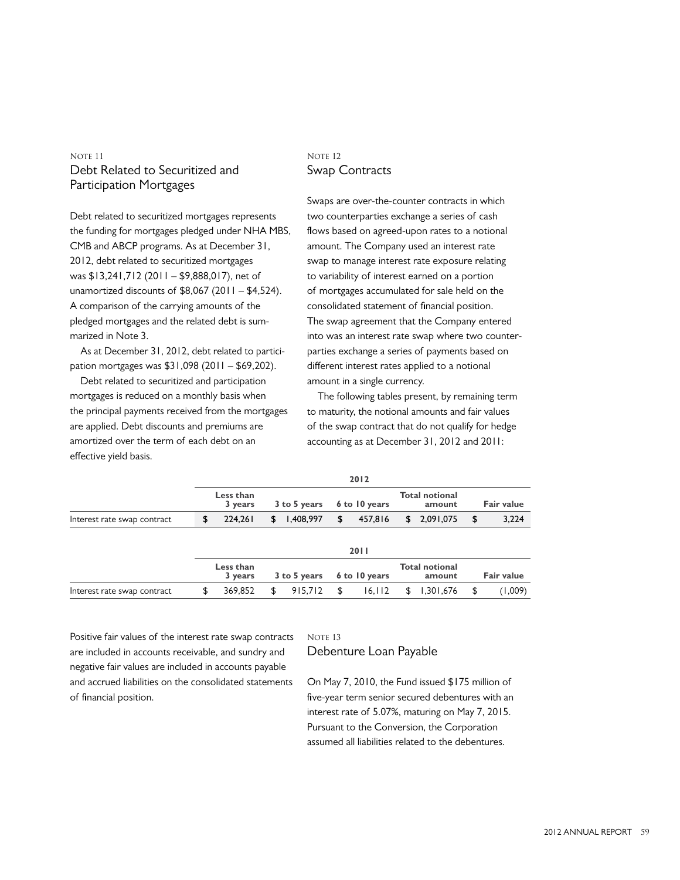## Note 11
## Debt Related to Securitized and Participation Mortgages

Debt related to securitized mortgages represents the funding for mortgages pledged under NHA MBS, CMB and ABCP programs. As at December 31, 2012, debt related to securitized mortgages was $13,241,712 (2011 – $9,888,017), net of unamortized discounts of $8,067 (2011 – $4,524). A comparison of the carrying amounts of the pledged mortgages and the related debt is summarized in Note 3.

As at December 31, 2012, debt related to participation mortgages was $31,098 (2011 – $69,202).

Debt related to securitized and participation mortgages is reduced on a monthly basis when the principal payments received from the mortgages are applied. Debt discounts and premiums are amortized over the term of each debt on an effective yield basis.

## Note 12
## Swap Contracts

Swaps are over-the-counter contracts in which two counterparties exchange a series of cash flows based on agreed-upon rates to a notional amount. The Company used an interest rate swap to manage interest rate exposure relating to variability of interest earned on a portion of mortgages accumulated for sale held on the consolidated statement of financial position. The swap agreement that the Company entered into was an interest rate swap where two counterparties exchange a series of payments based on different interest rates applied to a notional amount in a single currency.

The following tables present, by remaining term to maturity, the notional amounts and fair values of the swap contract that do not qualify for hedge accounting as at December 31, 2012 and 2011:

| 2012 | Less than 3 years | 3 to 5 years | 6 to 10 years | Total notional amount | Fair value |
|---|---|---|---|---|---|
| Interest rate swap contract | $ 224,261 | $ 1,408,997 | $ 457,816 | $ 2,091,075 | $ 3,224 |

| 2011 | Less than 3 years | 3 to 5 years | 6 to 10 years | Total notional amount | Fair value |
|---|---|---|---|---|---|
| Interest rate swap contract | $ 369,852 | $ 915,712 | $ 16,112 | $ 1,301,676 | $ (1,009) |

Positive fair values of the interest rate swap contracts are included in accounts receivable, and sundry and negative fair values are included in accounts payable and accrued liabilities on the consolidated statements of financial position.

## Note 13
## Debenture Loan Payable

On May 7, 2010, the Fund issued $175 million of five-year term senior secured debentures with an interest rate of 5.07%, maturing on May 7, 2015. Pursuant to the Conversion, the Corporation assumed all liabilities related to the debentures.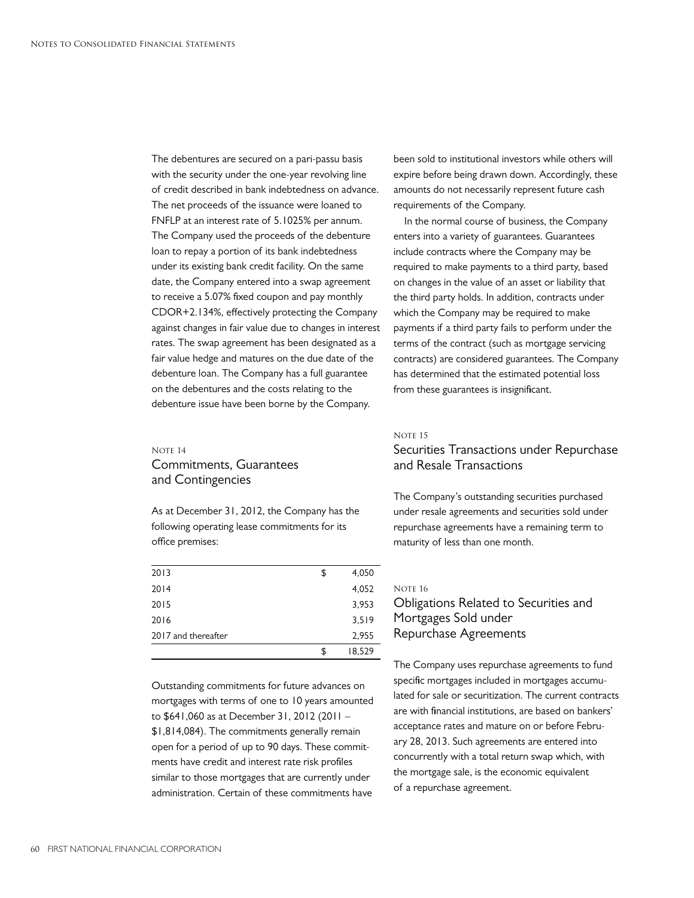The debentures are secured on a pari-passu basis with the security under the one-year revolving line of credit described in bank indebtedness on advance. The net proceeds of the issuance were loaned to FNFLP at an interest rate of 5.1025% per annum. The Company used the proceeds of the debenture loan to repay a portion of its bank indebtedness under its existing bank credit facility. On the same date, the Company entered into a swap agreement to receive a 5.07% fixed coupon and pay monthly CDOR+2.134%, effectively protecting the Company against changes in fair value due to changes in interest rates. The swap agreement has been designated as a fair value hedge and matures on the due date of the debenture loan. The Company has a full guarantee on the debentures and the costs relating to the debenture issue have been borne by the Company.

## Note 14
## Commitments, Guarantees and Contingencies

As at December 31, 2012, the Company has the following operating lease commitments for its office premises:

| | | |
|---|---|---|
| 2013 | $ | 4,050 |
| 2014 | | 4,052 |
| 2015 | | 3,953 |
| 2016 | | 3,519 |
| 2017 and thereafter | | 2,955 |
| | $ | 18,529 |

Outstanding commitments for future advances on mortgages with terms of one to 10 years amounted to $641,060 as at December 31, 2012 (2011 – $1,814,084). The commitments generally remain open for a period of up to 90 days. These commitments have credit and interest rate risk profiles similar to those mortgages that are currently under administration. Certain of these commitments have been sold to institutional investors while others will expire before being drawn down. Accordingly, these amounts do not necessarily represent future cash requirements of the Company.

In the normal course of business, the Company enters into a variety of guarantees. Guarantees include contracts where the Company may be required to make payments to a third party, based on changes in the value of an asset or liability that the third party holds. In addition, contracts under which the Company may be required to make payments if a third party fails to perform under the terms of the contract (such as mortgage servicing contracts) are considered guarantees. The Company has determined that the estimated potential loss from these guarantees is insignificant.

## Note 15
## Securities Transactions under Repurchase and Resale Transactions

The Company's outstanding securities purchased under resale agreements and securities sold under repurchase agreements have a remaining term to maturity of less than one month.

## Note 16
## Obligations Related to Securities and Mortgages Sold under Repurchase Agreements

The Company uses repurchase agreements to fund specific mortgages included in mortgages accumulated for sale or securitization. The current contracts are with financial institutions, are based on bankers' acceptance rates and mature on or before February 28, 2013. Such agreements are entered into concurrently with a total return swap which, with the mortgage sale, is the economic equivalent of a repurchase agreement.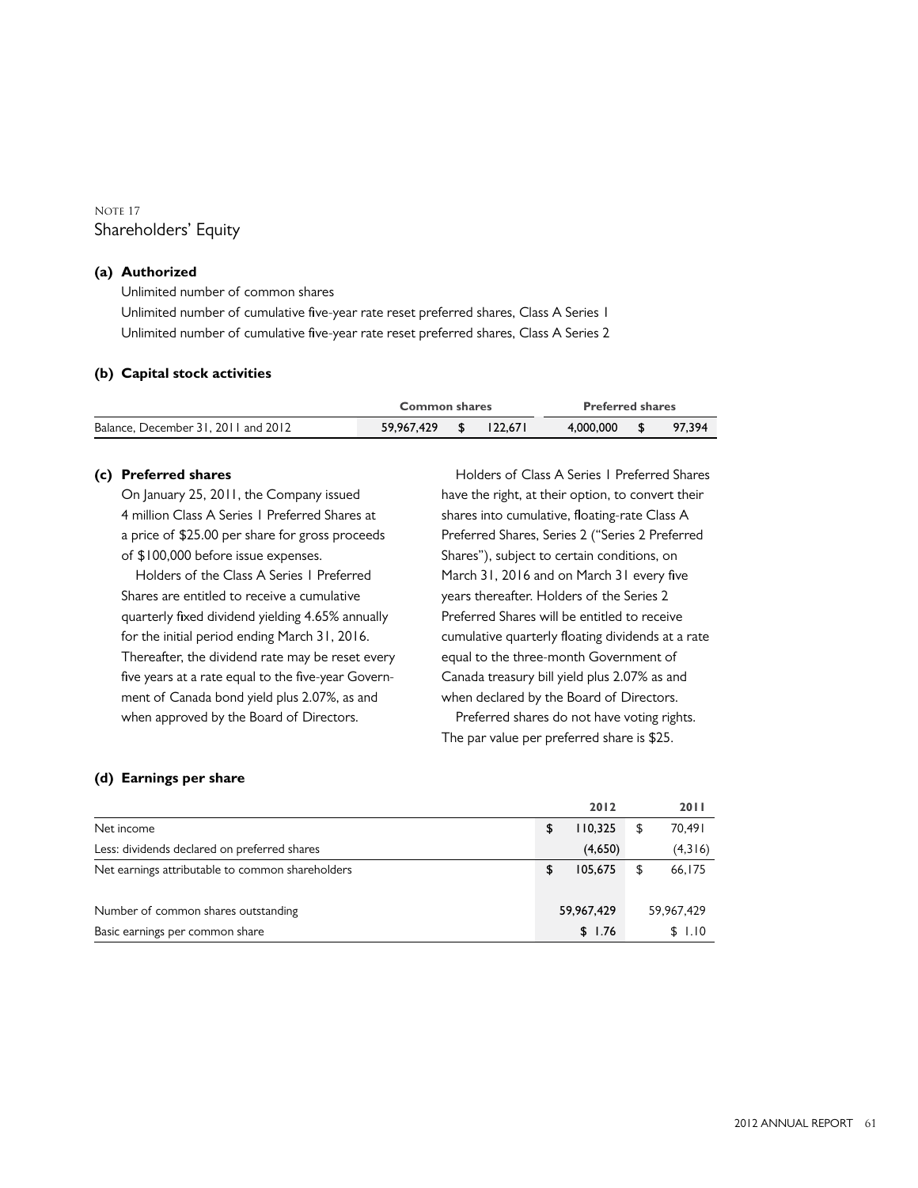NOTE 17

## Shareholders' Equity

### (a) Authorized

Unlimited number of common shares

Unlimited number of cumulative five-year rate reset preferred shares, Class A Series 1

Unlimited number of cumulative five-year rate reset preferred shares, Class A Series 2

### (b) Capital stock activities

| | Common shares | | Preferred shares | |
|---|---|---|---|---|
| Balance, December 31, 2011 and 2012 | 59,967,429 | $ 122,671 | 4,000,000 | $ 97,394 |

### (c) Preferred shares

On January 25, 2011, the Company issued 4 million Class A Series 1 Preferred Shares at a price of $25.00 per share for gross proceeds of $100,000 before issue expenses.

Holders of the Class A Series 1 Preferred Shares are entitled to receive a cumulative quarterly fixed dividend yielding 4.65% annually for the initial period ending March 31, 2016. Thereafter, the dividend rate may be reset every five years at a rate equal to the five-year Government of Canada bond yield plus 2.07%, as and when approved by the Board of Directors.

Holders of Class A Series 1 Preferred Shares have the right, at their option, to convert their shares into cumulative, floating-rate Class A Preferred Shares, Series 2 ("Series 2 Preferred Shares"), subject to certain conditions, on March 31, 2016 and on March 31 every five years thereafter. Holders of the Series 2 Preferred Shares will be entitled to receive cumulative quarterly floating dividends at a rate equal to the three-month Government of Canada treasury bill yield plus 2.07% as and when declared by the Board of Directors.

Preferred shares do not have voting rights. The par value per preferred share is $25.

### (d) Earnings per share

| | 2012 | 2011 |
|---|---|---|
| Net income | $ 110,325 | $ 70,491 |
| Less: dividends declared on preferred shares | (4,650) | (4,316) |
| Net earnings attributable to common shareholders | $ 105,675 | $ 66,175 |
| | | |
| Number of common shares outstanding | 59,967,429 | 59,967,429 |
| Basic earnings per common share | $ 1.76 | $ 1.10 |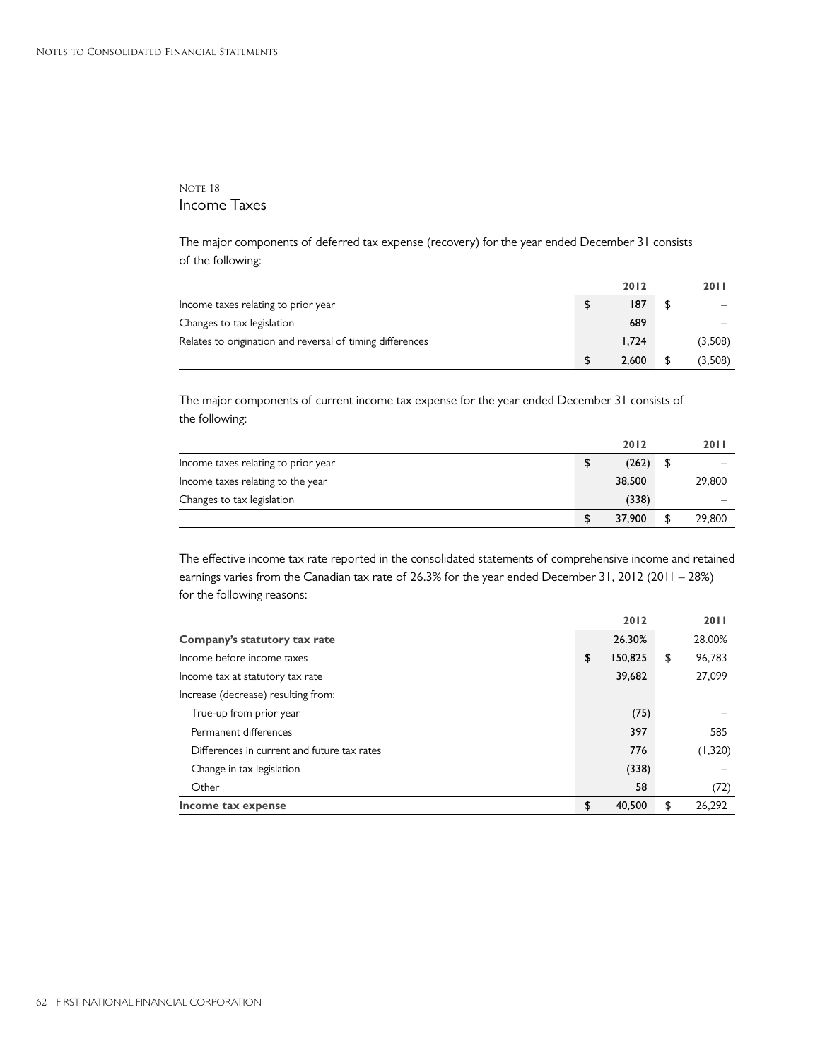NOTE 18

## Income Taxes

The major components of deferred tax expense (recovery) for the year ended December 31 consists of the following:

| | 2012 | 2011 |
|---|---|---|
| Income taxes relating to prior year | $ 187 | $ – |
| Changes to tax legislation | 689 | – |
| Relates to origination and reversal of timing differences | 1,724 | (3,508) |
| | $ 2,600 | $ (3,508) |

The major components of current income tax expense for the year ended December 31 consists of the following:

| | 2012 | 2011 |
|---|---|---|
| Income taxes relating to prior year | $ (262) | $ – |
| Income taxes relating to the year | 38,500 | 29,800 |
| Changes to tax legislation | (338) | – |
| | $ 37,900 | $ 29,800 |

The effective income tax rate reported in the consolidated statements of comprehensive income and retained earnings varies from the Canadian tax rate of 26.3% for the year ended December 31, 2012 (2011 – 28%) for the following reasons:

| | 2012 | 2011 |
|---|---|---|
| **Company's statutory tax rate** | 26.30% | 28.00% |
| Income before income taxes | $ 150,825 | $ 96,783 |
| Income tax at statutory tax rate | 39,682 | 27,099 |
| Increase (decrease) resulting from: | | |
| True-up from prior year | (75) | – |
| Permanent differences | 397 | 585 |
| Differences in current and future tax rates | 776 | (1,320) |
| Change in tax legislation | (338) | – |
| Other | 58 | (72) |
| **Income tax expense** | $ 40,500 | $ 26,292 |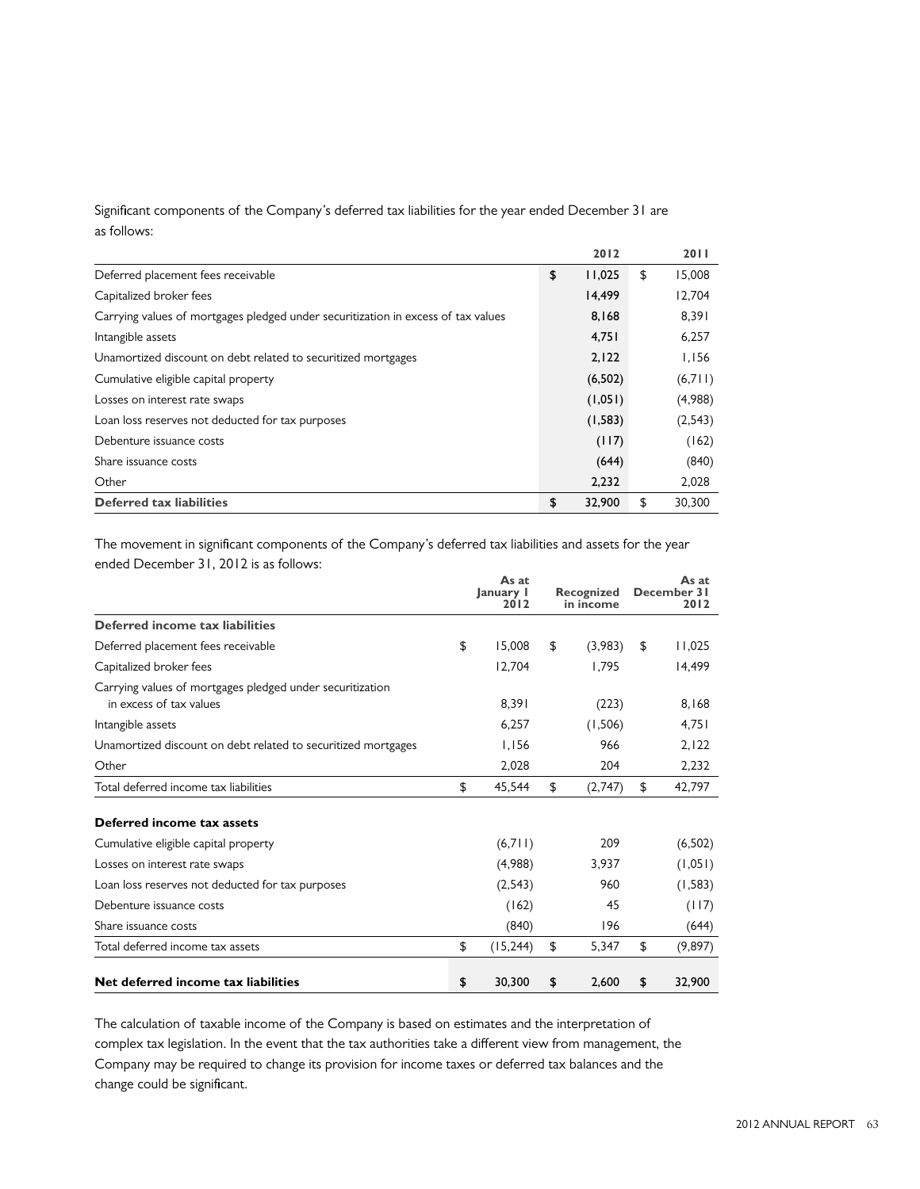Significant components of the Company's deferred tax liabilities for the year ended December 31 are as follows:

| | 2012 | 2011 |
|---|---|---|
| Deferred placement fees receivable | $ 11,025 | $ 15,008 |
| Capitalized broker fees | 14,499 | 12,704 |
| Carrying values of mortgages pledged under securitization in excess of tax values | 8,168 | 8,391 |
| Intangible assets | 4,751 | 6,257 |
| Unamortized discount on debt related to securitized mortgages | 2,122 | 1,156 |
| Cumulative eligible capital property | (6,502) | (6,711) |
| Losses on interest rate swaps | (1,051) | (4,988) |
| Loan loss reserves not deducted for tax purposes | (1,583) | (2,543) |
| Debenture issuance costs | (117) | (162) |
| Share issuance costs | (644) | (840) |
| Other | 2,232 | 2,028 |
| **Deferred tax liabilities** | $ 32,900 | $ 30,300 |

The movement in significant components of the Company's deferred tax liabilities and assets for the year ended December 31, 2012 is as follows:

| | As at January 1 2012 | Recognized in income | As at December 31 2012 |
|---|---|---|---|
| **Deferred income tax liabilities** | | | |
| Deferred placement fees receivable | $ 15,008 | $ (3,983) | $ 11,025 |
| Capitalized broker fees | 12,704 | 1,795 | 14,499 |
| Carrying values of mortgages pledged under securitization in excess of tax values | 8,391 | (223) | 8,168 |
| Intangible assets | 6,257 | (1,506) | 4,751 |
| Unamortized discount on debt related to securitized mortgages | 1,156 | 966 | 2,122 |
| Other | 2,028 | 204 | 2,232 |
| Total deferred income tax liabilities | $ 45,544 | $ (2,747) | $ 42,797 |
| **Deferred income tax assets** | | | |
| Cumulative eligible capital property | (6,711) | 209 | (6,502) |
| Losses on interest rate swaps | (4,988) | 3,937 | (1,051) |
| Loan loss reserves not deducted for tax purposes | (2,543) | 960 | (1,583) |
| Debenture issuance costs | (162) | 45 | (117) |
| Share issuance costs | (840) | 196 | (644) |
| Total deferred income tax assets | $ (15,244) | $ 5,347 | $ (9,897) |
| **Net deferred income tax liabilities** | $ 30,300 | $ 2,600 | $ 32,900 |

The calculation of taxable income of the Company is based on estimates and the interpretation of complex tax legislation. In the event that the tax authorities take a different view from management, the Company may be required to change its provision for income taxes or deferred tax balances and the change could be significant.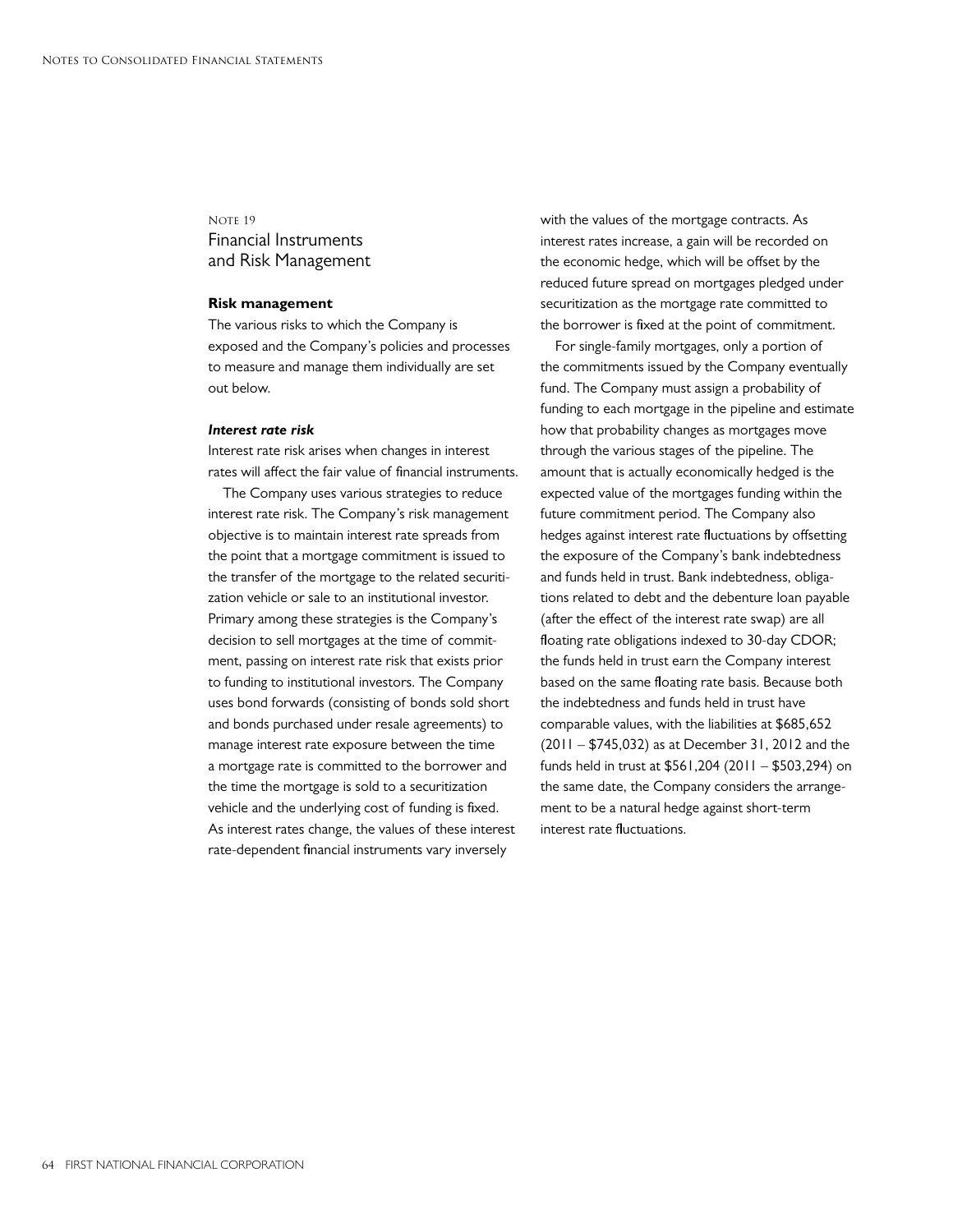Note 19

## Financial Instruments and Risk Management

**Risk management**

The various risks to which the Company is exposed and the Company's policies and processes to measure and manage them individually are set out below.

***Interest rate risk***

Interest rate risk arises when changes in interest rates will affect the fair value of financial instruments.

The Company uses various strategies to reduce interest rate risk. The Company's risk management objective is to maintain interest rate spreads from the point that a mortgage commitment is issued to the transfer of the mortgage to the related securitization vehicle or sale to an institutional investor. Primary among these strategies is the Company's decision to sell mortgages at the time of commitment, passing on interest rate risk that exists prior to funding to institutional investors. The Company uses bond forwards (consisting of bonds sold short and bonds purchased under resale agreements) to manage interest rate exposure between the time a mortgage rate is committed to the borrower and the time the mortgage is sold to a securitization vehicle and the underlying cost of funding is fixed. As interest rates change, the values of these interest rate-dependent financial instruments vary inversely with the values of the mortgage contracts. As interest rates increase, a gain will be recorded on the economic hedge, which will be offset by the reduced future spread on mortgages pledged under securitization as the mortgage rate committed to the borrower is fixed at the point of commitment.

For single-family mortgages, only a portion of the commitments issued by the Company eventually fund. The Company must assign a probability of funding to each mortgage in the pipeline and estimate how that probability changes as mortgages move through the various stages of the pipeline. The amount that is actually economically hedged is the expected value of the mortgages funding within the future commitment period. The Company also hedges against interest rate fluctuations by offsetting the exposure of the Company's bank indebtedness and funds held in trust. Bank indebtedness, obligations related to debt and the debenture loan payable (after the effect of the interest rate swap) are all floating rate obligations indexed to 30-day CDOR; the funds held in trust earn the Company interest based on the same floating rate basis. Because both the indebtedness and funds held in trust have comparable values, with the liabilities at $685,652 (2011 – $745,032) as at December 31, 2012 and the funds held in trust at $561,204 (2011 – $503,294) on the same date, the Company considers the arrangement to be a natural hedge against short-term interest rate fluctuations.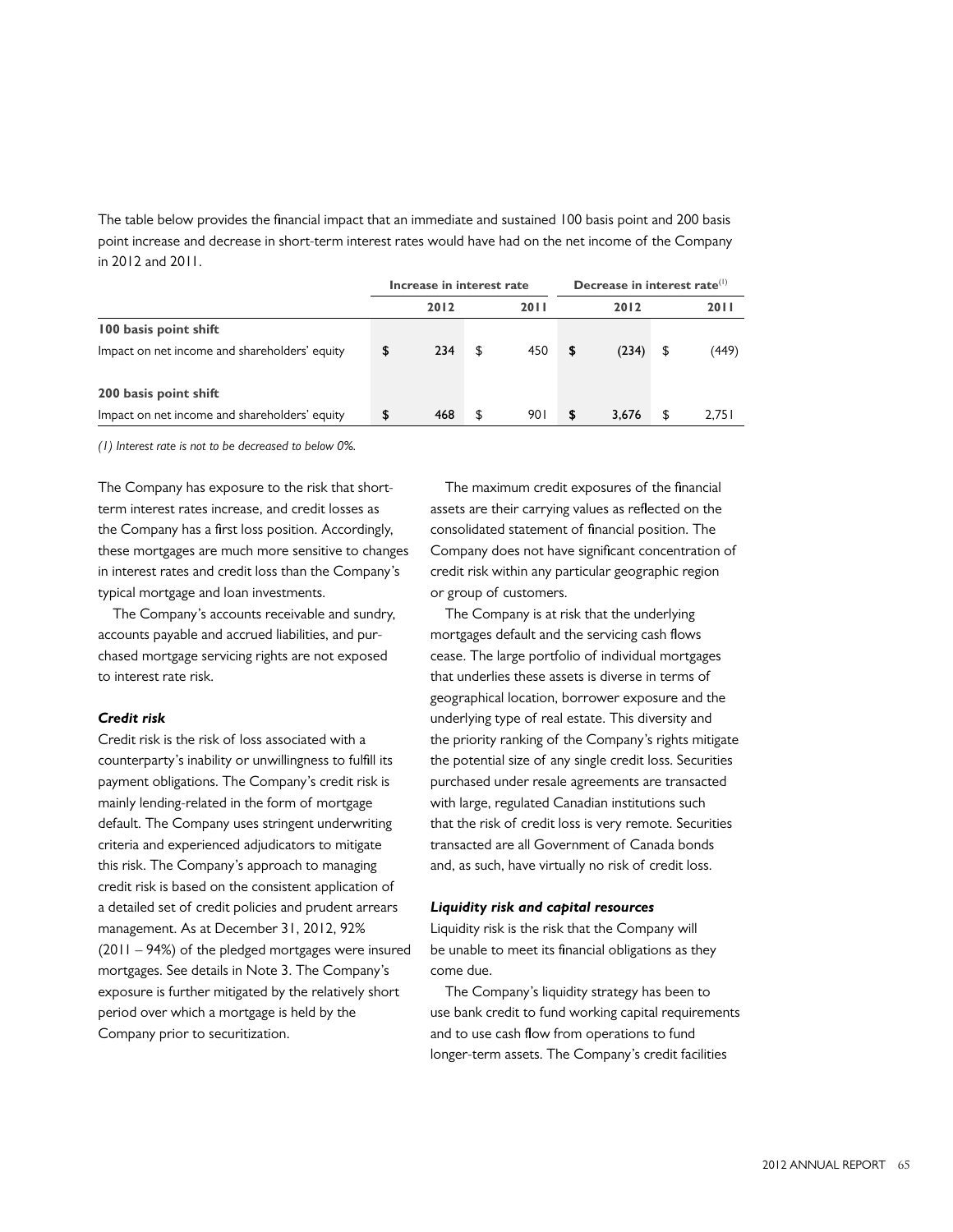The table below provides the financial impact that an immediate and sustained 100 basis point and 200 basis point increase and decrease in short-term interest rates would have had on the net income of the Company in 2012 and 2011.

| | Increase in interest rate | | Decrease in interest rate[1] | |
|---|---|---|---|---|
| | 2012 | 2011 | 2012 | 2011 |
| **100 basis point shift** | | | | |
| Impact on net income and shareholders' equity | $ 234 | $ 450 | $ (234) | $ (449) |
| **200 basis point shift** | | | | |
| Impact on net income and shareholders' equity | $ 468 | $ 901 | $ 3,676 | $ 2,751 |

*(1) Interest rate is not to be decreased to below 0%.*

The Company has exposure to the risk that short-term interest rates increase, and credit losses as the Company has a first loss position. Accordingly, these mortgages are much more sensitive to changes in interest rates and credit loss than the Company's typical mortgage and loan investments.

The Company's accounts receivable and sundry, accounts payable and accrued liabilities, and purchased mortgage servicing rights are not exposed to interest rate risk.

***Credit risk***

Credit risk is the risk of loss associated with a counterparty's inability or unwillingness to fulfill its payment obligations. The Company's credit risk is mainly lending-related in the form of mortgage default. The Company uses stringent underwriting criteria and experienced adjudicators to mitigate this risk. The Company's approach to managing credit risk is based on the consistent application of a detailed set of credit policies and prudent arrears management. As at December 31, 2012, 92% (2011 – 94%) of the pledged mortgages were insured mortgages. See details in Note 3. The Company's exposure is further mitigated by the relatively short period over which a mortgage is held by the Company prior to securitization.

The maximum credit exposures of the financial assets are their carrying values as reflected on the consolidated statement of financial position. The Company does not have significant concentration of credit risk within any particular geographic region or group of customers.

The Company is at risk that the underlying mortgages default and the servicing cash flows cease. The large portfolio of individual mortgages that underlies these assets is diverse in terms of geographical location, borrower exposure and the underlying type of real estate. This diversity and the priority ranking of the Company's rights mitigate the potential size of any single credit loss. Securities purchased under resale agreements are transacted with large, regulated Canadian institutions such that the risk of credit loss is very remote. Securities transacted are all Government of Canada bonds and, as such, have virtually no risk of credit loss.

***Liquidity risk and capital resources***

Liquidity risk is the risk that the Company will be unable to meet its financial obligations as they come due.

The Company's liquidity strategy has been to use bank credit to fund working capital requirements and to use cash flow from operations to fund longer-term assets. The Company's credit facilities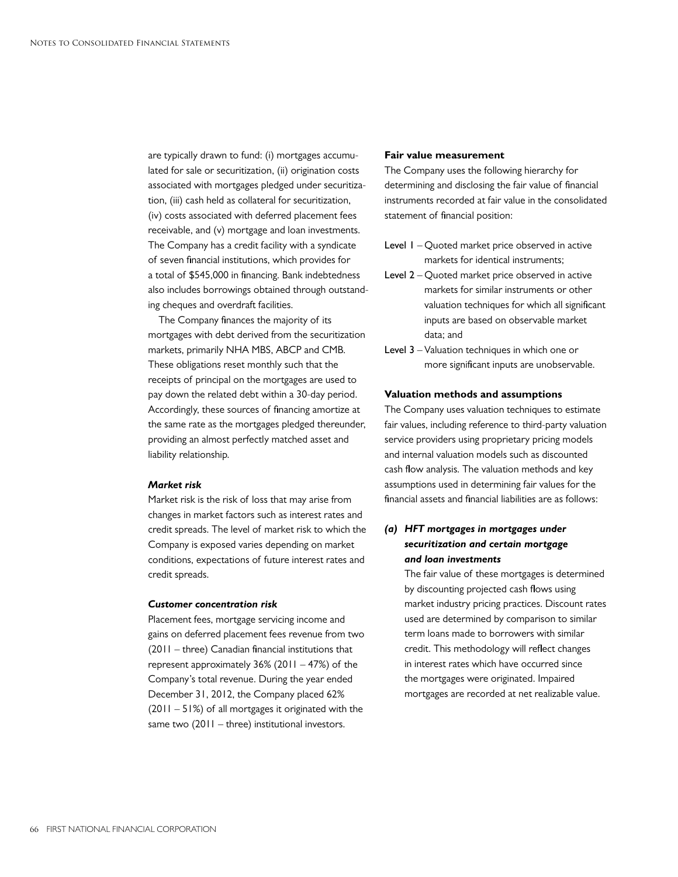are typically drawn to fund: (i) mortgages accumulated for sale or securitization, (ii) origination costs associated with mortgages pledged under securitization, (iii) cash held as collateral for securitization, (iv) costs associated with deferred placement fees receivable, and (v) mortgage and loan investments. The Company has a credit facility with a syndicate of seven financial institutions, which provides for a total of $545,000 in financing. Bank indebtedness also includes borrowings obtained through outstanding cheques and overdraft facilities.

The Company finances the majority of its mortgages with debt derived from the securitization markets, primarily NHA MBS, ABCP and CMB. These obligations reset monthly such that the receipts of principal on the mortgages are used to pay down the related debt within a 30-day period. Accordingly, these sources of financing amortize at the same rate as the mortgages pledged thereunder, providing an almost perfectly matched asset and liability relationship.

***Market risk***

Market risk is the risk of loss that may arise from changes in market factors such as interest rates and credit spreads. The level of market risk to which the Company is exposed varies depending on market conditions, expectations of future interest rates and credit spreads.

***Customer concentration risk***

Placement fees, mortgage servicing income and gains on deferred placement fees revenue from two (2011 – three) Canadian financial institutions that represent approximately 36% (2011 – 47%) of the Company's total revenue. During the year ended December 31, 2012, the Company placed 62% (2011 – 51%) of all mortgages it originated with the same two (2011 – three) institutional investors.

**Fair value measurement**

The Company uses the following hierarchy for determining and disclosing the fair value of financial instruments recorded at fair value in the consolidated statement of financial position:

- **Level 1** – Quoted market price observed in active markets for identical instruments;
- **Level 2** – Quoted market price observed in active markets for similar instruments or other valuation techniques for which all significant inputs are based on observable market data; and
- **Level 3** – Valuation techniques in which one or more significant inputs are unobservable.

**Valuation methods and assumptions**

The Company uses valuation techniques to estimate fair values, including reference to third-party valuation service providers using proprietary pricing models and internal valuation models such as discounted cash flow analysis. The valuation methods and key assumptions used in determining fair values for the financial assets and financial liabilities are as follows:

***(a) HFT mortgages in mortgages under securitization and certain mortgage and loan investments***

The fair value of these mortgages is determined by discounting projected cash flows using market industry pricing practices. Discount rates used are determined by comparison to similar term loans made to borrowers with similar credit. This methodology will reflect changes in interest rates which have occurred since the mortgages were originated. Impaired mortgages are recorded at net realizable value.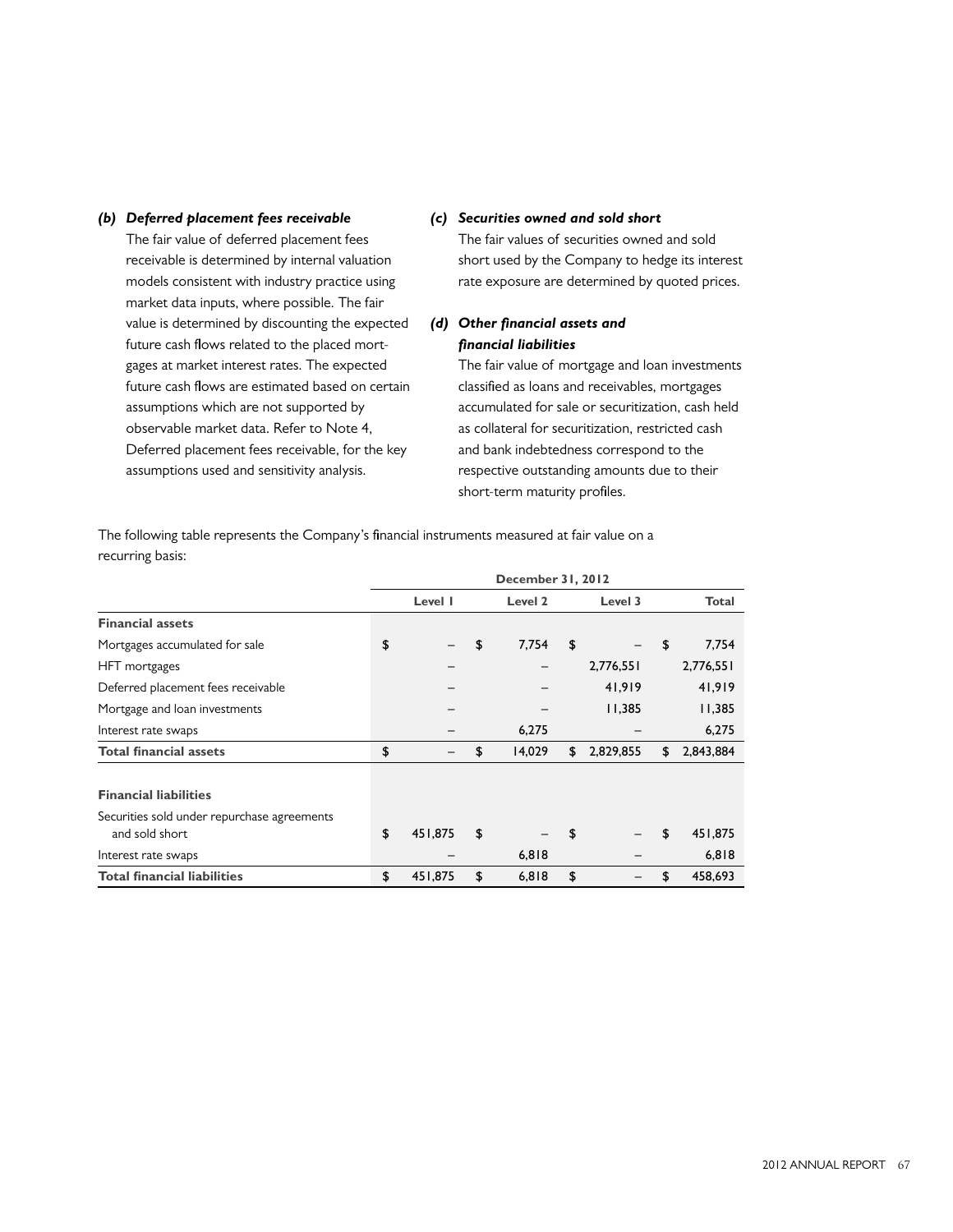***(b) Deferred placement fees receivable***

The fair value of deferred placement fees receivable is determined by internal valuation models consistent with industry practice using market data inputs, where possible. The fair value is determined by discounting the expected future cash flows related to the placed mortgages at market interest rates. The expected future cash flows are estimated based on certain assumptions which are not supported by observable market data. Refer to Note 4, Deferred placement fees receivable, for the key assumptions used and sensitivity analysis.

***(c) Securities owned and sold short***

The fair values of securities owned and sold short used by the Company to hedge its interest rate exposure are determined by quoted prices.

***(d) Other financial assets and financial liabilities***

The fair value of mortgage and loan investments classified as loans and receivables, mortgages accumulated for sale or securitization, cash held as collateral for securitization, restricted cash and bank indebtedness correspond to the respective outstanding amounts due to their short-term maturity profiles.

The following table represents the Company's financial instruments measured at fair value on a recurring basis:

| | December 31, 2012 | | | |
|---|---|---|---|---|
| | Level 1 | Level 2 | Level 3 | Total |
| **Financial assets** | | | | |
| Mortgages accumulated for sale | $ – | $ 7,754 | $ – | $ 7,754 |
| HFT mortgages | – | – | 2,776,551 | 2,776,551 |
| Deferred placement fees receivable | – | – | 41,919 | 41,919 |
| Mortgage and loan investments | – | – | 11,385 | 11,385 |
| Interest rate swaps | – | 6,275 | – | 6,275 |
| **Total financial assets** | $ – | $ 14,029 | $ 2,829,855 | $ 2,843,884 |
| **Financial liabilities** | | | | |
| Securities sold under repurchase agreements and sold short | $ 451,875 | $ – | $ – | $ 451,875 |
| Interest rate swaps | – | 6,818 | – | 6,818 |
| **Total financial liabilities** | $ 451,875 | $ 6,818 | $ – | $ 458,693 |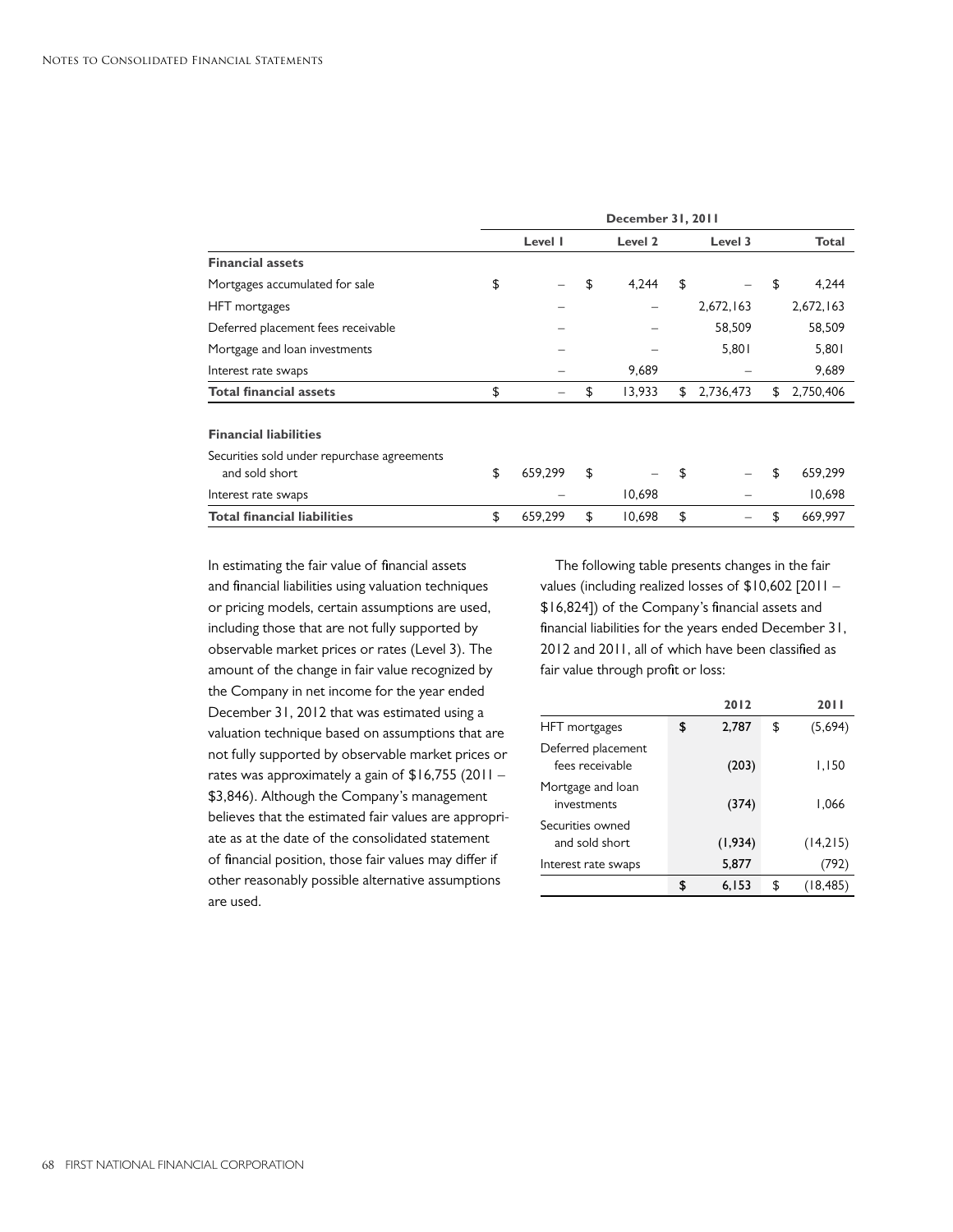| | December 31, 2011 | | | |
|---|---|---|---|---|
| | Level 1 | Level 2 | Level 3 | Total |
| **Financial assets** | | | | |
| Mortgages accumulated for sale | $ – | $ 4,244 | $ – | $ 4,244 |
| HFT mortgages | – | – | 2,672,163 | 2,672,163 |
| Deferred placement fees receivable | – | – | 58,509 | 58,509 |
| Mortgage and loan investments | – | – | 5,801 | 5,801 |
| Interest rate swaps | – | 9,689 | – | 9,689 |
| **Total financial assets** | $ – | $ 13,933 | $ 2,736,473 | $ 2,750,406 |
| **Financial liabilities** | | | | |
| Securities sold under repurchase agreements and sold short | $ 659,299 | $ – | $ – | $ 659,299 |
| Interest rate swaps | – | 10,698 | – | 10,698 |
| **Total financial liabilities** | $ 659,299 | $ 10,698 | $ – | $ 669,997 |

In estimating the fair value of financial assets and financial liabilities using valuation techniques or pricing models, certain assumptions are used, including those that are not fully supported by observable market prices or rates (Level 3). The amount of the change in fair value recognized by the Company in net income for the year ended December 31, 2012 that was estimated using a valuation technique based on assumptions that are not fully supported by observable market prices or rates was approximately a gain of $16,755 (2011 – $3,846). Although the Company's management believes that the estimated fair values are appropriate as at the date of the consolidated statement of financial position, those fair values may differ if other reasonably possible alternative assumptions are used.

The following table presents changes in the fair values (including realized losses of $10,602 [2011 – $16,824]) of the Company's financial assets and financial liabilities for the years ended December 31, 2012 and 2011, all of which have been classified as fair value through profit or loss:

| | 2012 | 2011 |
|---|---|---|
| HFT mortgages | $ 2,787 | $ (5,694) |
| Deferred placement fees receivable | (203) | 1,150 |
| Mortgage and loan investments | (374) | 1,066 |
| Securities owned and sold short | (1,934) | (14,215) |
| Interest rate swaps | 5,877 | (792) |
| | $ 6,153 | $ (18,485) |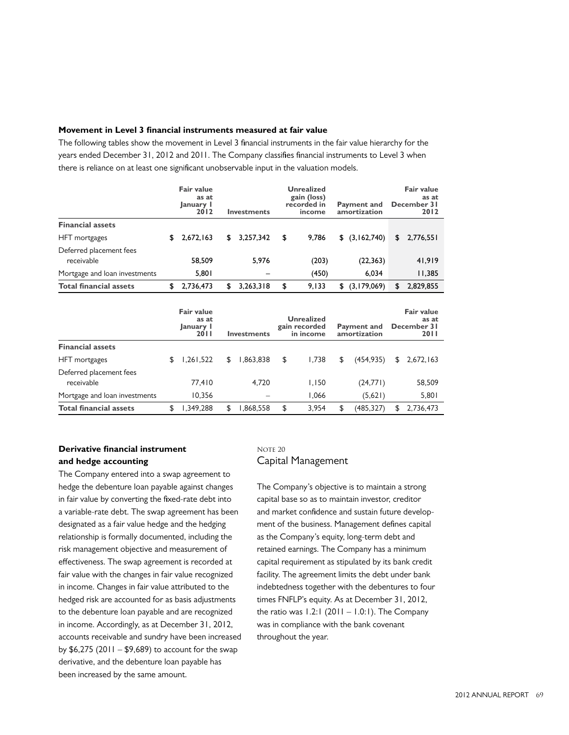**Movement in Level 3 financial instruments measured at fair value**

The following tables show the movement in Level 3 financial instruments in the fair value hierarchy for the years ended December 31, 2012 and 2011. The Company classifies financial instruments to Level 3 when there is reliance on at least one significant unobservable input in the valuation models.

| | Fair value as at January 1 2012 | Investments | Unrealized gain (loss) recorded in income | Payment and amortization | Fair value as at December 31 2012 |
|---|---|---|---|---|---|
| **Financial assets** | | | | | |
| HFT mortgages | $ 2,672,163 | $ 3,257,342 | $ 9,786 | $ (3,162,740) | $ 2,776,551 |
| Deferred placement fees receivable | 58,509 | 5,976 | (203) | (22,363) | 41,919 |
| Mortgage and loan investments | 5,801 | – | (450) | 6,034 | 11,385 |
| **Total financial assets** | $ 2,736,473 | $ 3,263,318 | $ 9,133 | $ (3,179,069) | $ 2,829,855 |

| | Fair value as at January 1 2011 | Investments | Unrealized gain recorded in income | Payment and amortization | Fair value as at December 31 2011 |
|---|---|---|---|---|---|
| **Financial assets** | | | | | |
| HFT mortgages | $ 1,261,522 | $ 1,863,838 | $ 1,738 | $ (454,935) | $ 2,672,163 |
| Deferred placement fees receivable | 77,410 | 4,720 | 1,150 | (24,771) | 58,509 |
| Mortgage and loan investments | 10,356 | – | 1,066 | (5,621) | 5,801 |
| **Total financial assets** | $ 1,349,288 | $ 1,868,558 | $ 3,954 | $ (485,327) | $ 2,736,473 |

**Derivative financial instrument and hedge accounting**

The Company entered into a swap agreement to hedge the debenture loan payable against changes in fair value by converting the fixed-rate debt into a variable-rate debt. The swap agreement has been designated as a fair value hedge and the hedging relationship is formally documented, including the risk management objective and measurement of effectiveness. The swap agreement is recorded at fair value with the changes in fair value recognized in income. Changes in fair value attributed to the hedged risk are accounted for as basis adjustments to the debenture loan payable and are recognized in income. Accordingly, as at December 31, 2012, accounts receivable and sundry have been increased by $6,275 (2011 – $9,689) to account for the swap derivative, and the debenture loan payable has been increased by the same amount.

NOTE 20

## Capital Management

The Company's objective is to maintain a strong capital base so as to maintain investor, creditor and market confidence and sustain future development of the business. Management defines capital as the Company's equity, long-term debt and retained earnings. The Company has a minimum capital requirement as stipulated by its bank credit facility. The agreement limits the debt under bank indebtedness together with the debentures to four times FNFLP's equity. As at December 31, 2012, the ratio was 1.2:1 (2011 – 1.0:1). The Company was in compliance with the bank covenant throughout the year.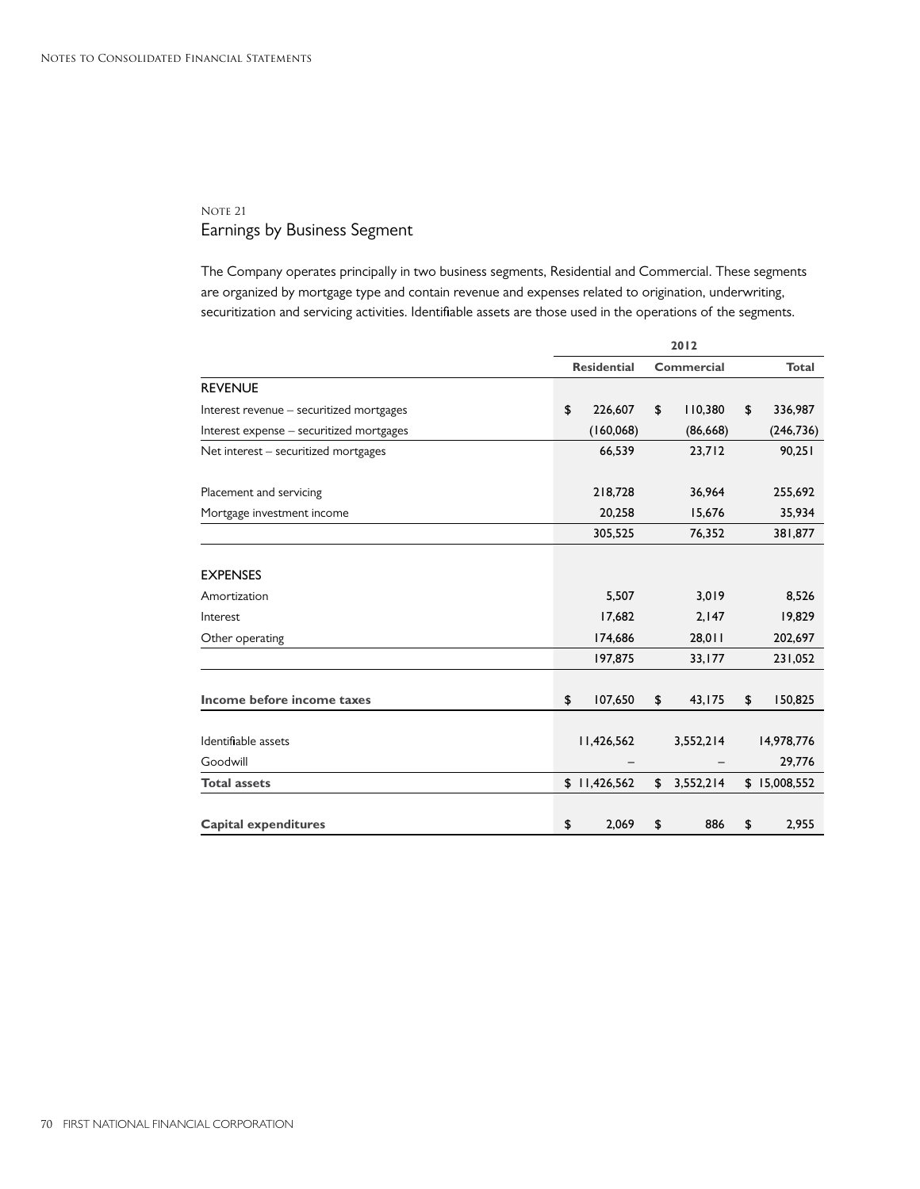Note 21

## Earnings by Business Segment

The Company operates principally in two business segments, Residential and Commercial. These segments are organized by mortgage type and contain revenue and expenses related to origination, underwriting, securitization and servicing activities. Identifiable assets are those used in the operations of the segments.

| | 2012 | | |
|---|---|---|---|
| | **Residential** | **Commercial** | **Total** |
| REVENUE | | | |
| Interest revenue – securitized mortgages | $ 226,607 | $ 110,380 | $ 336,987 |
| Interest expense – securitized mortgages | (160,068) | (86,668) | (246,736) |
| Net interest – securitized mortgages | 66,539 | 23,712 | 90,251 |
| Placement and servicing | 218,728 | 36,964 | 255,692 |
| Mortgage investment income | 20,258 | 15,676 | 35,934 |
| | 305,525 | 76,352 | 381,877 |
| EXPENSES | | | |
| Amortization | 5,507 | 3,019 | 8,526 |
| Interest | 17,682 | 2,147 | 19,829 |
| Other operating | 174,686 | 28,011 | 202,697 |
| | 197,875 | 33,177 | 231,052 |
| **Income before income taxes** | $ 107,650 | $ 43,175 | $ 150,825 |
| Identifiable assets | 11,426,562 | 3,552,214 | 14,978,776 |
| Goodwill | – | – | 29,776 |
| **Total assets** | $ 11,426,562 | $ 3,552,214 | $ 15,008,552 |
| **Capital expenditures** | $ 2,069 | $ 886 | $ 2,955 |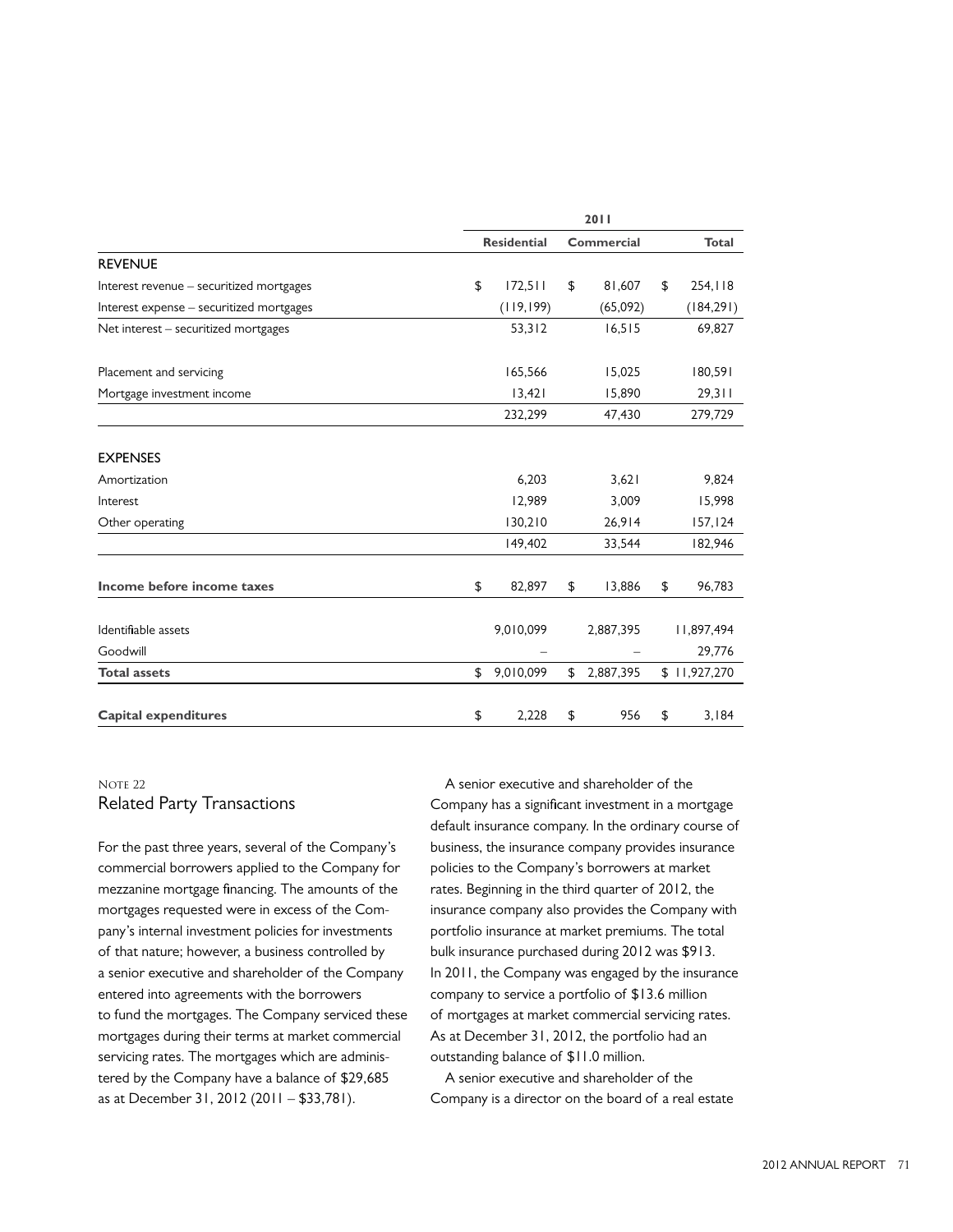| | 2011 | | |
|---|---|---|---|
| | Residential | Commercial | Total |
| **REVENUE** | | | |
| Interest revenue – securitized mortgages | $ 172,511 | $ 81,607 | $ 254,118 |
| Interest expense – securitized mortgages | (119,199) | (65,092) | (184,291) |
| Net interest – securitized mortgages | 53,312 | 16,515 | 69,827 |
| Placement and servicing | 165,566 | 15,025 | 180,591 |
| Mortgage investment income | 13,421 | 15,890 | 29,311 |
| | 232,299 | 47,430 | 279,729 |
| **EXPENSES** | | | |
| Amortization | 6,203 | 3,621 | 9,824 |
| Interest | 12,989 | 3,009 | 15,998 |
| Other operating | 130,210 | 26,914 | 157,124 |
| | 149,402 | 33,544 | 182,946 |
| **Income before income taxes** | $ 82,897 | $ 13,886 | $ 96,783 |
| Identifiable assets | 9,010,099 | 2,887,395 | 11,897,494 |
| Goodwill | – | – | 29,776 |
| **Total assets** | $ 9,010,099 | $ 2,887,395 | $ 11,927,270 |
| **Capital expenditures** | $ 2,228 | $ 956 | $ 3,184 |

NOTE 22

## Related Party Transactions

For the past three years, several of the Company's commercial borrowers applied to the Company for mezzanine mortgage financing. The amounts of the mortgages requested were in excess of the Company's internal investment policies for investments of that nature; however, a business controlled by a senior executive and shareholder of the Company entered into agreements with the borrowers to fund the mortgages. The Company serviced these mortgages during their terms at market commercial servicing rates. The mortgages which are administered by the Company have a balance of $29,685 as at December 31, 2012 (2011 – $33,781).

A senior executive and shareholder of the Company has a significant investment in a mortgage default insurance company. In the ordinary course of business, the insurance company provides insurance policies to the Company's borrowers at market rates. Beginning in the third quarter of 2012, the insurance company also provides the Company with portfolio insurance at market premiums. The total bulk insurance purchased during 2012 was $913. In 2011, the Company was engaged by the insurance company to service a portfolio of $13.6 million of mortgages at market commercial servicing rates. As at December 31, 2012, the portfolio had an outstanding balance of $11.0 million.

A senior executive and shareholder of the Company is a director on the board of a real estate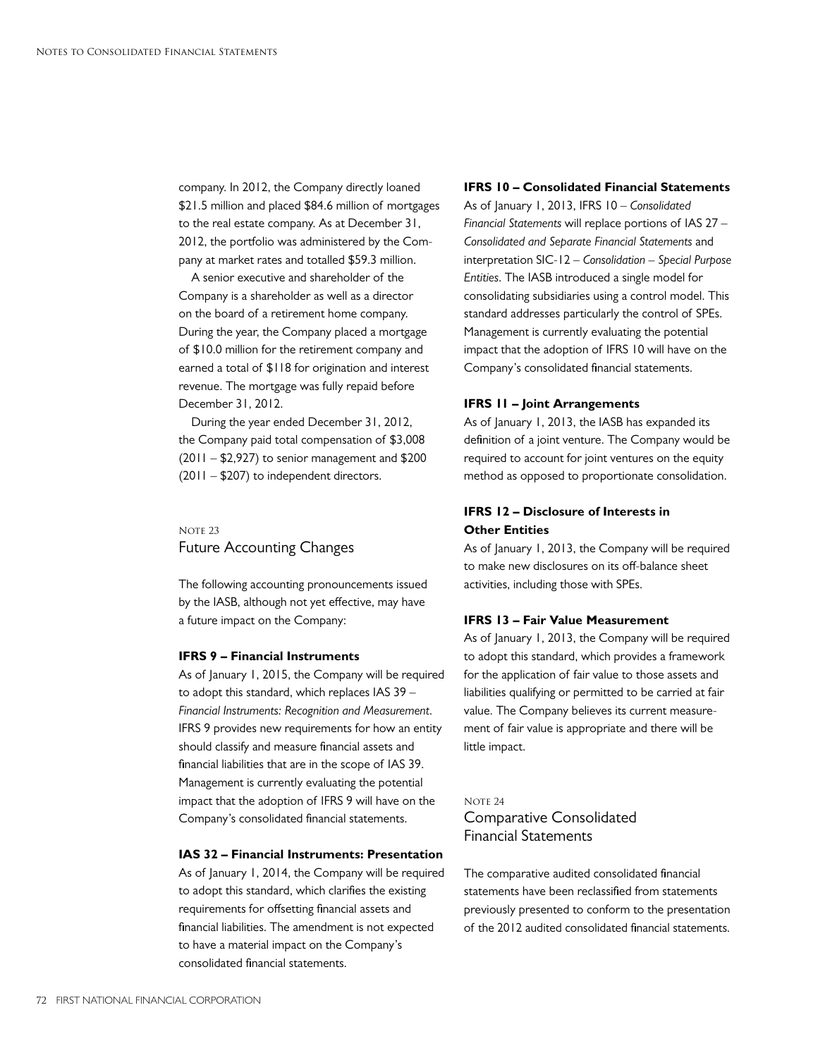company. In 2012, the Company directly loaned $21.5 million and placed $84.6 million of mortgages to the real estate company. As at December 31, 2012, the portfolio was administered by the Company at market rates and totalled $59.3 million.

A senior executive and shareholder of the Company is a shareholder as well as a director on the board of a retirement home company. During the year, the Company placed a mortgage of $10.0 million for the retirement company and earned a total of $118 for origination and interest revenue. The mortgage was fully repaid before December 31, 2012.

During the year ended December 31, 2012, the Company paid total compensation of $3,008 (2011 – $2,927) to senior management and $200 (2011 – $207) to independent directors.

## Note 23
## Future Accounting Changes

The following accounting pronouncements issued by the IASB, although not yet effective, may have a future impact on the Company:

**IFRS 9 – Financial Instruments**
As of January 1, 2015, the Company will be required to adopt this standard, which replaces IAS 39 – *Financial Instruments: Recognition and Measurement*. IFRS 9 provides new requirements for how an entity should classify and measure financial assets and financial liabilities that are in the scope of IAS 39. Management is currently evaluating the potential impact that the adoption of IFRS 9 will have on the Company's consolidated financial statements.

**IAS 32 – Financial Instruments: Presentation**
As of January 1, 2014, the Company will be required to adopt this standard, which clarifies the existing requirements for offsetting financial assets and financial liabilities. The amendment is not expected to have a material impact on the Company's consolidated financial statements.

**IFRS 10 – Consolidated Financial Statements**
As of January 1, 2013, IFRS 10 – *Consolidated Financial Statements* will replace portions of IAS 27 – *Consolidated and Separate Financial Statements* and interpretation SIC-12 – *Consolidation – Special Purpose Entities*. The IASB introduced a single model for consolidating subsidiaries using a control model. This standard addresses particularly the control of SPEs. Management is currently evaluating the potential impact that the adoption of IFRS 10 will have on the Company's consolidated financial statements.

**IFRS 11 – Joint Arrangements**
As of January 1, 2013, the IASB has expanded its definition of a joint venture. The Company would be required to account for joint ventures on the equity method as opposed to proportionate consolidation.

**IFRS 12 – Disclosure of Interests in Other Entities**
As of January 1, 2013, the Company will be required to make new disclosures on its off-balance sheet activities, including those with SPEs.

**IFRS 13 – Fair Value Measurement**
As of January 1, 2013, the Company will be required to adopt this standard, which provides a framework for the application of fair value to those assets and liabilities qualifying or permitted to be carried at fair value. The Company believes its current measurement of fair value is appropriate and there will be little impact.

## Note 24
## Comparative Consolidated Financial Statements

The comparative audited consolidated financial statements have been reclassified from statements previously presented to conform to the presentation of the 2012 audited consolidated financial statements.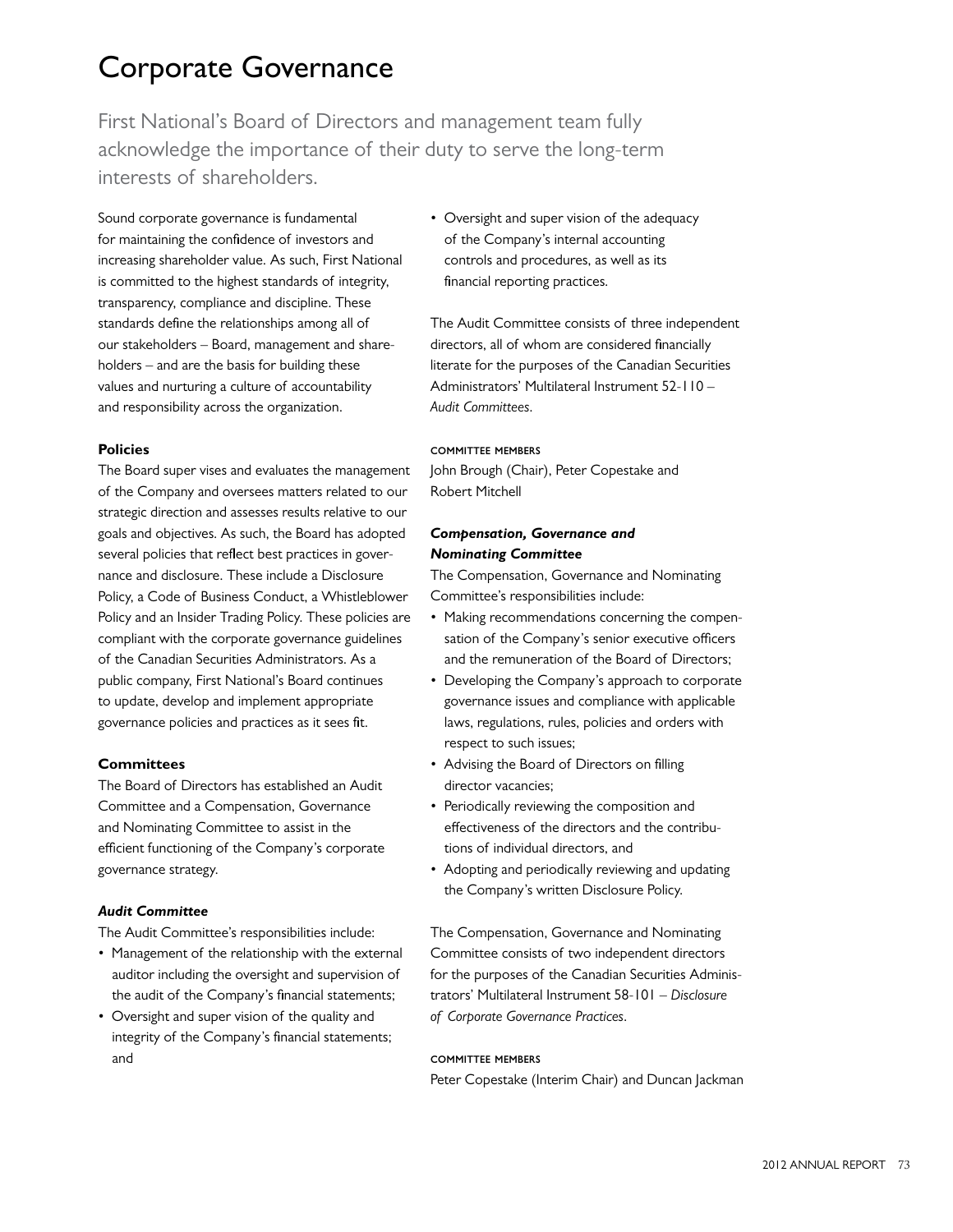# Corporate Governance

First National's Board of Directors and management team fully acknowledge the importance of their duty to serve the long-term interests of shareholders.

Sound corporate governance is fundamental for maintaining the confidence of investors and increasing shareholder value. As such, First National is committed to the highest standards of integrity, transparency, compliance and discipline. These standards define the relationships among all of our stakeholders – Board, management and shareholders – and are the basis for building these values and nurturing a culture of accountability and responsibility across the organization.

### Policies

The Board super vises and evaluates the management of the Company and oversees matters related to our strategic direction and assesses results relative to our goals and objectives. As such, the Board has adopted several policies that reflect best practices in governance and disclosure. These include a Disclosure Policy, a Code of Business Conduct, a Whistleblower Policy and an Insider Trading Policy. These policies are compliant with the corporate governance guidelines of the Canadian Securities Administrators. As a public company, First National's Board continues to update, develop and implement appropriate governance policies and practices as it sees fit.

### Committees

The Board of Directors has established an Audit Committee and a Compensation, Governance and Nominating Committee to assist in the efficient functioning of the Company's corporate governance strategy.

#### *Audit Committee*

The Audit Committee's responsibilities include:

- Management of the relationship with the external auditor including the oversight and supervision of the audit of the Company's financial statements;
- Oversight and super vision of the quality and integrity of the Company's financial statements; and
- Oversight and super vision of the adequacy of the Company's internal accounting controls and procedures, as well as its financial reporting practices.

The Audit Committee consists of three independent directors, all of whom are considered financially literate for the purposes of the Canadian Securities Administrators' Multilateral Instrument 52-110 – *Audit Committees*.

COMMITTEE MEMBERS

John Brough (Chair), Peter Copestake and Robert Mitchell

#### *Compensation, Governance and Nominating Committee*

The Compensation, Governance and Nominating Committee's responsibilities include:

- Making recommendations concerning the compensation of the Company's senior executive officers and the remuneration of the Board of Directors;
- Developing the Company's approach to corporate governance issues and compliance with applicable laws, regulations, rules, policies and orders with respect to such issues;
- Advising the Board of Directors on filling director vacancies;
- Periodically reviewing the composition and effectiveness of the directors and the contributions of individual directors, and
- Adopting and periodically reviewing and updating the Company's written Disclosure Policy.

The Compensation, Governance and Nominating Committee consists of two independent directors for the purposes of the Canadian Securities Administrators' Multilateral Instrument 58-101 – *Disclosure of Corporate Governance Practices*.

COMMITTEE MEMBERS

Peter Copestake (Interim Chair) and Duncan Jackman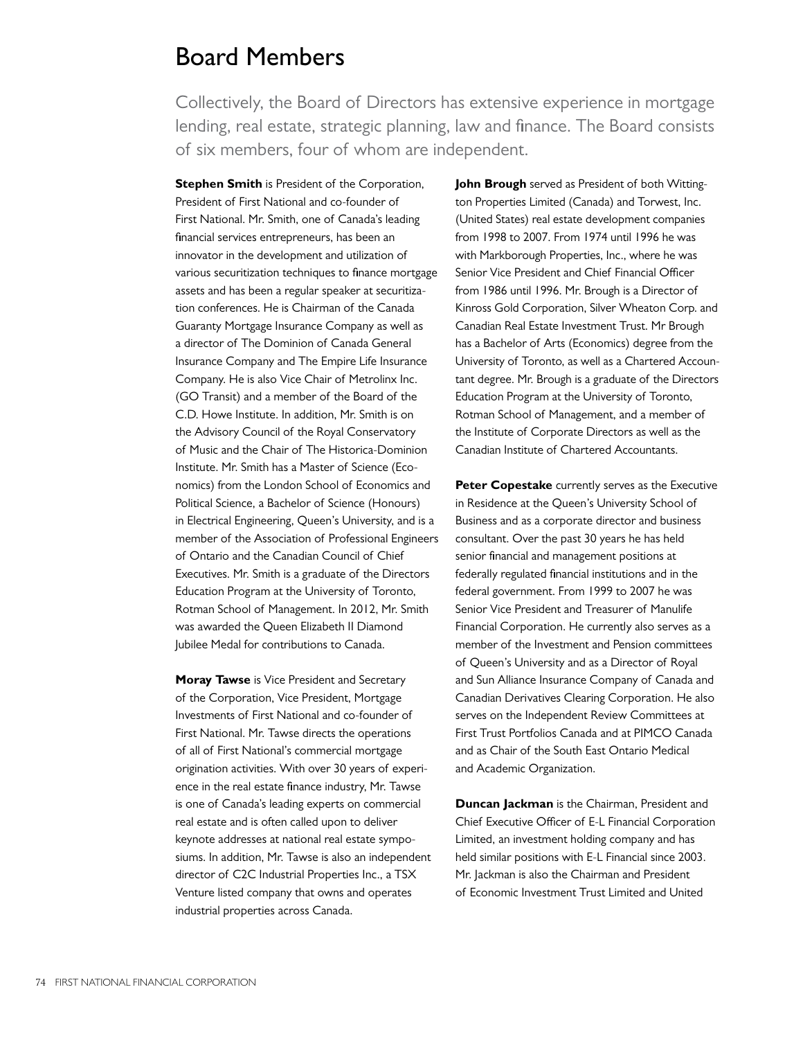# Board Members

Collectively, the Board of Directors has extensive experience in mortgage lending, real estate, strategic planning, law and finance. The Board consists of six members, four of whom are independent.

**Stephen Smith** is President of the Corporation, President of First National and co-founder of First National. Mr. Smith, one of Canada's leading financial services entrepreneurs, has been an innovator in the development and utilization of various securitization techniques to finance mortgage assets and has been a regular speaker at securitization conferences. He is Chairman of the Canada Guaranty Mortgage Insurance Company as well as a director of The Dominion of Canada General Insurance Company and The Empire Life Insurance Company. He is also Vice Chair of Metrolinx Inc. (GO Transit) and a member of the Board of the C.D. Howe Institute. In addition, Mr. Smith is on the Advisory Council of the Royal Conservatory of Music and the Chair of The Historica-Dominion Institute. Mr. Smith has a Master of Science (Economics) from the London School of Economics and Political Science, a Bachelor of Science (Honours) in Electrical Engineering, Queen's University, and is a member of the Association of Professional Engineers of Ontario and the Canadian Council of Chief Executives. Mr. Smith is a graduate of the Directors Education Program at the University of Toronto, Rotman School of Management. In 2012, Mr. Smith was awarded the Queen Elizabeth II Diamond Jubilee Medal for contributions to Canada.

**Moray Tawse** is Vice President and Secretary of the Corporation, Vice President, Mortgage Investments of First National and co-founder of First National. Mr. Tawse directs the operations of all of First National's commercial mortgage origination activities. With over 30 years of experience in the real estate finance industry, Mr. Tawse is one of Canada's leading experts on commercial real estate and is often called upon to deliver keynote addresses at national real estate symposiums. In addition, Mr. Tawse is also an independent director of C2C Industrial Properties Inc., a TSX Venture listed company that owns and operates industrial properties across Canada.

**John Brough** served as President of both Wittington Properties Limited (Canada) and Torwest, Inc. (United States) real estate development companies from 1998 to 2007. From 1974 until 1996 he was with Markborough Properties, Inc., where he was Senior Vice President and Chief Financial Officer from 1986 until 1996. Mr. Brough is a Director of Kinross Gold Corporation, Silver Wheaton Corp. and Canadian Real Estate Investment Trust. Mr Brough has a Bachelor of Arts (Economics) degree from the University of Toronto, as well as a Chartered Accountant degree. Mr. Brough is a graduate of the Directors Education Program at the University of Toronto, Rotman School of Management, and a member of the Institute of Corporate Directors as well as the Canadian Institute of Chartered Accountants.

**Peter Copestake** currently serves as the Executive in Residence at the Queen's University School of Business and as a corporate director and business consultant. Over the past 30 years he has held senior financial and management positions at federally regulated financial institutions and in the federal government. From 1999 to 2007 he was Senior Vice President and Treasurer of Manulife Financial Corporation. He currently also serves as a member of the Investment and Pension committees of Queen's University and as a Director of Royal and Sun Alliance Insurance Company of Canada and Canadian Derivatives Clearing Corporation. He also serves on the Independent Review Committees at First Trust Portfolios Canada and at PIMCO Canada and as Chair of the South East Ontario Medical and Academic Organization.

**Duncan Jackman** is the Chairman, President and Chief Executive Officer of E-L Financial Corporation Limited, an investment holding company and has held similar positions with E-L Financial since 2003. Mr. Jackman is also the Chairman and President of Economic Investment Trust Limited and United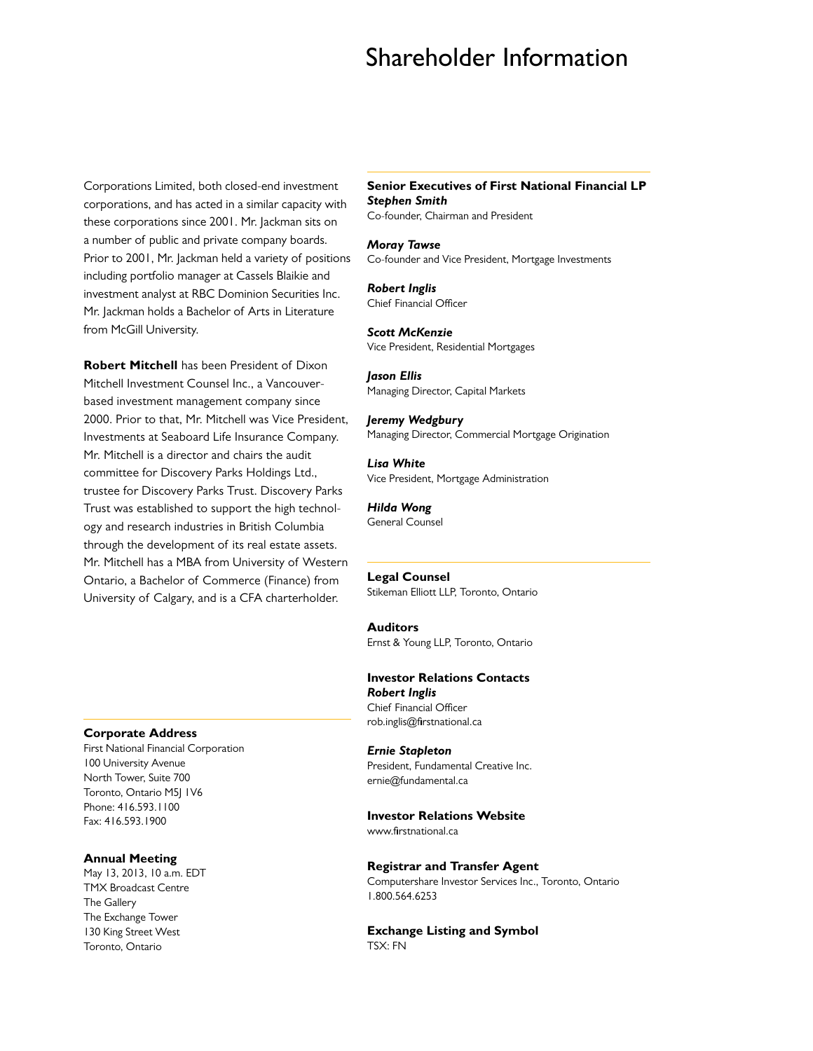# Shareholder Information

Corporations Limited, both closed-end investment corporations, and has acted in a similar capacity with these corporations since 2001. Mr. Jackman sits on a number of public and private company boards. Prior to 2001, Mr. Jackman held a variety of positions including portfolio manager at Cassels Blaikie and investment analyst at RBC Dominion Securities Inc. Mr. Jackman holds a Bachelor of Arts in Literature from McGill University.

**Robert Mitchell** has been President of Dixon Mitchell Investment Counsel Inc., a Vancouver-based investment management company since 2000. Prior to that, Mr. Mitchell was Vice President, Investments at Seaboard Life Insurance Company. Mr. Mitchell is a director and chairs the audit committee for Discovery Parks Holdings Ltd., trustee for Discovery Parks Trust. Discovery Parks Trust was established to support the high technology and research industries in British Columbia through the development of its real estate assets. Mr. Mitchell has a MBA from University of Western Ontario, a Bachelor of Commerce (Finance) from University of Calgary, and is a CFA charterholder.

**Corporate Address**
First National Financial Corporation
100 University Avenue
North Tower, Suite 700
Toronto, Ontario M5J 1V6
Phone: 416.593.1100
Fax: 416.593.1900

**Annual Meeting**
May 13, 2013, 10 a.m. EDT
TMX Broadcast Centre
The Gallery
The Exchange Tower
130 King Street West
Toronto, Ontario

**Senior Executives of First National Financial LP**

***Stephen Smith***
Co-founder, Chairman and President

***Moray Tawse***
Co-founder and Vice President, Mortgage Investments

***Robert Inglis***
Chief Financial Officer

***Scott McKenzie***
Vice President, Residential Mortgages

***Jason Ellis***
Managing Director, Capital Markets

***Jeremy Wedgbury***
Managing Director, Commercial Mortgage Origination

***Lisa White***
Vice President, Mortgage Administration

***Hilda Wong***
General Counsel

**Legal Counsel**
Stikeman Elliott LLP, Toronto, Ontario

**Auditors**
Ernst & Young LLP, Toronto, Ontario

**Investor Relations Contacts**

***Robert Inglis***
Chief Financial Officer
rob.inglis@firstnational.ca

***Ernie Stapleton***
President, Fundamental Creative Inc.
ernie@fundamental.ca

**Investor Relations Website**
www.firstnational.ca

**Registrar and Transfer Agent**
Computershare Investor Services Inc., Toronto, Ontario
1.800.564.6253

**Exchange Listing and Symbol**
TSX: FN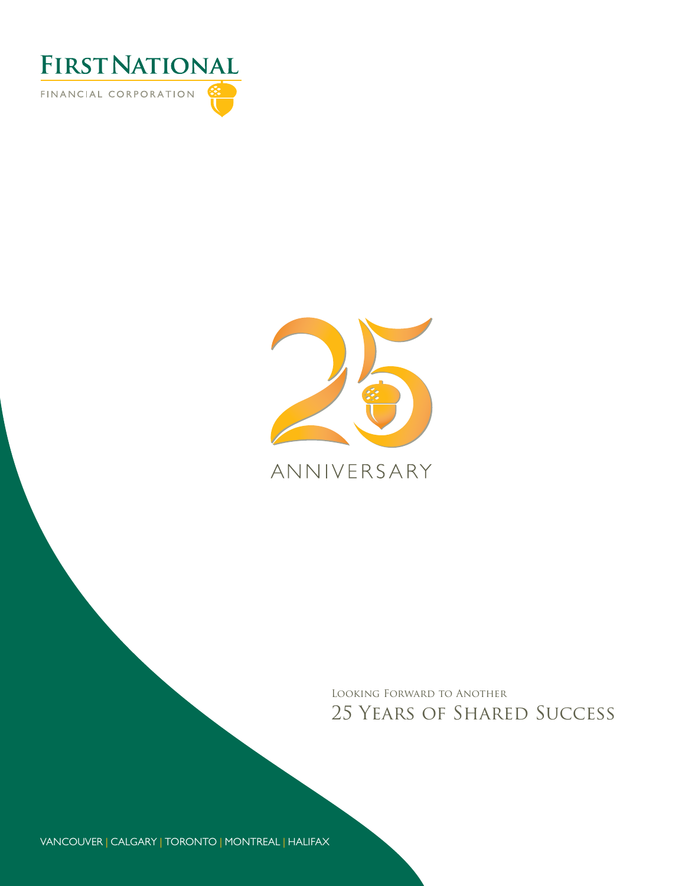FIRST NATIONAL

FINANCIAL CORPORATION

25

ANNIVERSARY

Looking Forward to Another

25 Years of Shared Success

VANCOUVER | CALGARY | TORONTO | MONTREAL | HALIFAX